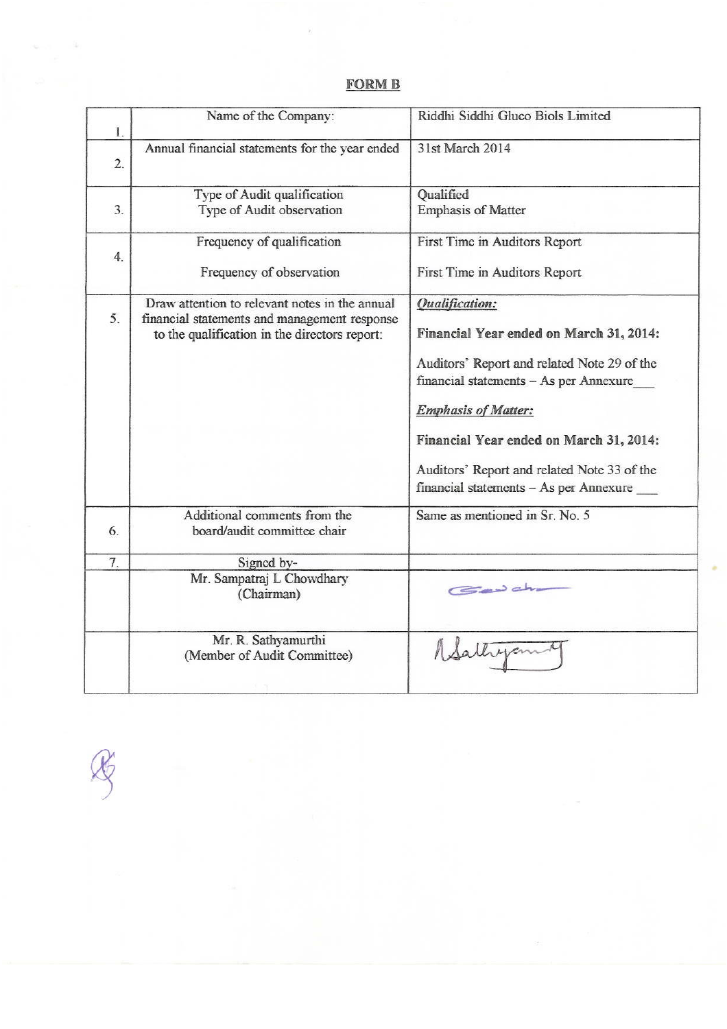## FORM B

| | | |
|---|---|---|
| 1. | Name of the Company: | Riddhi Siddhi Gluco Biols Limited |
| 2. | Annual financial statements for the year ended | 31st March 2014 |
| 3. | Type of Audit qualification<br>Type of Audit observation | Qualified<br>Emphasis of Matter |
| 4. | Frequency of qualification<br><br>Frequency of observation | First Time in Auditors Report<br><br>First Time in Auditors Report |
| 5. | Draw attention to relevant notes in the annual financial statements and management response to the qualification in the directors report: | ***Qualification:***<br><br>**Financial Year ended on March 31, 2014:**<br><br>Auditors' Report and related Note 29 of the financial statements – As per Annexure___<br><br>***Emphasis of Matter:***<br><br>**Financial Year ended on March 31, 2014:**<br><br>Auditors' Report and related Note 33 of the financial statements – As per Annexure ___ |
| 6. | Additional comments from the board/audit committee chair | Same as mentioned in Sr. No. 5 |
| 7. | Signed by- | |
| | Mr. Sampatraj L Chowdhary<br>(Chairman) | (Signature) |
| | Mr. R. Sathyamurthi<br>(Member of Audit Committee) | (Signature) |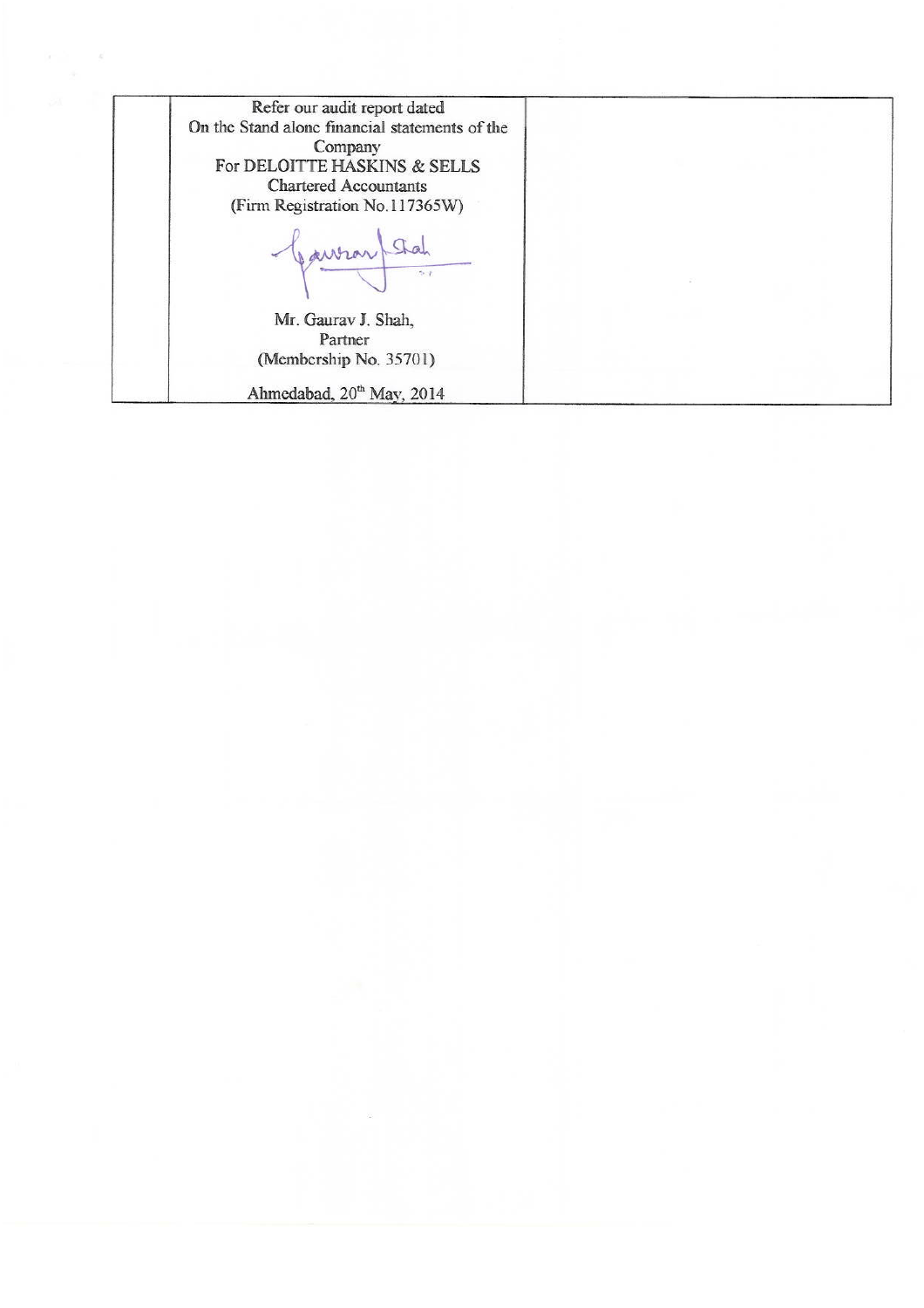| | Refer our audit report dated<br>On the Stand alone financial statements of the Company<br>For DELOITTE HASKINS & SELLS<br>Chartered Accountants<br>(Firm Registration No.117365W)<br><br>Mr. Gaurav J. Shah,<br>Partner<br>(Membership No. 35701)<br><br>Ahmedabad, 20th May, 2014 | |
|---|---|---|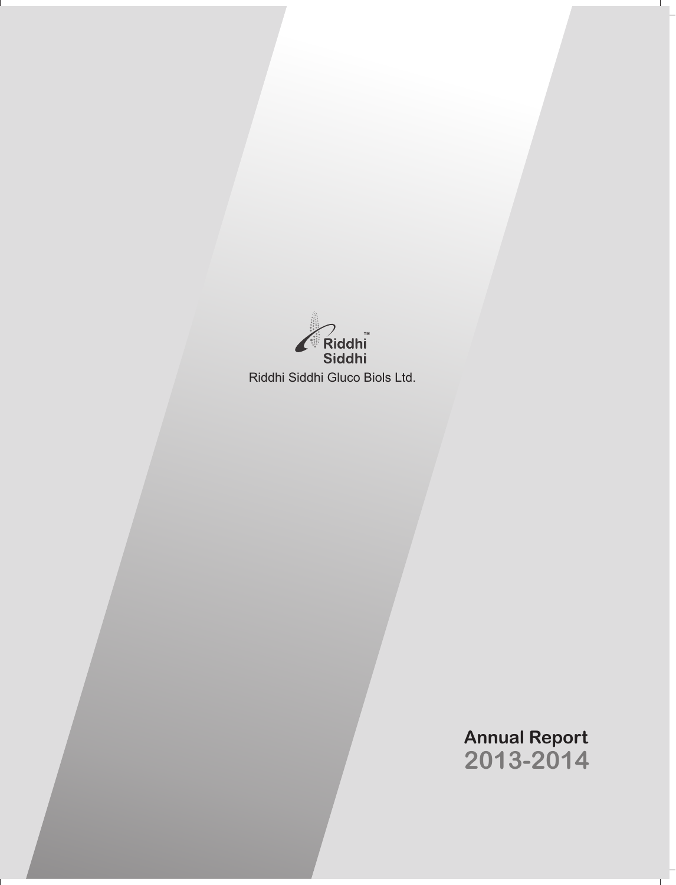Riddhi Siddhi™

Riddhi Siddhi Gluco Biols Ltd.

# Annual Report 2013-2014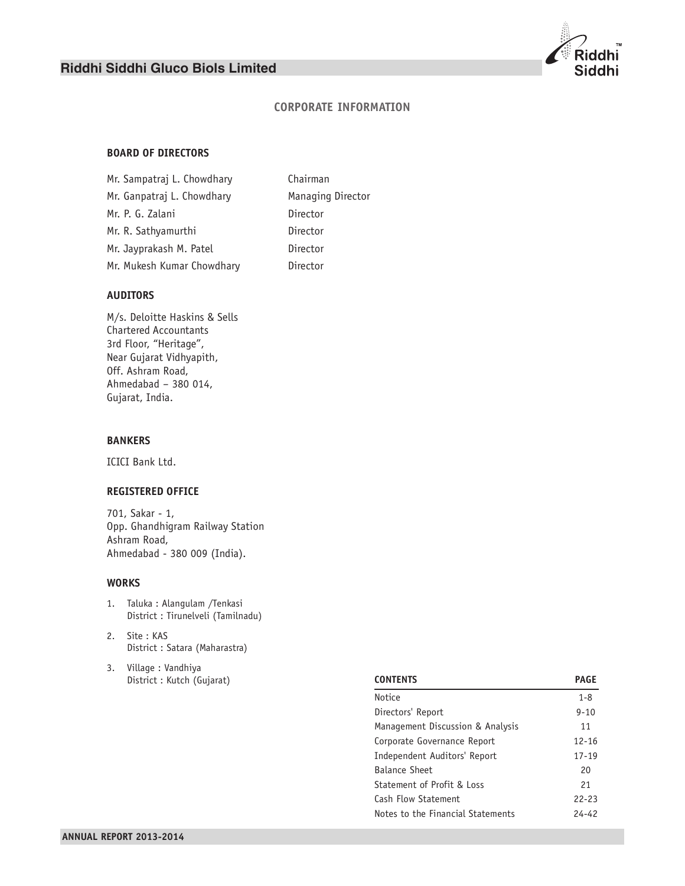# CORPORATE INFORMATION

## BOARD OF DIRECTORS

| | |
|---|---|
| Mr. Sampatraj L. Chowdhary | Chairman |
| Mr. Ganpatraj L. Chowdhary | Managing Director |
| Mr. P. G. Zalani | Director |
| Mr. R. Sathyamurthi | Director |
| Mr. Jayprakash M. Patel | Director |
| Mr. Mukesh Kumar Chowdhary | Director |

## AUDITORS

M/s. Deloitte Haskins & Sells
Chartered Accountants
3rd Floor, "Heritage",
Near Gujarat Vidhyapith,
Off. Ashram Road,
Ahmedabad – 380 014,
Gujarat, India.

## BANKERS

ICICI Bank Ltd.

## REGISTERED OFFICE

701, Sakar - 1,
Opp. Ghandhigram Railway Station
Ashram Road,
Ahmedabad - 380 009 (India).

## WORKS

1. Taluka : Alangulam /Tenkasi
   District : Tirunelveli (Tamilnadu)
2. Site : KAS
   District : Satara (Maharastra)
3. Village : Vandhiya
   District : Kutch (Gujarat)

| CONTENTS | PAGE |
|---|---|
| Notice | 1-8 |
| Directors' Report | 9-10 |
| Management Discussion & Analysis | 11 |
| Corporate Governance Report | 12-16 |
| Independent Auditors' Report | 17-19 |
| Balance Sheet | 20 |
| Statement of Profit & Loss | 21 |
| Cash Flow Statement | 22-23 |
| Notes to the Financial Statements | 24-42 |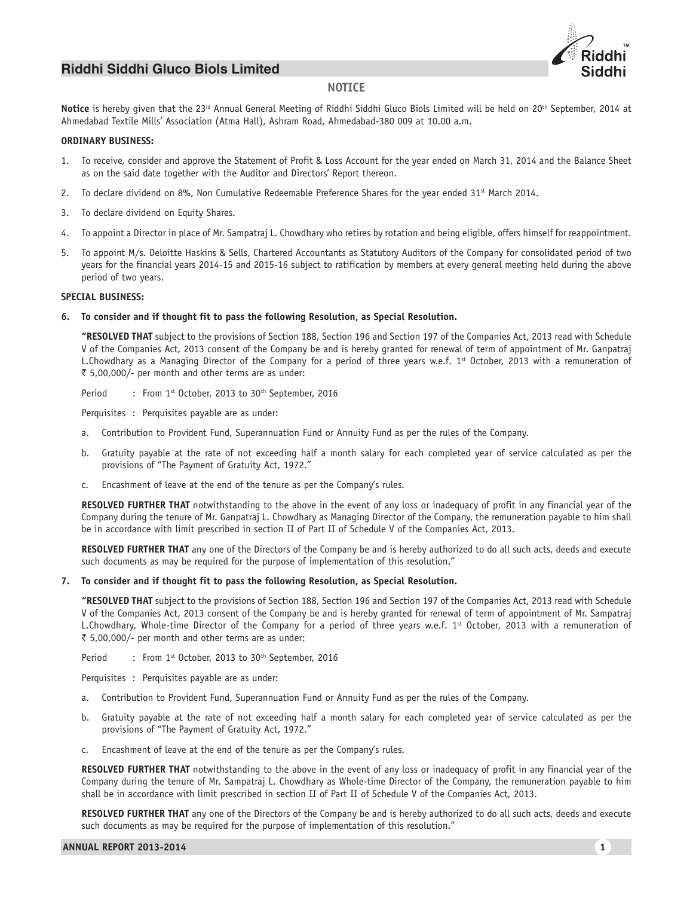## NOTICE

**Notice** is hereby given that the 23rd Annual General Meeting of Riddhi Siddhi Gluco Biols Limited will be held on 20th September, 2014 at Ahmedabad Textile Mills' Association (Atma Hall), Ashram Road, Ahmedabad-380 009 at 10.00 a.m.

**ORDINARY BUSINESS:**

1. To receive, consider and approve the Statement of Profit & Loss Account for the year ended on March 31, 2014 and the Balance Sheet as on the said date together with the Auditor and Directors' Report thereon.
2. To declare dividend on 8%, Non Cumulative Redeemable Preference Shares for the year ended 31st March 2014.
3. To declare dividend on Equity Shares.
4. To appoint a Director in place of Mr. Sampatraj L. Chowdhary who retires by rotation and being eligible, offers himself for reappointment.
5. To appoint M/s. Deloitte Haskins & Sells, Chartered Accountants as Statutory Auditors of the Company for consolidated period of two years for the financial years 2014-15 and 2015-16 subject to ratification by members at every general meeting held during the above period of two years.

**SPECIAL BUSINESS:**

**6. To consider and if thought fit to pass the following Resolution, as Special Resolution.**

**"RESOLVED THAT** subject to the provisions of Section 188, Section 196 and Section 197 of the Companies Act, 2013 read with Schedule V of the Companies Act, 2013 consent of the Company be and is hereby granted for renewal of term of appointment of Mr. Ganpatraj L.Chowdhary as a Managing Director of the Company for a period of three years w.e.f. 1st October, 2013 with a remuneration of ₹ 5,00,000/- per month and other terms are as under:

Period : From 1st October, 2013 to 30th September, 2016

Perquisites : Perquisites payable are as under:

a. Contribution to Provident Fund, Superannuation Fund or Annuity Fund as per the rules of the Company.

b. Gratuity payable at the rate of not exceeding half a month salary for each completed year of service calculated as per the provisions of "The Payment of Gratuity Act, 1972."

c. Encashment of leave at the end of the tenure as per the Company's rules.

**RESOLVED FURTHER THAT** notwithstanding to the above in the event of any loss or inadequacy of profit in any financial year of the Company during the tenure of Mr. Ganpatraj L. Chowdhary as Managing Director of the Company, the remuneration payable to him shall be in accordance with limit prescribed in section II of Part II of Schedule V of the Companies Act, 2013.

**RESOLVED FURTHER THAT** any one of the Directors of the Company be and is hereby authorized to do all such acts, deeds and execute such documents as may be required for the purpose of implementation of this resolution."

**7. To consider and if thought fit to pass the following Resolution, as Special Resolution.**

**"RESOLVED THAT** subject to the provisions of Section 188, Section 196 and Section 197 of the Companies Act, 2013 read with Schedule V of the Companies Act, 2013 consent of the Company be and is hereby granted for renewal of term of appointment of Mr. Sampatraj L.Chowdhary, Whole-time Director of the Company for a period of three years w.e.f. 1st October, 2013 with a remuneration of ₹ 5,00,000/- per month and other terms are as under:

Period : From 1st October, 2013 to 30th September, 2016

Perquisites : Perquisites payable are as under:

a. Contribution to Provident Fund, Superannuation Fund or Annuity Fund as per the rules of the Company.

b. Gratuity payable at the rate of not exceeding half a month salary for each completed year of service calculated as per the provisions of "The Payment of Gratuity Act, 1972."

c. Encashment of leave at the end of the tenure as per the Company's rules.

**RESOLVED FURTHER THAT** notwithstanding to the above in the event of any loss or inadequacy of profit in any financial year of the Company during the tenure of Mr. Sampatraj L. Chowdhary as Whole-time Director of the Company, the remuneration payable to him shall be in accordance with limit prescribed in section II of Part II of Schedule V of the Companies Act, 2013.

**RESOLVED FURTHER THAT** any one of the Directors of the Company be and is hereby authorized to do all such acts, deeds and execute such documents as may be required for the purpose of implementation of this resolution."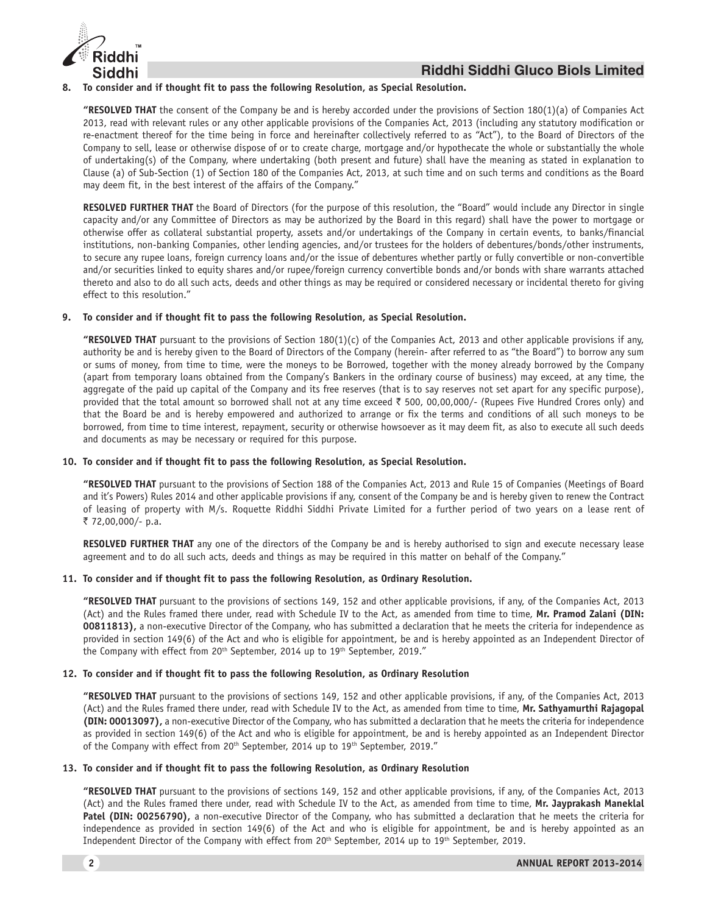**8. To consider and if thought fit to pass the following Resolution, as Special Resolution.**

**"RESOLVED THAT** the consent of the Company be and is hereby accorded under the provisions of Section 180(1)(a) of Companies Act 2013, read with relevant rules or any other applicable provisions of the Companies Act, 2013 (including any statutory modification or re-enactment thereof for the time being in force and hereinafter collectively referred to as "Act"), to the Board of Directors of the Company to sell, lease or otherwise dispose of or to create charge, mortgage and/or hypothecate the whole or substantially the whole of undertaking(s) of the Company, where undertaking (both present and future) shall have the meaning as stated in explanation to Clause (a) of Sub-Section (1) of Section 180 of the Companies Act, 2013, at such time and on such terms and conditions as the Board may deem fit, in the best interest of the affairs of the Company."

**RESOLVED FURTHER THAT** the Board of Directors (for the purpose of this resolution, the "Board" would include any Director in single capacity and/or any Committee of Directors as may be authorized by the Board in this regard) shall have the power to mortgage or otherwise offer as collateral substantial property, assets and/or undertakings of the Company in certain events, to banks/financial institutions, non-banking Companies, other lending agencies, and/or trustees for the holders of debentures/bonds/other instruments, to secure any rupee loans, foreign currency loans and/or the issue of debentures whether partly or fully convertible or non-convertible and/or securities linked to equity shares and/or rupee/foreign currency convertible bonds and/or bonds with share warrants attached thereto and also to do all such acts, deeds and other things as may be required or considered necessary or incidental thereto for giving effect to this resolution."

**9. To consider and if thought fit to pass the following Resolution, as Special Resolution.**

**"RESOLVED THAT** pursuant to the provisions of Section 180(1)(c) of the Companies Act, 2013 and other applicable provisions if any, authority be and is hereby given to the Board of Directors of the Company (herein- after referred to as "the Board") to borrow any sum or sums of money, from time to time, were the moneys to be Borrowed, together with the money already borrowed by the Company (apart from temporary loans obtained from the Company's Bankers in the ordinary course of business) may exceed, at any time, the aggregate of the paid up capital of the Company and its free reserves (that is to say reserves not set apart for any specific purpose), provided that the total amount so borrowed shall not at any time exceed ₹ 500, 00,00,000/- (Rupees Five Hundred Crores only) and that the Board be and is hereby empowered and authorized to arrange or fix the terms and conditions of all such moneys to be borrowed, from time to time interest, repayment, security or otherwise howsoever as it may deem fit, as also to execute all such deeds and documents as may be necessary or required for this purpose.

**10. To consider and if thought fit to pass the following Resolution, as Special Resolution.**

**"RESOLVED THAT** pursuant to the provisions of Section 188 of the Companies Act, 2013 and Rule 15 of Companies (Meetings of Board and it's Powers) Rules 2014 and other applicable provisions if any, consent of the Company be and is hereby given to renew the Contract of leasing of property with M/s. Roquette Riddhi Siddhi Private Limited for a further period of two years on a lease rent of ₹ 72,00,000/- p.a.

**RESOLVED FURTHER THAT** any one of the directors of the Company be and is hereby authorised to sign and execute necessary lease agreement and to do all such acts, deeds and things as may be required in this matter on behalf of the Company."

**11. To consider and if thought fit to pass the following Resolution, as Ordinary Resolution.**

**"RESOLVED THAT** pursuant to the provisions of sections 149, 152 and other applicable provisions, if any, of the Companies Act, 2013 (Act) and the Rules framed there under, read with Schedule IV to the Act, as amended from time to time, **Mr. Pramod Zalani (DIN: 00811813),** a non-executive Director of the Company, who has submitted a declaration that he meets the criteria for independence as provided in section 149(6) of the Act and who is eligible for appointment, be and is hereby appointed as an Independent Director of the Company with effect from 20th September, 2014 up to 19th September, 2019."

**12. To consider and if thought fit to pass the following Resolution, as Ordinary Resolution**

**"RESOLVED THAT** pursuant to the provisions of sections 149, 152 and other applicable provisions, if any, of the Companies Act, 2013 (Act) and the Rules framed there under, read with Schedule IV to the Act, as amended from time to time, **Mr. Sathyamurthi Rajagopal (DIN: 00013097),** a non-executive Director of the Company, who has submitted a declaration that he meets the criteria for independence as provided in section 149(6) of the Act and who is eligible for appointment, be and is hereby appointed as an Independent Director of the Company with effect from 20th September, 2014 up to 19th September, 2019."

**13. To consider and if thought fit to pass the following Resolution, as Ordinary Resolution**

**"RESOLVED THAT** pursuant to the provisions of sections 149, 152 and other applicable provisions, if any, of the Companies Act, 2013 (Act) and the Rules framed there under, read with Schedule IV to the Act, as amended from time to time, **Mr. Jayprakash Maneklal Patel (DIN: 00256790),** a non-executive Director of the Company, who has submitted a declaration that he meets the criteria for independence as provided in section 149(6) of the Act and who is eligible for appointment, be and is hereby appointed as an Independent Director of the Company with effect from 20th September, 2014 up to 19th September, 2019.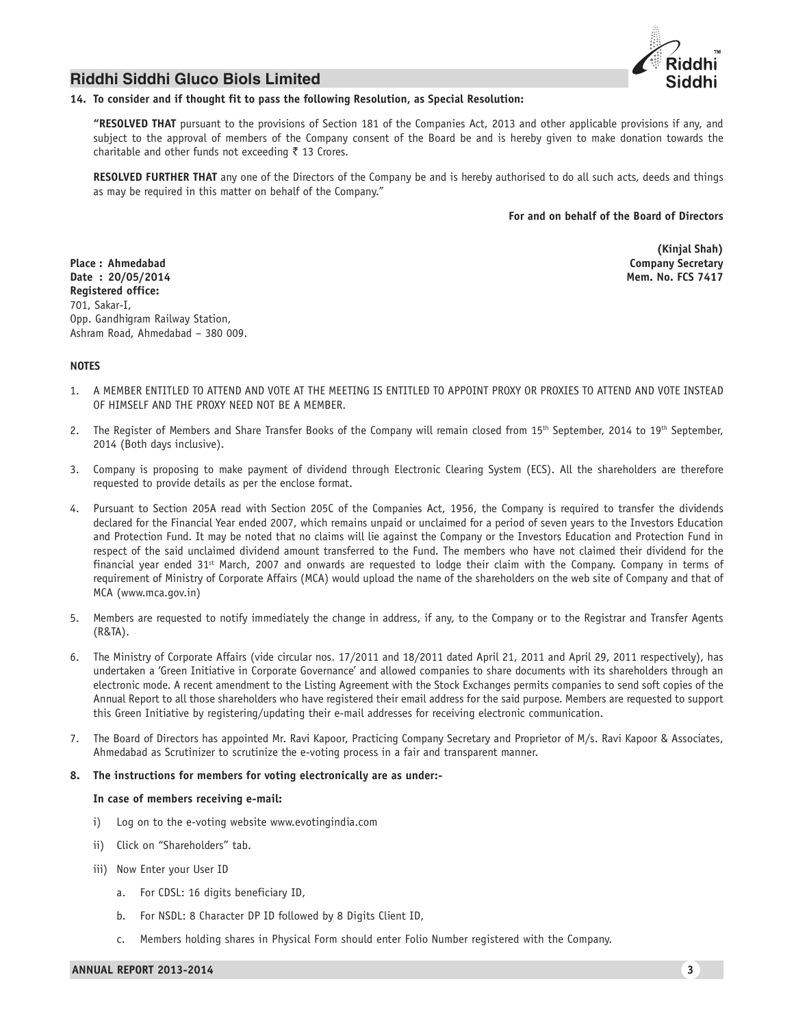**14. To consider and if thought fit to pass the following Resolution, as Special Resolution:**

**"RESOLVED THAT** pursuant to the provisions of Section 181 of the Companies Act, 2013 and other applicable provisions if any, and subject to the approval of members of the Company consent of the Board be and is hereby given to make donation towards the charitable and other funds not exceeding ₹ 13 Crores.

**RESOLVED FURTHER THAT** any one of the Directors of the Company be and is hereby authorised to do all such acts, deeds and things as may be required in this matter on behalf of the Company."

**For and on behalf of the Board of Directors**

**(Kinjal Shah)**
**Company Secretary**
**Mem. No. FCS 7417**

**Place : Ahmedabad**
**Date : 20/05/2014**
**Registered office:**
701, Sakar-I,
Opp. Gandhigram Railway Station,
Ashram Road, Ahmedabad – 380 009.

**NOTES**

1. A MEMBER ENTITLED TO ATTEND AND VOTE AT THE MEETING IS ENTITLED TO APPOINT PROXY OR PROXIES TO ATTEND AND VOTE INSTEAD OF HIMSELF AND THE PROXY NEED NOT BE A MEMBER.

2. The Register of Members and Share Transfer Books of the Company will remain closed from 15th September, 2014 to 19th September, 2014 (Both days inclusive).

3. Company is proposing to make payment of dividend through Electronic Clearing System (ECS). All the shareholders are therefore requested to provide details as per the enclose format.

4. Pursuant to Section 205A read with Section 205C of the Companies Act, 1956, the Company is required to transfer the dividends declared for the Financial Year ended 2007, which remains unpaid or unclaimed for a period of seven years to the Investors Education and Protection Fund. It may be noted that no claims will lie against the Company or the Investors Education and Protection Fund in respect of the said unclaimed dividend amount transferred to the Fund. The members who have not claimed their dividend for the financial year ended 31st March, 2007 and onwards are requested to lodge their claim with the Company. Company in terms of requirement of Ministry of Corporate Affairs (MCA) would upload the name of the shareholders on the web site of Company and that of MCA (www.mca.gov.in)

5. Members are requested to notify immediately the change in address, if any, to the Company or to the Registrar and Transfer Agents (R&TA).

6. The Ministry of Corporate Affairs (vide circular nos. 17/2011 and 18/2011 dated April 21, 2011 and April 29, 2011 respectively), has undertaken a 'Green Initiative in Corporate Governance' and allowed companies to share documents with its shareholders through an electronic mode. A recent amendment to the Listing Agreement with the Stock Exchanges permits companies to send soft copies of the Annual Report to all those shareholders who have registered their email address for the said purpose. Members are requested to support this Green Initiative by registering/updating their e-mail addresses for receiving electronic communication.

7. The Board of Directors has appointed Mr. Ravi Kapoor, Practicing Company Secretary and Proprietor of M/s. Ravi Kapoor & Associates, Ahmedabad as Scrutinizer to scrutinize the e-voting process in a fair and transparent manner.

8. **The instructions for members for voting electronically are as under:-**

   **In case of members receiving e-mail:**

   i) Log on to the e-voting website www.evotingindia.com

   ii) Click on "Shareholders" tab.

   iii) Now Enter your User ID

      a. For CDSL: 16 digits beneficiary ID,

      b. For NSDL: 8 Character DP ID followed by 8 Digits Client ID,

      c. Members holding shares in Physical Form should enter Folio Number registered with the Company.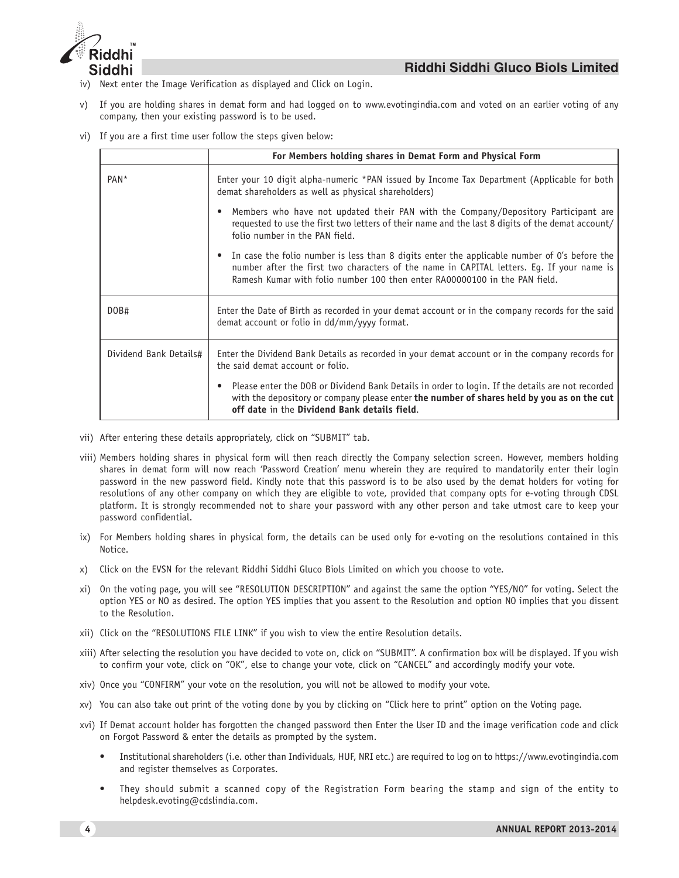iv) Next enter the Image Verification as displayed and Click on Login.

v) If you are holding shares in demat form and had logged on to www.evotingindia.com and voted on an earlier voting of any company, then your existing password is to be used.

vi) If you are a first time user follow the steps given below:

| | For Members holding shares in Demat Form and Physical Form |
|---|---|
| PAN* | Enter your 10 digit alpha-numeric *PAN issued by Income Tax Department (Applicable for both demat shareholders as well as physical shareholders)<br>• Members who have not updated their PAN with the Company/Depository Participant are requested to use the first two letters of their name and the last 8 digits of the demat account/ folio number in the PAN field.<br>• In case the folio number is less than 8 digits enter the applicable number of 0's before the number after the first two characters of the name in CAPITAL letters. Eg. If your name is Ramesh Kumar with folio number 100 then enter RA00000100 in the PAN field. |
| DOB# | Enter the Date of Birth as recorded in your demat account or in the company records for the said demat account or folio in dd/mm/yyyy format. |
| Dividend Bank Details# | Enter the Dividend Bank Details as recorded in your demat account or in the company records for the said demat account or folio.<br>• Please enter the DOB or Dividend Bank Details in order to login. If the details are not recorded with the depository or company please enter **the number of shares held by you as on the cut off date** in the **Dividend Bank details field**. |

vii) After entering these details appropriately, click on "SUBMIT" tab.

viii) Members holding shares in physical form will then reach directly the Company selection screen. However, members holding shares in demat form will now reach 'Password Creation' menu wherein they are required to mandatorily enter their login password in the new password field. Kindly note that this password is to be also used by the demat holders for voting for resolutions of any other company on which they are eligible to vote, provided that company opts for e-voting through CDSL platform. It is strongly recommended not to share your password with any other person and take utmost care to keep your password confidential.

ix) For Members holding shares in physical form, the details can be used only for e-voting on the resolutions contained in this Notice.

x) Click on the EVSN for the relevant Riddhi Siddhi Gluco Biols Limited on which you choose to vote.

xi) On the voting page, you will see "RESOLUTION DESCRIPTION" and against the same the option "YES/NO" for voting. Select the option YES or NO as desired. The option YES implies that you assent to the Resolution and option NO implies that you dissent to the Resolution.

xii) Click on the "RESOLUTIONS FILE LINK" if you wish to view the entire Resolution details.

xiii) After selecting the resolution you have decided to vote on, click on "SUBMIT". A confirmation box will be displayed. If you wish to confirm your vote, click on "OK", else to change your vote, click on "CANCEL" and accordingly modify your vote.

xiv) Once you "CONFIRM" your vote on the resolution, you will not be allowed to modify your vote.

xv) You can also take out print of the voting done by you by clicking on "Click here to print" option on the Voting page.

xvi) If Demat account holder has forgotten the changed password then Enter the User ID and the image verification code and click on Forgot Password & enter the details as prompted by the system.

- Institutional shareholders (i.e. other than Individuals, HUF, NRI etc.) are required to log on to https://www.evotingindia.com and register themselves as Corporates.
- They should submit a scanned copy of the Registration Form bearing the stamp and sign of the entity to helpdesk.evoting@cdslindia.com.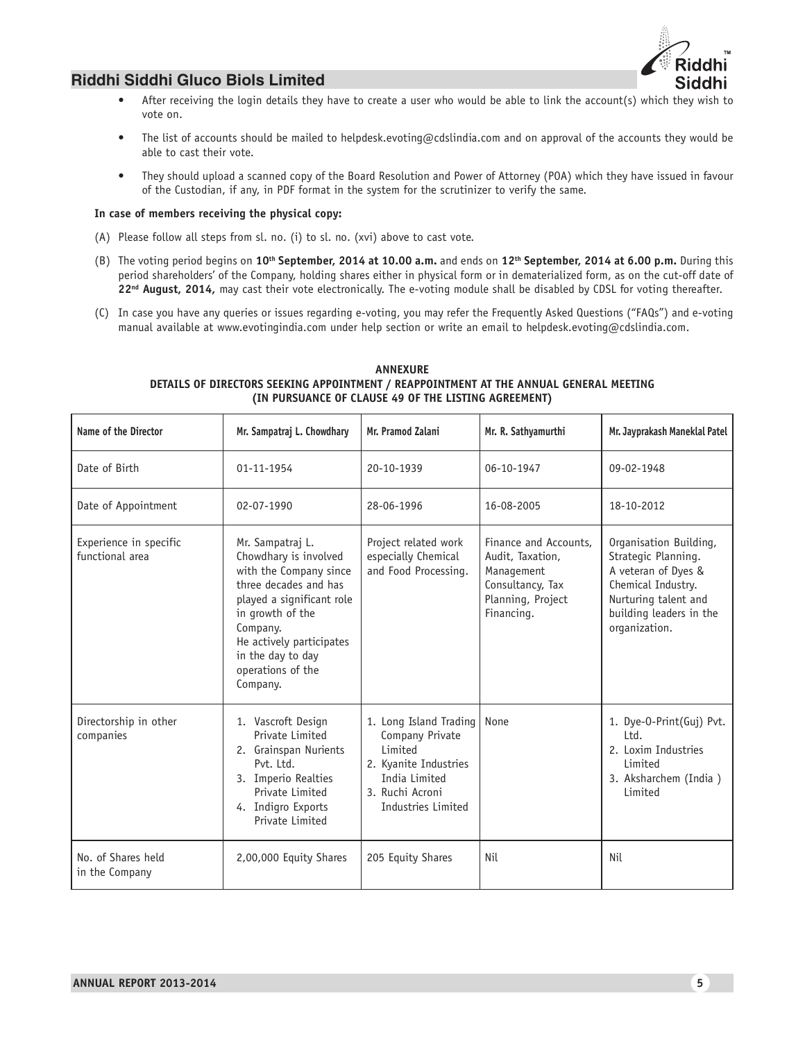- After receiving the login details they have to create a user who would be able to link the account(s) which they wish to vote on.
- The list of accounts should be mailed to helpdesk.evoting@cdslindia.com and on approval of the accounts they would be able to cast their vote.
- They should upload a scanned copy of the Board Resolution and Power of Attorney (POA) which they have issued in favour of the Custodian, if any, in PDF format in the system for the scrutinizer to verify the same.

**In case of members receiving the physical copy:**

(A) Please follow all steps from sl. no. (i) to sl. no. (xvi) above to cast vote.

(B) The voting period begins on **10th September, 2014 at 10.00 a.m.** and ends on **12th September, 2014 at 6.00 p.m.** During this period shareholders' of the Company, holding shares either in physical form or in dematerialized form, as on the cut-off date of **22nd August, 2014,** may cast their vote electronically. The e-voting module shall be disabled by CDSL for voting thereafter.

(C) In case you have any queries or issues regarding e-voting, you may refer the Frequently Asked Questions ("FAQs") and e-voting manual available at www.evotingindia.com under help section or write an email to helpdesk.evoting@cdslindia.com.

## ANNEXURE

### DETAILS OF DIRECTORS SEEKING APPOINTMENT / REAPPOINTMENT AT THE ANNUAL GENERAL MEETING (IN PURSUANCE OF CLAUSE 49 OF THE LISTING AGREEMENT)

| Name of the Director | Mr. Sampatraj L. Chowdhary | Mr. Pramod Zalani | Mr. R. Sathyamurthi | Mr. Jayprakash Maneklal Patel |
|---|---|---|---|---|
| Date of Birth | 01-11-1954 | 20-10-1939 | 06-10-1947 | 09-02-1948 |
| Date of Appointment | 02-07-1990 | 28-06-1996 | 16-08-2005 | 18-10-2012 |
| Experience in specific functional area | Mr. Sampatraj L. Chowdhary is involved with the Company since three decades and has played a significant role in growth of the Company. He actively participates in the day to day operations of the Company. | Project related work especially Chemical and Food Processing. | Finance and Accounts, Audit, Taxation, Management Consultancy, Tax Planning, Project Financing. | Organisation Building, Strategic Planning. A veteran of Dyes & Chemical Industry. Nurturing talent and building leaders in the organization. |
| Directorship in other companies | 1. Vascroft Design Private Limited 2. Grainspan Nurients Pvt. Ltd. 3. Imperio Realties Private Limited 4. Indigro Exports Private Limited | 1. Long Island Trading Company Private Limited 2. Kyanite Industries India Limited 3. Ruchi Acroni Industries Limited | None | 1. Dye-O-Print(Guj) Pvt. Ltd. 2. Loxim Industries Limited 3. Aksharchem (India ) Limited |
| No. of Shares held in the Company | 2,00,000 Equity Shares | 205 Equity Shares | Nil | Nil |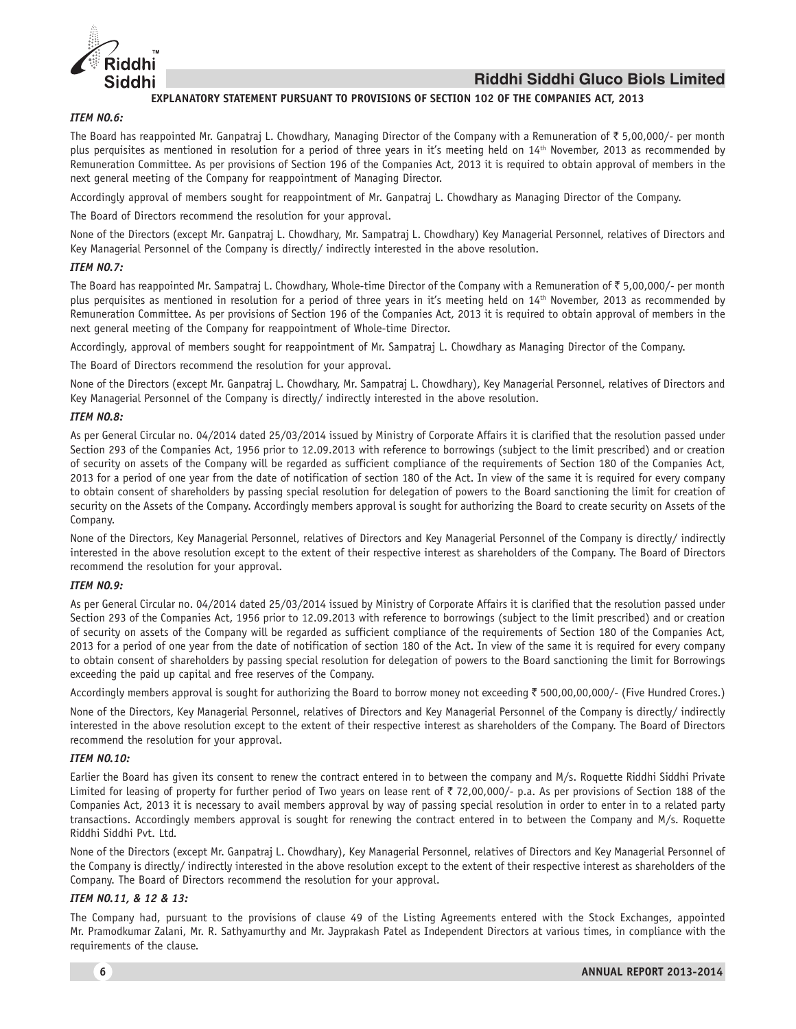## EXPLANATORY STATEMENT PURSUANT TO PROVISIONS OF SECTION 102 OF THE COMPANIES ACT, 2013

### *ITEM NO.6:*

The Board has reappointed Mr. Ganpatraj L. Chowdhary, Managing Director of the Company with a Remuneration of ₹ 5,00,000/- per month plus perquisites as mentioned in resolution for a period of three years in it's meeting held on 14th November, 2013 as recommended by Remuneration Committee. As per provisions of Section 196 of the Companies Act, 2013 it is required to obtain approval of members in the next general meeting of the Company for reappointment of Managing Director.

Accordingly approval of members sought for reappointment of Mr. Ganpatraj L. Chowdhary as Managing Director of the Company.

The Board of Directors recommend the resolution for your approval.

None of the Directors (except Mr. Ganpatraj L. Chowdhary, Mr. Sampatraj L. Chowdhary) Key Managerial Personnel, relatives of Directors and Key Managerial Personnel of the Company is directly/ indirectly interested in the above resolution.

### *ITEM NO.7:*

The Board has reappointed Mr. Sampatraj L. Chowdhary, Whole-time Director of the Company with a Remuneration of ₹ 5,00,000/- per month plus perquisites as mentioned in resolution for a period of three years in it's meeting held on 14th November, 2013 as recommended by Remuneration Committee. As per provisions of Section 196 of the Companies Act, 2013 it is required to obtain approval of members in the next general meeting of the Company for reappointment of Whole-time Director.

Accordingly, approval of members sought for reappointment of Mr. Sampatraj L. Chowdhary as Managing Director of the Company.

The Board of Directors recommend the resolution for your approval.

None of the Directors (except Mr. Ganpatraj L. Chowdhary, Mr. Sampatraj L. Chowdhary), Key Managerial Personnel, relatives of Directors and Key Managerial Personnel of the Company is directly/ indirectly interested in the above resolution.

### *ITEM NO.8:*

As per General Circular no. 04/2014 dated 25/03/2014 issued by Ministry of Corporate Affairs it is clarified that the resolution passed under Section 293 of the Companies Act, 1956 prior to 12.09.2013 with reference to borrowings (subject to the limit prescribed) and or creation of security on assets of the Company will be regarded as sufficient compliance of the requirements of Section 180 of the Companies Act, 2013 for a period of one year from the date of notification of section 180 of the Act. In view of the same it is required for every company to obtain consent of shareholders by passing special resolution for delegation of powers to the Board sanctioning the limit for creation of security on the Assets of the Company. Accordingly members approval is sought for authorizing the Board to create security on Assets of the Company.

None of the Directors, Key Managerial Personnel, relatives of Directors and Key Managerial Personnel of the Company is directly/ indirectly interested in the above resolution except to the extent of their respective interest as shareholders of the Company. The Board of Directors recommend the resolution for your approval.

### *ITEM NO.9:*

As per General Circular no. 04/2014 dated 25/03/2014 issued by Ministry of Corporate Affairs it is clarified that the resolution passed under Section 293 of the Companies Act, 1956 prior to 12.09.2013 with reference to borrowings (subject to the limit prescribed) and or creation of security on assets of the Company will be regarded as sufficient compliance of the requirements of Section 180 of the Companies Act, 2013 for a period of one year from the date of notification of section 180 of the Act. In view of the same it is required for every company to obtain consent of shareholders by passing special resolution for delegation of powers to the Board sanctioning the limit for Borrowings exceeding the paid up capital and free reserves of the Company.

Accordingly members approval is sought for authorizing the Board to borrow money not exceeding ₹ 500,00,00,000/- (Five Hundred Crores.)

None of the Directors, Key Managerial Personnel, relatives of Directors and Key Managerial Personnel of the Company is directly/ indirectly interested in the above resolution except to the extent of their respective interest as shareholders of the Company. The Board of Directors recommend the resolution for your approval.

### *ITEM NO.10:*

Earlier the Board has given its consent to renew the contract entered in to between the company and M/s. Roquette Riddhi Siddhi Private Limited for leasing of property for further period of Two years on lease rent of ₹ 72,00,000/- p.a. As per provisions of Section 188 of the Companies Act, 2013 it is necessary to avail members approval by way of passing special resolution in order to enter in to a related party transactions. Accordingly members approval is sought for renewing the contract entered in to between the Company and M/s. Roquette Riddhi Siddhi Pvt. Ltd.

None of the Directors (except Mr. Ganpatraj L. Chowdhary), Key Managerial Personnel, relatives of Directors and Key Managerial Personnel of the Company is directly/ indirectly interested in the above resolution except to the extent of their respective interest as shareholders of the Company. The Board of Directors recommend the resolution for your approval.

### *ITEM NO.11, & 12 & 13:*

The Company had, pursuant to the provisions of clause 49 of the Listing Agreements entered with the Stock Exchanges, appointed Mr. Pramodkumar Zalani, Mr. R. Sathyamurthy and Mr. Jayprakash Patel as Independent Directors at various times, in compliance with the requirements of the clause.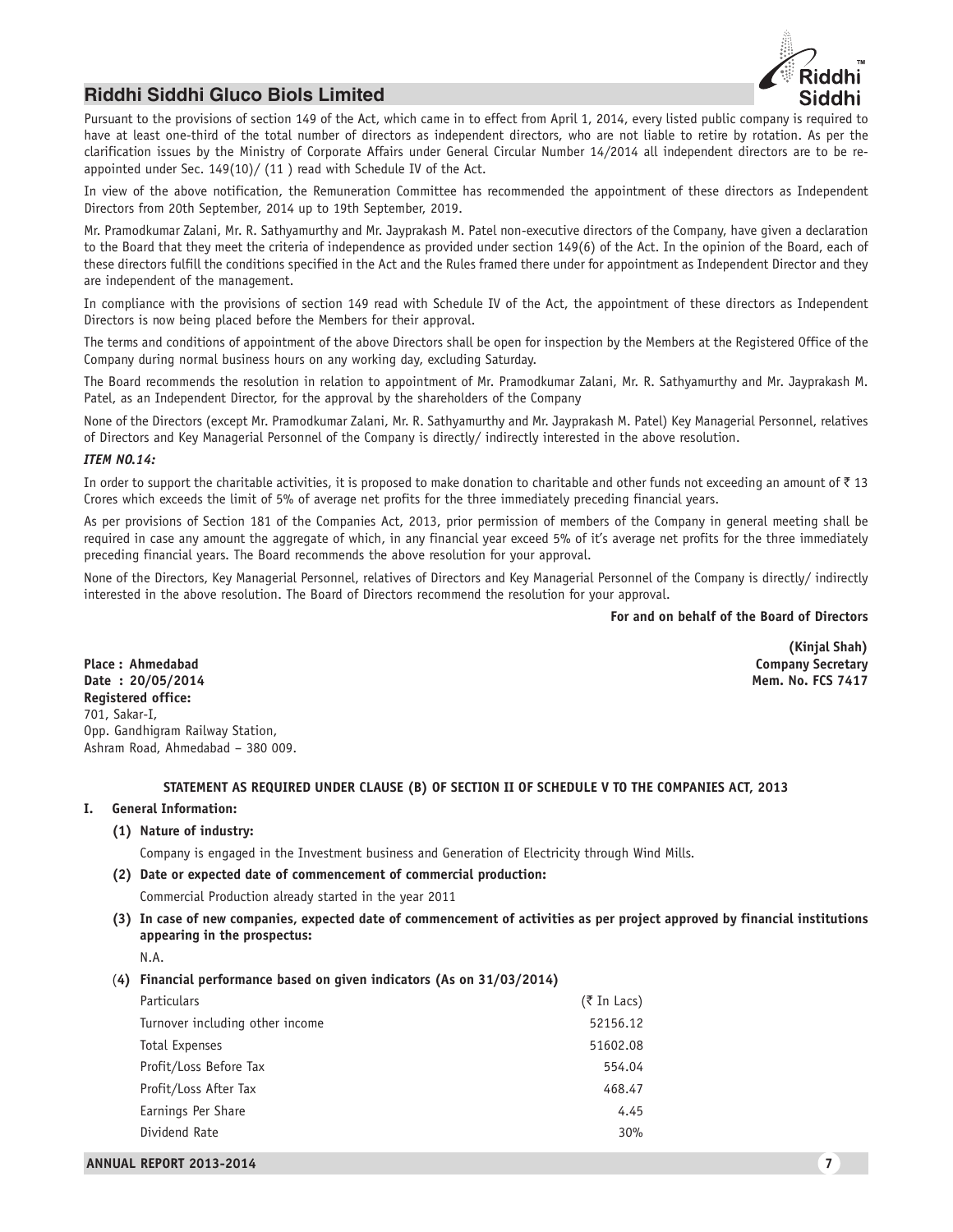Pursuant to the provisions of section 149 of the Act, which came in to effect from April 1, 2014, every listed public company is required to have at least one-third of the total number of directors as independent directors, who are not liable to retire by rotation. As per the clarification issues by the Ministry of Corporate Affairs under General Circular Number 14/2014 all independent directors are to be re-appointed under Sec. 149(10)/ (11 ) read with Schedule IV of the Act.

In view of the above notification, the Remuneration Committee has recommended the appointment of these directors as Independent Directors from 20th September, 2014 up to 19th September, 2019.

Mr. Pramodkumar Zalani, Mr. R. Sathyamurthy and Mr. Jayprakash M. Patel non-executive directors of the Company, have given a declaration to the Board that they meet the criteria of independence as provided under section 149(6) of the Act. In the opinion of the Board, each of these directors fulfill the conditions specified in the Act and the Rules framed there under for appointment as Independent Director and they are independent of the management.

In compliance with the provisions of section 149 read with Schedule IV of the Act, the appointment of these directors as Independent Directors is now being placed before the Members for their approval.

The terms and conditions of appointment of the above Directors shall be open for inspection by the Members at the Registered Office of the Company during normal business hours on any working day, excluding Saturday.

The Board recommends the resolution in relation to appointment of Mr. Pramodkumar Zalani, Mr. R. Sathyamurthy and Mr. Jayprakash M. Patel, as an Independent Director, for the approval by the shareholders of the Company

None of the Directors (except Mr. Pramodkumar Zalani, Mr. R. Sathyamurthy and Mr. Jayprakash M. Patel) Key Managerial Personnel, relatives of Directors and Key Managerial Personnel of the Company is directly/ indirectly interested in the above resolution.

***ITEM NO.14:***

In order to support the charitable activities, it is proposed to make donation to charitable and other funds not exceeding an amount of ₹ 13 Crores which exceeds the limit of 5% of average net profits for the three immediately preceding financial years.

As per provisions of Section 181 of the Companies Act, 2013, prior permission of members of the Company in general meeting shall be required in case any amount the aggregate of which, in any financial year exceed 5% of it's average net profits for the three immediately preceding financial years. The Board recommends the above resolution for your approval.

None of the Directors, Key Managerial Personnel, relatives of Directors and Key Managerial Personnel of the Company is directly/ indirectly interested in the above resolution. The Board of Directors recommend the resolution for your approval.

**For and on behalf of the Board of Directors**

**(Kinjal Shah)**
**Company Secretary**
**Mem. No. FCS 7417**

**Place : Ahmedabad**
**Date : 20/05/2014**
**Registered office:**
701, Sakar-I,
Opp. Gandhigram Railway Station,
Ashram Road, Ahmedabad – 380 009.

**STATEMENT AS REQUIRED UNDER CLAUSE (B) OF SECTION II OF SCHEDULE V TO THE COMPANIES ACT, 2013**

**I. General Information:**

**(1) Nature of industry:**

Company is engaged in the Investment business and Generation of Electricity through Wind Mills.

**(2) Date or expected date of commencement of commercial production:**

Commercial Production already started in the year 2011

**(3) In case of new companies, expected date of commencement of activities as per project approved by financial institutions appearing in the prospectus:**

N.A.

**(4) Financial performance based on given indicators (As on 31/03/2014)**

| Particulars | (₹ In Lacs) |
|---|---|
| Turnover including other income | 52156.12 |
| Total Expenses | 51602.08 |
| Profit/Loss Before Tax | 554.04 |
| Profit/Loss After Tax | 468.47 |
| Earnings Per Share | 4.45 |
| Dividend Rate | 30% |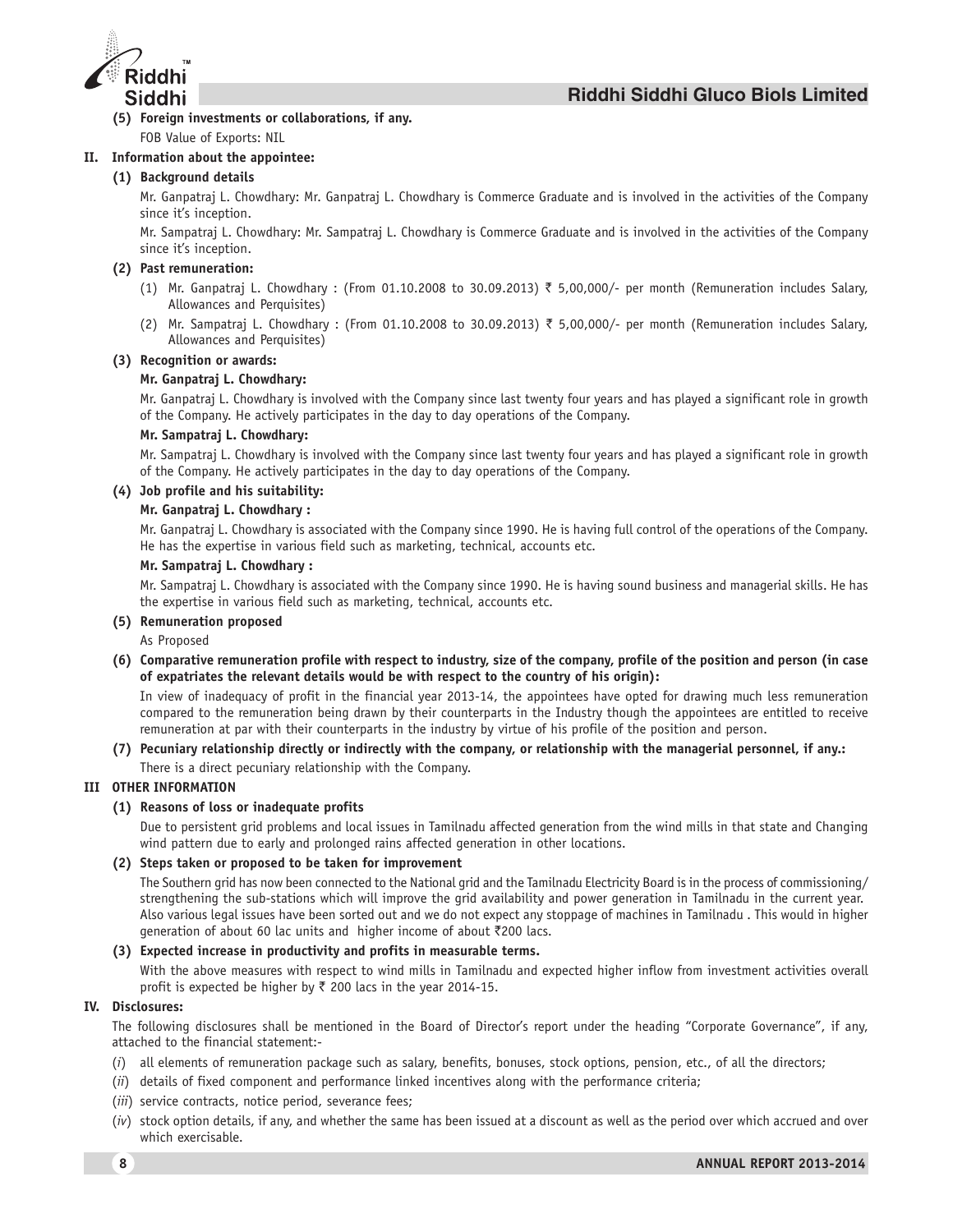**(5) Foreign investments or collaborations, if any.**

FOB Value of Exports: NIL

**II. Information about the appointee:**

**(1) Background details**

Mr. Ganpatraj L. Chowdhary: Mr. Ganpatraj L. Chowdhary is Commerce Graduate and is involved in the activities of the Company since it's inception.

Mr. Sampatraj L. Chowdhary: Mr. Sampatraj L. Chowdhary is Commerce Graduate and is involved in the activities of the Company since it's inception.

**(2) Past remuneration:**

(1) Mr. Ganpatraj L. Chowdhary : (From 01.10.2008 to 30.09.2013) ₹ 5,00,000/- per month (Remuneration includes Salary, Allowances and Perquisites)

(2) Mr. Sampatraj L. Chowdhary : (From 01.10.2008 to 30.09.2013) ₹ 5,00,000/- per month (Remuneration includes Salary, Allowances and Perquisites)

**(3) Recognition or awards:**

**Mr. Ganpatraj L. Chowdhary:**

Mr. Ganpatraj L. Chowdhary is involved with the Company since last twenty four years and has played a significant role in growth of the Company. He actively participates in the day to day operations of the Company.

**Mr. Sampatraj L. Chowdhary:**

Mr. Sampatraj L. Chowdhary is involved with the Company since last twenty four years and has played a significant role in growth of the Company. He actively participates in the day to day operations of the Company.

**(4) Job profile and his suitability:**

**Mr. Ganpatraj L. Chowdhary :**

Mr. Ganpatraj L. Chowdhary is associated with the Company since 1990. He is having full control of the operations of the Company. He has the expertise in various field such as marketing, technical, accounts etc.

**Mr. Sampatraj L. Chowdhary :**

Mr. Sampatraj L. Chowdhary is associated with the Company since 1990. He is having sound business and managerial skills. He has the expertise in various field such as marketing, technical, accounts etc.

**(5) Remuneration proposed**

As Proposed

**(6) Comparative remuneration profile with respect to industry, size of the company, profile of the position and person (in case of expatriates the relevant details would be with respect to the country of his origin):**

In view of inadequacy of profit in the financial year 2013-14, the appointees have opted for drawing much less remuneration compared to the remuneration being drawn by their counterparts in the Industry though the appointees are entitled to receive remuneration at par with their counterparts in the industry by virtue of his profile of the position and person.

**(7) Pecuniary relationship directly or indirectly with the company, or relationship with the managerial personnel, if any.:**

There is a direct pecuniary relationship with the Company.

**III OTHER INFORMATION**

**(1) Reasons of loss or inadequate profits**

Due to persistent grid problems and local issues in Tamilnadu affected generation from the wind mills in that state and Changing wind pattern due to early and prolonged rains affected generation in other locations.

**(2) Steps taken or proposed to be taken for improvement**

The Southern grid has now been connected to the National grid and the Tamilnadu Electricity Board is in the process of commissioning/ strengthening the sub-stations which will improve the grid availability and power generation in Tamilnadu in the current year. Also various legal issues have been sorted out and we do not expect any stoppage of machines in Tamilnadu . This would in higher generation of about 60 lac units and higher income of about ₹200 lacs.

**(3) Expected increase in productivity and profits in measurable terms.**

With the above measures with respect to wind mills in Tamilnadu and expected higher inflow from investment activities overall profit is expected be higher by ₹ 200 lacs in the year 2014-15.

**IV. Disclosures:**

The following disclosures shall be mentioned in the Board of Director's report under the heading "Corporate Governance", if any, attached to the financial statement:-

(*i*) all elements of remuneration package such as salary, benefits, bonuses, stock options, pension, etc., of all the directors;

(*ii*) details of fixed component and performance linked incentives along with the performance criteria;

(*iii*) service contracts, notice period, severance fees;

(*iv*) stock option details, if any, and whether the same has been issued at a discount as well as the period over which accrued and over which exercisable.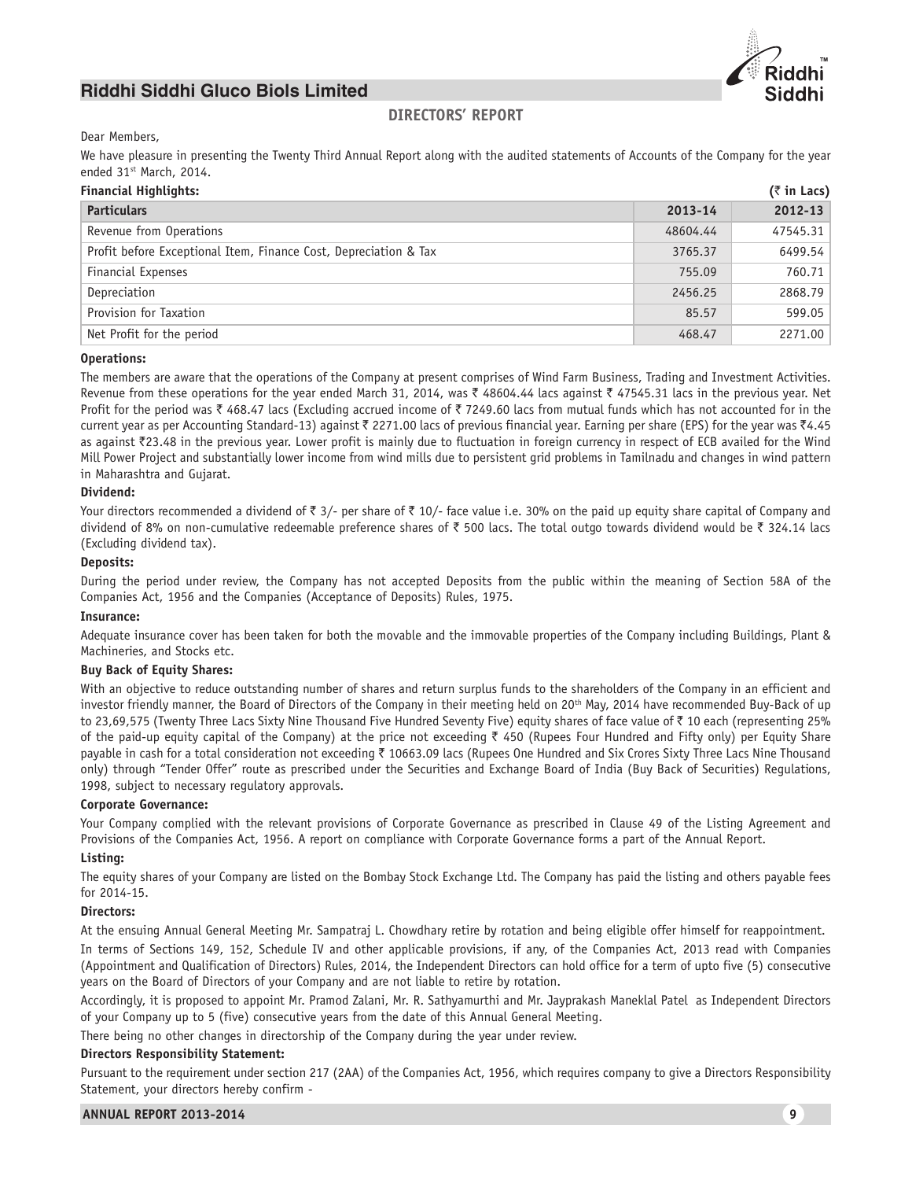## DIRECTORS' REPORT

Dear Members,

We have pleasure in presenting the Twenty Third Annual Report along with the audited statements of Accounts of the Company for the year ended 31st March, 2014.

**Financial Highlights:** **(₹ in Lacs)**

| Particulars | 2013-14 | 2012-13 |
|---|---|---|
| Revenue from Operations | 48604.44 | 47545.31 |
| Profit before Exceptional Item, Finance Cost, Depreciation & Tax | 3765.37 | 6499.54 |
| Financial Expenses | 755.09 | 760.71 |
| Depreciation | 2456.25 | 2868.79 |
| Provision for Taxation | 85.57 | 599.05 |
| Net Profit for the period | 468.47 | 2271.00 |

**Operations:**

The members are aware that the operations of the Company at present comprises of Wind Farm Business, Trading and Investment Activities. Revenue from these operations for the year ended March 31, 2014, was ₹ 48604.44 lacs against ₹ 47545.31 lacs in the previous year. Net Profit for the period was ₹ 468.47 lacs (Excluding accrued income of ₹ 7249.60 lacs from mutual funds which has not accounted for in the current year as per Accounting Standard-13) against ₹ 2271.00 lacs of previous financial year. Earning per share (EPS) for the year was ₹4.45 as against ₹23.48 in the previous year. Lower profit is mainly due to fluctuation in foreign currency in respect of ECB availed for the Wind Mill Power Project and substantially lower income from wind mills due to persistent grid problems in Tamilnadu and changes in wind pattern in Maharashtra and Gujarat.

**Dividend:**

Your directors recommended a dividend of ₹ 3/- per share of ₹ 10/- face value i.e. 30% on the paid up equity share capital of Company and dividend of 8% on non-cumulative redeemable preference shares of ₹ 500 lacs. The total outgo towards dividend would be ₹ 324.14 lacs (Excluding dividend tax).

**Deposits:**

During the period under review, the Company has not accepted Deposits from the public within the meaning of Section 58A of the Companies Act, 1956 and the Companies (Acceptance of Deposits) Rules, 1975.

**Insurance:**

Adequate insurance cover has been taken for both the movable and the immovable properties of the Company including Buildings, Plant & Machineries, and Stocks etc.

**Buy Back of Equity Shares:**

With an objective to reduce outstanding number of shares and return surplus funds to the shareholders of the Company in an efficient and investor friendly manner, the Board of Directors of the Company in their meeting held on 20th May, 2014 have recommended Buy-Back of up to 23,69,575 (Twenty Three Lacs Sixty Nine Thousand Five Hundred Seventy Five) equity shares of face value of ₹ 10 each (representing 25% of the paid-up equity capital of the Company) at the price not exceeding ₹ 450 (Rupees Four Hundred and Fifty only) per Equity Share payable in cash for a total consideration not exceeding ₹ 10663.09 lacs (Rupees One Hundred and Six Crores Sixty Three Lacs Nine Thousand only) through "Tender Offer" route as prescribed under the Securities and Exchange Board of India (Buy Back of Securities) Regulations, 1998, subject to necessary regulatory approvals.

**Corporate Governance:**

Your Company complied with the relevant provisions of Corporate Governance as prescribed in Clause 49 of the Listing Agreement and Provisions of the Companies Act, 1956. A report on compliance with Corporate Governance forms a part of the Annual Report.

**Listing:**

The equity shares of your Company are listed on the Bombay Stock Exchange Ltd. The Company has paid the listing and others payable fees for 2014-15.

**Directors:**

At the ensuing Annual General Meeting Mr. Sampatraj L. Chowdhary retire by rotation and being eligible offer himself for reappointment.

In terms of Sections 149, 152, Schedule IV and other applicable provisions, if any, of the Companies Act, 2013 read with Companies (Appointment and Qualification of Directors) Rules, 2014, the Independent Directors can hold office for a term of upto five (5) consecutive years on the Board of Directors of your Company and are not liable to retire by rotation.

Accordingly, it is proposed to appoint Mr. Pramod Zalani, Mr. R. Sathyamurthi and Mr. Jayprakash Maneklal Patel as Independent Directors of your Company up to 5 (five) consecutive years from the date of this Annual General Meeting.

There being no other changes in directorship of the Company during the year under review.

**Directors Responsibility Statement:**

Pursuant to the requirement under section 217 (2AA) of the Companies Act, 1956, which requires company to give a Directors Responsibility Statement, your directors hereby confirm -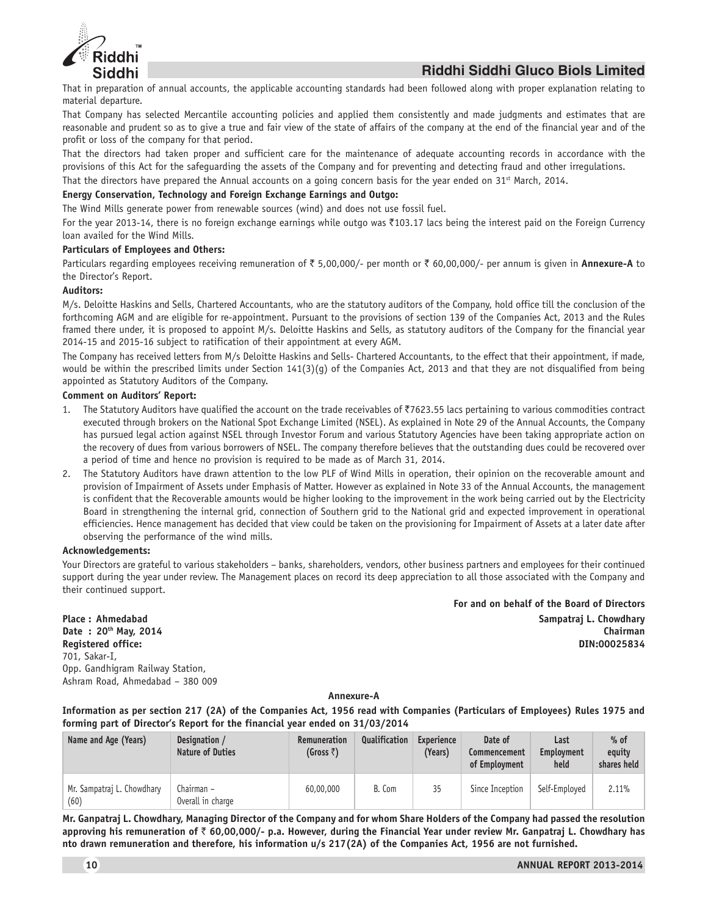That in preparation of annual accounts, the applicable accounting standards had been followed along with proper explanation relating to material departure.

That Company has selected Mercantile accounting policies and applied them consistently and made judgments and estimates that are reasonable and prudent so as to give a true and fair view of the state of affairs of the company at the end of the financial year and of the profit or loss of the company for that period.

That the directors had taken proper and sufficient care for the maintenance of adequate accounting records in accordance with the provisions of this Act for the safeguarding the assets of the Company and for preventing and detecting fraud and other irregulations.

That the directors have prepared the Annual accounts on a going concern basis for the year ended on 31st March, 2014.

**Energy Conservation, Technology and Foreign Exchange Earnings and Outgo:**

The Wind Mills generate power from renewable sources (wind) and does not use fossil fuel.

For the year 2013-14, there is no foreign exchange earnings while outgo was ₹103.17 lacs being the interest paid on the Foreign Currency loan availed for the Wind Mills.

**Particulars of Employees and Others:**

Particulars regarding employees receiving remuneration of ₹ 5,00,000/- per month or ₹ 60,00,000/- per annum is given in **Annexure-A** to the Director's Report.

**Auditors:**

M/s. Deloitte Haskins and Sells, Chartered Accountants, who are the statutory auditors of the Company, hold office till the conclusion of the forthcoming AGM and are eligible for re-appointment. Pursuant to the provisions of section 139 of the Companies Act, 2013 and the Rules framed there under, it is proposed to appoint M/s. Deloitte Haskins and Sells, as statutory auditors of the Company for the financial year 2014-15 and 2015-16 subject to ratification of their appointment at every AGM.

The Company has received letters from M/s Deloitte Haskins and Sells- Chartered Accountants, to the effect that their appointment, if made, would be within the prescribed limits under Section 141(3)(g) of the Companies Act, 2013 and that they are not disqualified from being appointed as Statutory Auditors of the Company.

**Comment on Auditors' Report:**

1. The Statutory Auditors have qualified the account on the trade receivables of ₹7623.55 lacs pertaining to various commodities contract executed through brokers on the National Spot Exchange Limited (NSEL). As explained in Note 29 of the Annual Accounts, the Company has pursued legal action against NSEL through Investor Forum and various Statutory Agencies have been taking appropriate action on the recovery of dues from various borrowers of NSEL. The company therefore believes that the outstanding dues could be recovered over a period of time and hence no provision is required to be made as of March 31, 2014.
2. The Statutory Auditors have drawn attention to the low PLF of Wind Mills in operation, their opinion on the recoverable amount and provision of Impairment of Assets under Emphasis of Matter. However as explained in Note 33 of the Annual Accounts, the management is confident that the Recoverable amounts would be higher looking to the improvement in the work being carried out by the Electricity Board in strengthening the internal grid, connection of Southern grid to the National grid and expected improvement in operational efficiencies. Hence management has decided that view could be taken on the provisioning for Impairment of Assets at a later date after observing the performance of the wind mills.

**Acknowledgements:**

Your Directors are grateful to various stakeholders – banks, shareholders, vendors, other business partners and employees for their continued support during the year under review. The Management places on record its deep appreciation to all those associated with the Company and their continued support.

**For and on behalf of the Board of Directors**

**Place : Ahmedabad**
**Date : 20th May, 2014**
**Registered office:**
701, Sakar-I,
Opp. Gandhigram Railway Station,
Ashram Road, Ahmedabad – 380 009

**Sampatraj L. Chowdhary**
**Chairman**
**DIN:00025834**

**Annexure-A**

**Information as per section 217 (2A) of the Companies Act, 1956 read with Companies (Particulars of Employees) Rules 1975 and forming part of Director's Report for the financial year ended on 31/03/2014**

| Name and Age (Years) | Designation / Nature of Duties | Remuneration (Gross ₹) | Qualification | Experience (Years) | Date of Commencement of Employment | Last Employment held | % of equity shares held |
|---|---|---|---|---|---|---|---|
| Mr. Sampatraj L. Chowdhary (60) | Chairman – Overall in charge | 60,00,000 | B. Com | 35 | Since Inception | Self-Employed | 2.11% |

**Mr. Ganpatraj L. Chowdhary, Managing Director of the Company and for whom Share Holders of the Company had passed the resolution approving his remuneration of ₹ 60,00,000/- p.a. However, during the Financial Year under review Mr. Ganpatraj L. Chowdhary has nto drawn remuneration and therefore, his information u/s 217(2A) of the Companies Act, 1956 are not furnished.**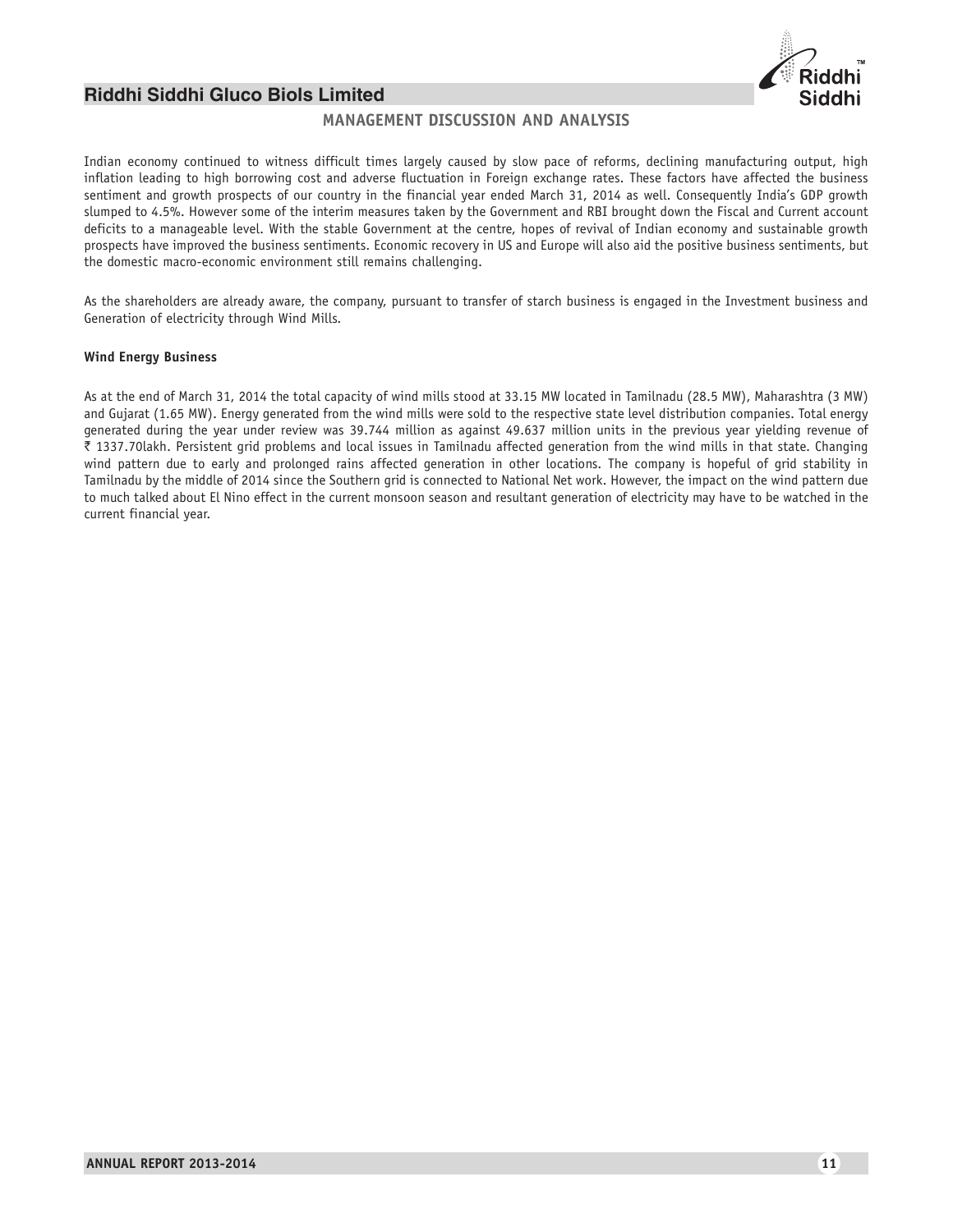## MANAGEMENT DISCUSSION AND ANALYSIS

Indian economy continued to witness difficult times largely caused by slow pace of reforms, declining manufacturing output, high inflation leading to high borrowing cost and adverse fluctuation in Foreign exchange rates. These factors have affected the business sentiment and growth prospects of our country in the financial year ended March 31, 2014 as well. Consequently India's GDP growth slumped to 4.5%. However some of the interim measures taken by the Government and RBI brought down the Fiscal and Current account deficits to a manageable level. With the stable Government at the centre, hopes of revival of Indian economy and sustainable growth prospects have improved the business sentiments. Economic recovery in US and Europe will also aid the positive business sentiments, but the domestic macro-economic environment still remains challenging.

As the shareholders are already aware, the company, pursuant to transfer of starch business is engaged in the Investment business and Generation of electricity through Wind Mills.

**Wind Energy Business**

As at the end of March 31, 2014 the total capacity of wind mills stood at 33.15 MW located in Tamilnadu (28.5 MW), Maharashtra (3 MW) and Gujarat (1.65 MW). Energy generated from the wind mills were sold to the respective state level distribution companies. Total energy generated during the year under review was 39.744 million as against 49.637 million units in the previous year yielding revenue of ₹ 1337.70lakh. Persistent grid problems and local issues in Tamilnadu affected generation from the wind mills in that state. Changing wind pattern due to early and prolonged rains affected generation in other locations. The company is hopeful of grid stability in Tamilnadu by the middle of 2014 since the Southern grid is connected to National Net work. However, the impact on the wind pattern due to much talked about El Nino effect in the current monsoon season and resultant generation of electricity may have to be watched in the current financial year.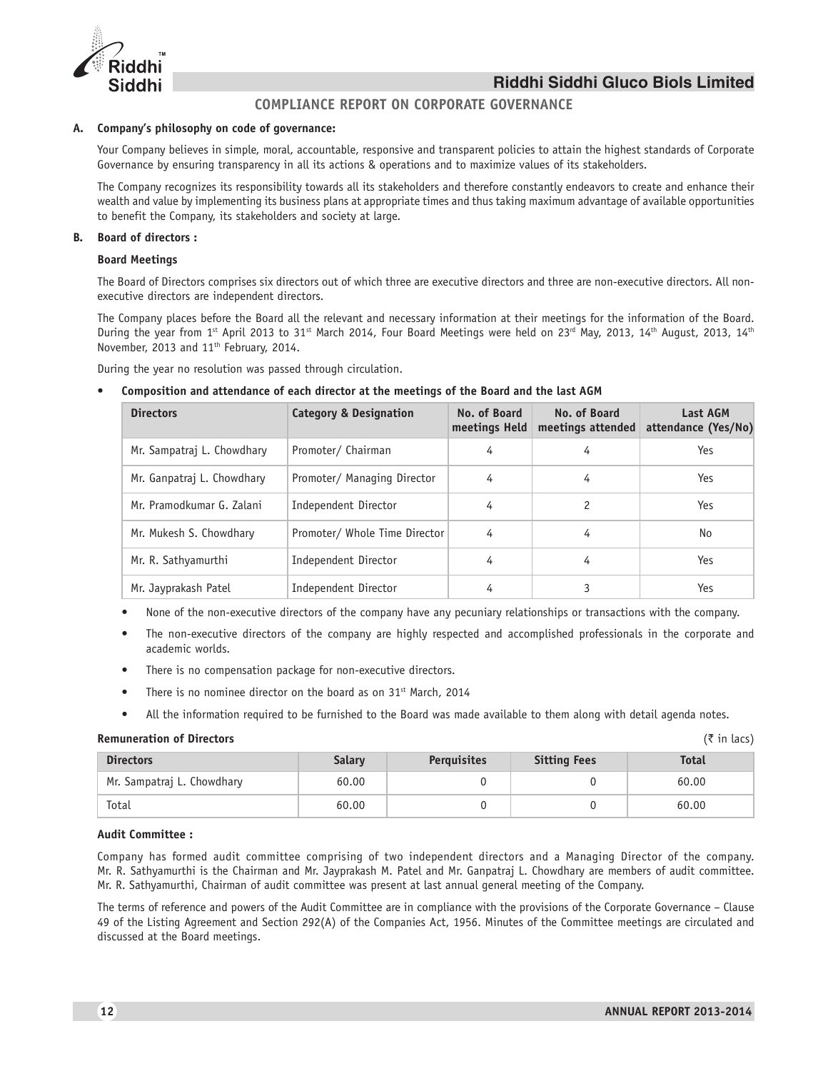## COMPLIANCE REPORT ON CORPORATE GOVERNANCE

### A. Company's philosophy on code of governance:

Your Company believes in simple, moral, accountable, responsive and transparent policies to attain the highest standards of Corporate Governance by ensuring transparency in all its actions & operations and to maximize values of its stakeholders.

The Company recognizes its responsibility towards all its stakeholders and therefore constantly endeavors to create and enhance their wealth and value by implementing its business plans at appropriate times and thus taking maximum advantage of available opportunities to benefit the Company, its stakeholders and society at large.

### B. Board of directors :

**Board Meetings**

The Board of Directors comprises six directors out of which three are executive directors and three are non-executive directors. All non-executive directors are independent directors.

The Company places before the Board all the relevant and necessary information at their meetings for the information of the Board. During the year from 1st April 2013 to 31st March 2014, Four Board Meetings were held on 23rd May, 2013, 14th August, 2013, 14th November, 2013 and 11th February, 2014.

During the year no resolution was passed through circulation.

- **Composition and attendance of each director at the meetings of the Board and the last AGM**

| Directors | Category & Designation | No. of Board meetings Held | No. of Board meetings attended | Last AGM attendance (Yes/No) |
|---|---|---|---|---|
| Mr. Sampatraj L. Chowdhary | Promoter/ Chairman | 4 | 4 | Yes |
| Mr. Ganpatraj L. Chowdhary | Promoter/ Managing Director | 4 | 4 | Yes |
| Mr. Pramodkumar G. Zalani | Independent Director | 4 | 2 | Yes |
| Mr. Mukesh S. Chowdhary | Promoter/ Whole Time Director | 4 | 4 | No |
| Mr. R. Sathyamurthi | Independent Director | 4 | 4 | Yes |
| Mr. Jayprakash Patel | Independent Director | 4 | 3 | Yes |

- None of the non-executive directors of the company have any pecuniary relationships or transactions with the company.
- The non-executive directors of the company are highly respected and accomplished professionals in the corporate and academic worlds.
- There is no compensation package for non-executive directors.
- There is no nominee director on the board as on 31st March, 2014
- All the information required to be furnished to the Board was made available to them along with detail agenda notes.

**Remuneration of Directors** (₹ in lacs)

| Directors | Salary | Perquisites | Sitting Fees | Total |
|---|---|---|---|---|
| Mr. Sampatraj L. Chowdhary | 60.00 | 0 | 0 | 60.00 |
| Total | 60.00 | 0 | 0 | 60.00 |

**Audit Committee :**

Company has formed audit committee comprising of two independent directors and a Managing Director of the company. Mr. R. Sathyamurthi is the Chairman and Mr. Jayprakash M. Patel and Mr. Ganpatraj L. Chowdhary are members of audit committee. Mr. R. Sathyamurthi, Chairman of audit committee was present at last annual general meeting of the Company.

The terms of reference and powers of the Audit Committee are in compliance with the provisions of the Corporate Governance – Clause 49 of the Listing Agreement and Section 292(A) of the Companies Act, 1956. Minutes of the Committee meetings are circulated and discussed at the Board meetings.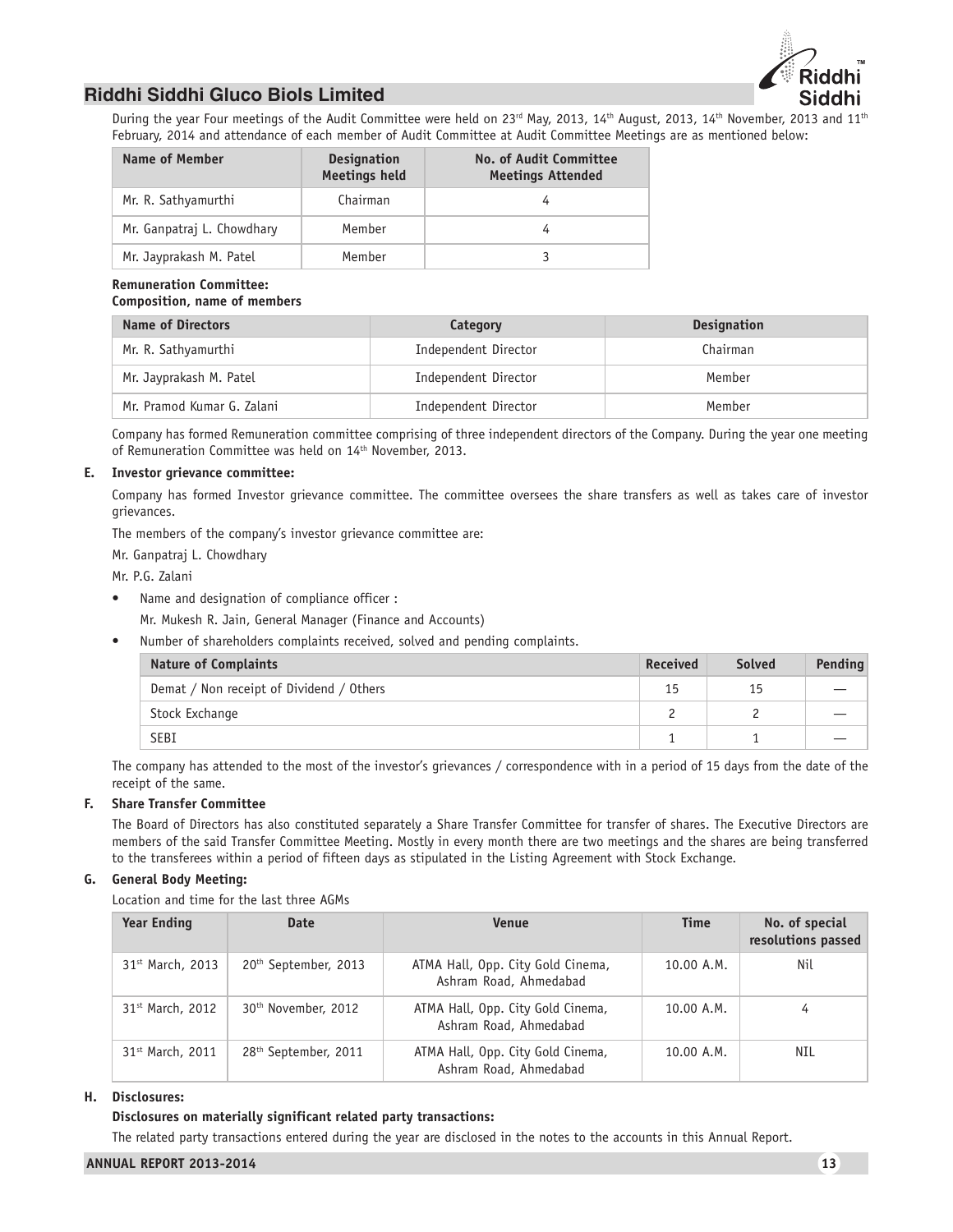During the year Four meetings of the Audit Committee were held on 23rd May, 2013, 14th August, 2013, 14th November, 2013 and 11th February, 2014 and attendance of each member of Audit Committee at Audit Committee Meetings are as mentioned below:

| Name of Member | Designation Meetings held | No. of Audit Committee Meetings Attended |
|---|---|---|
| Mr. R. Sathyamurthi | Chairman | 4 |
| Mr. Ganpatraj L. Chowdhary | Member | 4 |
| Mr. Jayprakash M. Patel | Member | 3 |

**Remuneration Committee:**
**Composition, name of members**

| Name of Directors | Category | Designation |
|---|---|---|
| Mr. R. Sathyamurthi | Independent Director | Chairman |
| Mr. Jayprakash M. Patel | Independent Director | Member |
| Mr. Pramod Kumar G. Zalani | Independent Director | Member |

Company has formed Remuneration committee comprising of three independent directors of the Company. During the year one meeting of Remuneration Committee was held on 14th November, 2013.

**E. Investor grievance committee:**

Company has formed Investor grievance committee. The committee oversees the share transfers as well as takes care of investor grievances.

The members of the company's investor grievance committee are:

Mr. Ganpatraj L. Chowdhary

Mr. P.G. Zalani

- Name and designation of compliance officer :
  Mr. Mukesh R. Jain, General Manager (Finance and Accounts)
- Number of shareholders complaints received, solved and pending complaints.

| Nature of Complaints | Received | Solved | Pending |
|---|---|---|---|
| Demat / Non receipt of Dividend / Others | 15 | 15 | — |
| Stock Exchange | 2 | 2 | — |
| SEBI | 1 | 1 | — |

The company has attended to the most of the investor's grievances / correspondence with in a period of 15 days from the date of the receipt of the same.

**F. Share Transfer Committee**

The Board of Directors has also constituted separately a Share Transfer Committee for transfer of shares. The Executive Directors are members of the said Transfer Committee Meeting. Mostly in every month there are two meetings and the shares are being transferred to the transferees within a period of fifteen days as stipulated in the Listing Agreement with Stock Exchange.

**G. General Body Meeting:**

Location and time for the last three AGMs

| Year Ending | Date | Venue | Time | No. of special resolutions passed |
|---|---|---|---|---|
| 31st March, 2013 | 20th September, 2013 | ATMA Hall, Opp. City Gold Cinema, Ashram Road, Ahmedabad | 10.00 A.M. | Nil |
| 31st March, 2012 | 30th November, 2012 | ATMA Hall, Opp. City Gold Cinema, Ashram Road, Ahmedabad | 10.00 A.M. | 4 |
| 31st March, 2011 | 28th September, 2011 | ATMA Hall, Opp. City Gold Cinema, Ashram Road, Ahmedabad | 10.00 A.M. | NIL |

**H. Disclosures:**

**Disclosures on materially significant related party transactions:**

The related party transactions entered during the year are disclosed in the notes to the accounts in this Annual Report.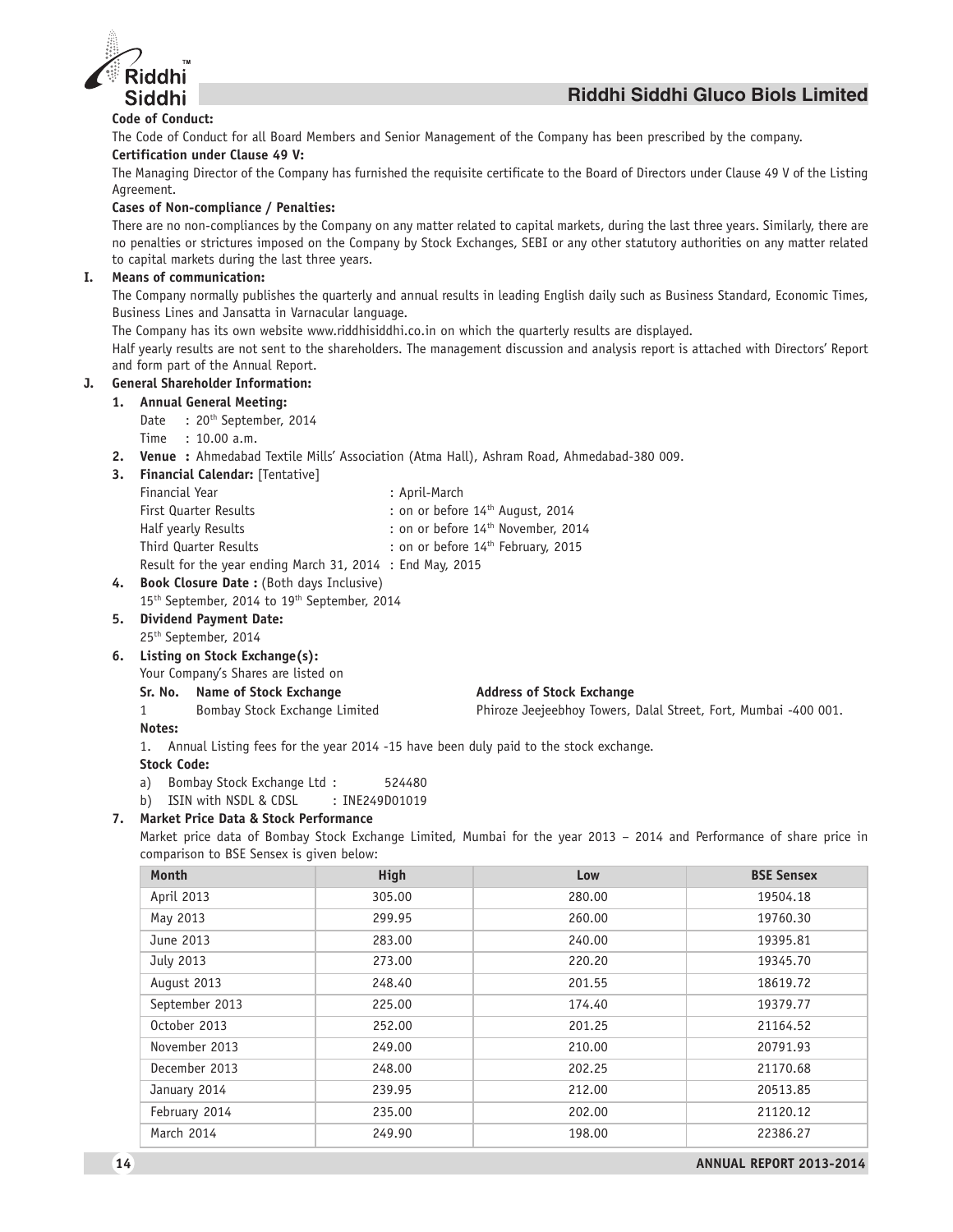**Code of Conduct:**

The Code of Conduct for all Board Members and Senior Management of the Company has been prescribed by the company.

**Certification under Clause 49 V:**

The Managing Director of the Company has furnished the requisite certificate to the Board of Directors under Clause 49 V of the Listing Agreement.

**Cases of Non-compliance / Penalties:**

There are no non-compliances by the Company on any matter related to capital markets, during the last three years. Similarly, there are no penalties or strictures imposed on the Company by Stock Exchanges, SEBI or any other statutory authorities on any matter related to capital markets during the last three years.

## I. Means of communication:

The Company normally publishes the quarterly and annual results in leading English daily such as Business Standard, Economic Times, Business Lines and Jansatta in Varnacular language.

The Company has its own website www.riddhisiddhi.co.in on which the quarterly results are displayed.

Half yearly results are not sent to the shareholders. The management discussion and analysis report is attached with Directors' Report and form part of the Annual Report.

## J. General Shareholder Information:

**1. Annual General Meeting:**

Date : 20th September, 2014

Time : 10.00 a.m.

**2. Venue :** Ahmedabad Textile Mills' Association (Atma Hall), Ashram Road, Ahmedabad-380 009.

**3. Financial Calendar:** [Tentative]

| | |
|---|---|
| Financial Year | : April-March |
| First Quarter Results | : on or before 14th August, 2014 |
| Half yearly Results | : on or before 14th November, 2014 |
| Third Quarter Results | : on or before 14th February, 2015 |
| Result for the year ending March 31, 2014 | : End May, 2015 |

**4. Book Closure Date :** (Both days Inclusive)

15th September, 2014 to 19th September, 2014

**5. Dividend Payment Date:**

25th September, 2014

**6. Listing on Stock Exchange(s):**

Your Company's Shares are listed on

| Sr. No. | Name of Stock Exchange | Address of Stock Exchange |
|---|---|---|
| 1 | Bombay Stock Exchange Limited | Phiroze Jeejeebhoy Towers, Dalal Street, Fort, Mumbai -400 001. |

**Notes:**

1. Annual Listing fees for the year 2014 -15 have been duly paid to the stock exchange.

**Stock Code:**

a) Bombay Stock Exchange Ltd : 524480

b) ISIN with NSDL & CDSL : INE249D01019

**7. Market Price Data & Stock Performance**

Market price data of Bombay Stock Exchange Limited, Mumbai for the year 2013 – 2014 and Performance of share price in comparison to BSE Sensex is given below:

| Month | High | Low | BSE Sensex |
|---|---|---|---|
| April 2013 | 305.00 | 280.00 | 19504.18 |
| May 2013 | 299.95 | 260.00 | 19760.30 |
| June 2013 | 283.00 | 240.00 | 19395.81 |
| July 2013 | 273.00 | 220.20 | 19345.70 |
| August 2013 | 248.40 | 201.55 | 18619.72 |
| September 2013 | 225.00 | 174.40 | 19379.77 |
| October 2013 | 252.00 | 201.25 | 21164.52 |
| November 2013 | 249.00 | 210.00 | 20791.93 |
| December 2013 | 248.00 | 202.25 | 21170.68 |
| January 2014 | 239.95 | 212.00 | 20513.85 |
| February 2014 | 235.00 | 202.00 | 21120.12 |
| March 2014 | 249.90 | 198.00 | 22386.27 |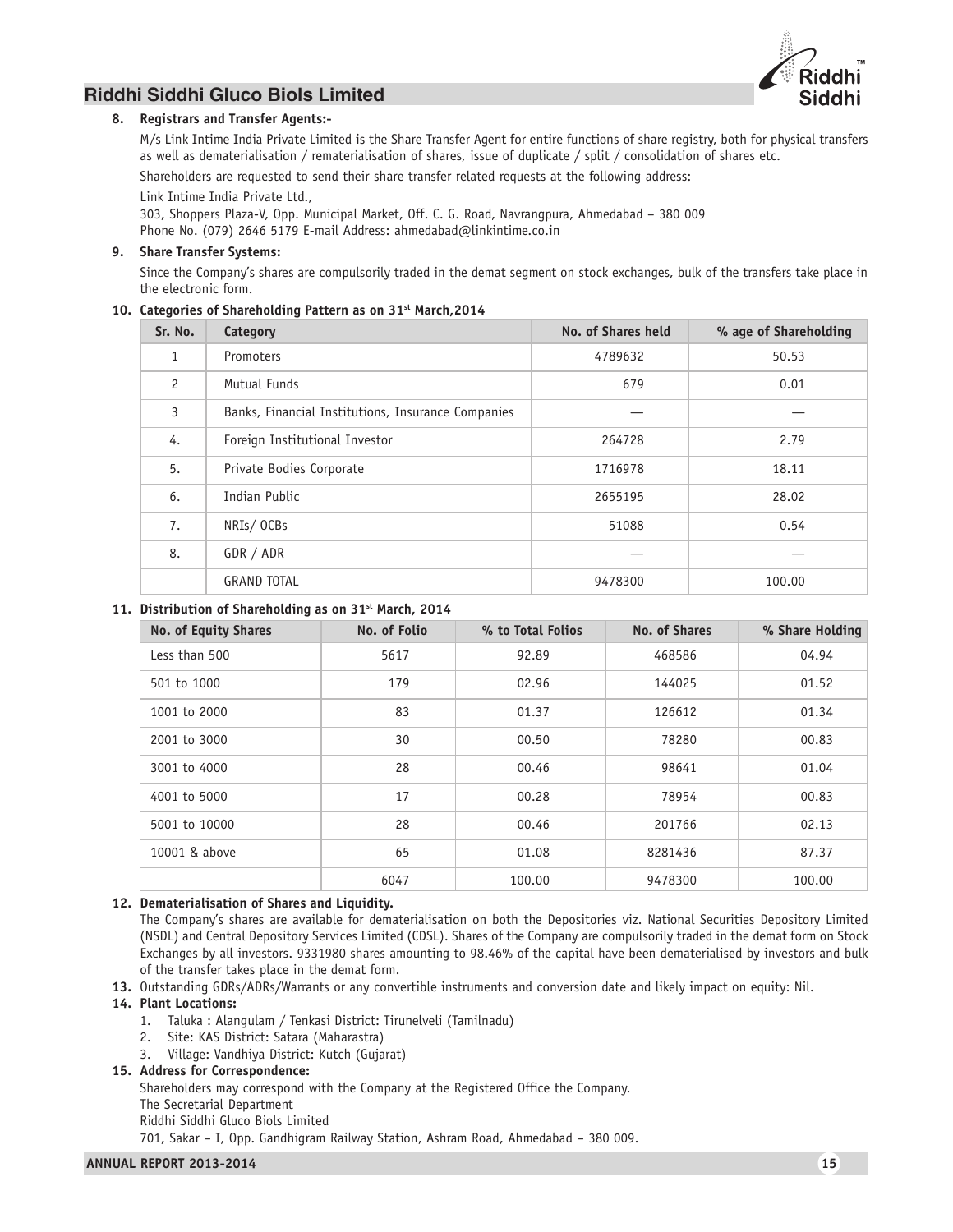**8. Registrars and Transfer Agents:-**

M/s Link Intime India Private Limited is the Share Transfer Agent for entire functions of share registry, both for physical transfers as well as dematerialisation / rematerialisation of shares, issue of duplicate / split / consolidation of shares etc.

Shareholders are requested to send their share transfer related requests at the following address:

Link Intime India Private Ltd.,
303, Shoppers Plaza-V, Opp. Municipal Market, Off. C. G. Road, Navrangpura, Ahmedabad – 380 009
Phone No. (079) 2646 5179 E-mail Address: ahmedabad@linkintime.co.in

**9. Share Transfer Systems:**

Since the Company's shares are compulsorily traded in the demat segment on stock exchanges, bulk of the transfers take place in the electronic form.

**10. Categories of Shareholding Pattern as on 31st March,2014**

| Sr. No. | Category | No. of Shares held | % age of Shareholding |
|---|---|---|---|
| 1 | Promoters | 4789632 | 50.53 |
| 2 | Mutual Funds | 679 | 0.01 |
| 3 | Banks, Financial Institutions, Insurance Companies | — | — |
| 4. | Foreign Institutional Investor | 264728 | 2.79 |
| 5. | Private Bodies Corporate | 1716978 | 18.11 |
| 6. | Indian Public | 2655195 | 28.02 |
| 7. | NRIs/ OCBs | 51088 | 0.54 |
| 8. | GDR / ADR | — | — |
| | GRAND TOTAL | 9478300 | 100.00 |

**11. Distribution of Shareholding as on 31st March, 2014**

| No. of Equity Shares | No. of Folio | % to Total Folios | No. of Shares | % Share Holding |
|---|---|---|---|---|
| Less than 500 | 5617 | 92.89 | 468586 | 04.94 |
| 501 to 1000 | 179 | 02.96 | 144025 | 01.52 |
| 1001 to 2000 | 83 | 01.37 | 126612 | 01.34 |
| 2001 to 3000 | 30 | 00.50 | 78280 | 00.83 |
| 3001 to 4000 | 28 | 00.46 | 98641 | 01.04 |
| 4001 to 5000 | 17 | 00.28 | 78954 | 00.83 |
| 5001 to 10000 | 28 | 00.46 | 201766 | 02.13 |
| 10001 & above | 65 | 01.08 | 8281436 | 87.37 |
| | 6047 | 100.00 | 9478300 | 100.00 |

**12. Dematerialisation of Shares and Liquidity.**

The Company's shares are available for dematerialisation on both the Depositories viz. National Securities Depository Limited (NSDL) and Central Depository Services Limited (CDSL). Shares of the Company are compulsorily traded in the demat form on Stock Exchanges by all investors. 9331980 shares amounting to 98.46% of the capital have been dematerialised by investors and bulk of the transfer takes place in the demat form.

**13.** Outstanding GDRs/ADRs/Warrants or any convertible instruments and conversion date and likely impact on equity: Nil.

**14. Plant Locations:**

1. Taluka : Alangulam / Tenkasi District: Tirunelveli (Tamilnadu)
2. Site: KAS District: Satara (Maharastra)
3. Village: Vandhiya District: Kutch (Gujarat)

**15. Address for Correspondence:**

Shareholders may correspond with the Company at the Registered Office the Company.
The Secretarial Department
Riddhi Siddhi Gluco Biols Limited
701, Sakar – I, Opp. Gandhigram Railway Station, Ashram Road, Ahmedabad – 380 009.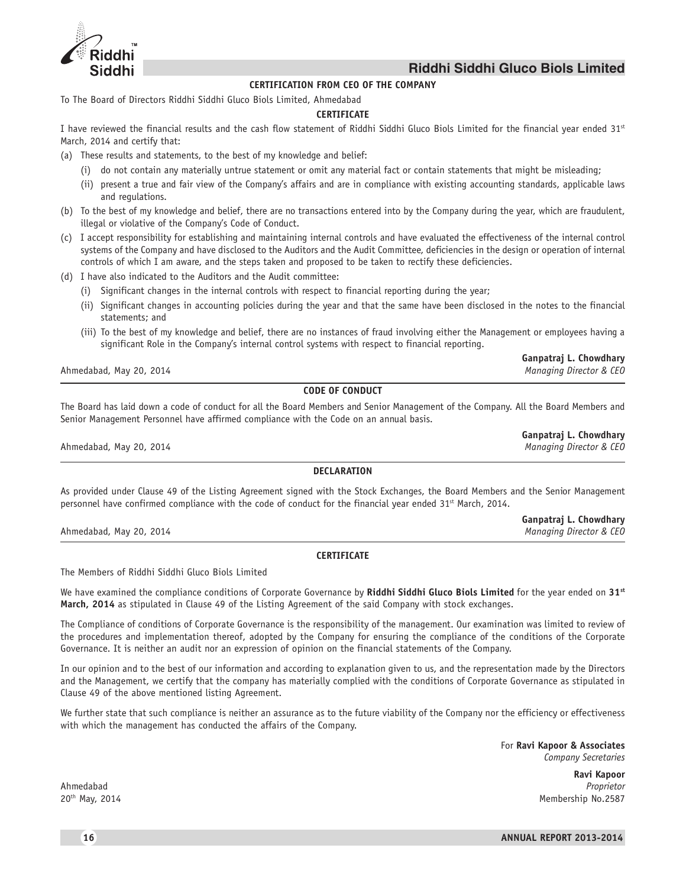## CERTIFICATION FROM CEO OF THE COMPANY

To The Board of Directors Riddhi Siddhi Gluco Biols Limited, Ahmedabad

### CERTIFICATE

I have reviewed the financial results and the cash flow statement of Riddhi Siddhi Gluco Biols Limited for the financial year ended 31st March, 2014 and certify that:

(a) These results and statements, to the best of my knowledge and belief:

  (i) do not contain any materially untrue statement or omit any material fact or contain statements that might be misleading;

  (ii) present a true and fair view of the Company's affairs and are in compliance with existing accounting standards, applicable laws and regulations.

(b) To the best of my knowledge and belief, there are no transactions entered into by the Company during the year, which are fraudulent, illegal or violative of the Company's Code of Conduct.

(c) I accept responsibility for establishing and maintaining internal controls and have evaluated the effectiveness of the internal control systems of the Company and have disclosed to the Auditors and the Audit Committee, deficiencies in the design or operation of internal controls of which I am aware, and the steps taken and proposed to be taken to rectify these deficiencies.

(d) I have also indicated to the Auditors and the Audit committee:

  (i) Significant changes in the internal controls with respect to financial reporting during the year;

  (ii) Significant changes in accounting policies during the year and that the same have been disclosed in the notes to the financial statements; and

  (iii) To the best of my knowledge and belief, there are no instances of fraud involving either the Management or employees having a significant Role in the Company's internal control systems with respect to financial reporting.

**Ganpatraj L. Chowdhary**
Ahmedabad, May 20, 2014 *Managing Director & CEO*

---

## CODE OF CONDUCT

The Board has laid down a code of conduct for all the Board Members and Senior Management of the Company. All the Board Members and Senior Management Personnel have affirmed compliance with the Code on an annual basis.

**Ganpatraj L. Chowdhary**
Ahmedabad, May 20, 2014 *Managing Director & CEO*

---

## DECLARATION

As provided under Clause 49 of the Listing Agreement signed with the Stock Exchanges, the Board Members and the Senior Management personnel have confirmed compliance with the code of conduct for the financial year ended 31st March, 2014.

**Ganpatraj L. Chowdhary**
Ahmedabad, May 20, 2014 *Managing Director & CEO*

---

## CERTIFICATE

The Members of Riddhi Siddhi Gluco Biols Limited

We have examined the compliance conditions of Corporate Governance by **Riddhi Siddhi Gluco Biols Limited** for the year ended on **31st March, 2014** as stipulated in Clause 49 of the Listing Agreement of the said Company with stock exchanges.

The Compliance of conditions of Corporate Governance is the responsibility of the management. Our examination was limited to review of the procedures and implementation thereof, adopted by the Company for ensuring the compliance of the conditions of the Corporate Governance. It is neither an audit nor an expression of opinion on the financial statements of the Company.

In our opinion and to the best of our information and according to explanation given to us, and the representation made by the Directors and the Management, we certify that the company has materially complied with the conditions of Corporate Governance as stipulated in Clause 49 of the above mentioned listing Agreement.

We further state that such compliance is neither an assurance as to the future viability of the Company nor the efficiency or effectiveness with which the management has conducted the affairs of the Company.

For **Ravi Kapoor & Associates**
*Company Secretaries*

**Ravi Kapoor**
*Proprietor*
Membership No.2587

Ahmedabad
20th May, 2014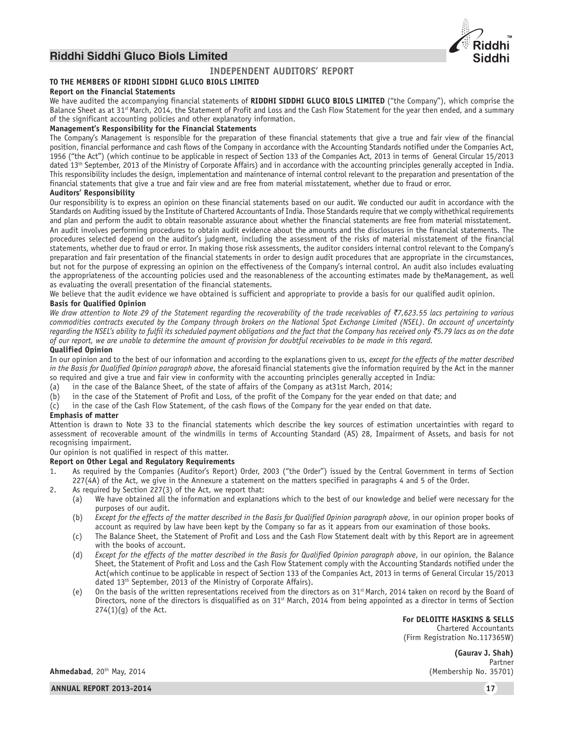# INDEPENDENT AUDITORS' REPORT

**TO THE MEMBERS OF RIDDHI SIDDHI GLUCO BIOLS LIMITED**

**Report on the Financial Statements**

We have audited the accompanying financial statements of **RIDDHI SIDDHI GLUCO BIOLS LIMITED** ("the Company"), which comprise the Balance Sheet as at 31st March, 2014, the Statement of Profit and Loss and the Cash Flow Statement for the year then ended, and a summary of the significant accounting policies and other explanatory information.

**Management's Responsibility for the Financial Statements**

The Company's Management is responsible for the preparation of these financial statements that give a true and fair view of the financial position, financial performance and cash flows of the Company in accordance with the Accounting Standards notified under the Companies Act, 1956 ("the Act") (which continue to be applicable in respect of Section 133 of the Companies Act, 2013 in terms of General Circular 15/2013 dated 13th September, 2013 of the Ministry of Corporate Affairs) and in accordance with the accounting principles generally accepted in India. This responsibility includes the design, implementation and maintenance of internal control relevant to the preparation and presentation of the financial statements that give a true and fair view and are free from material misstatement, whether due to fraud or error.

**Auditors' Responsibility**

Our responsibility is to express an opinion on these financial statements based on our audit. We conducted our audit in accordance with the Standards on Auditing issued by the Institute of Chartered Accountants of India. Those Standards require that we comply withethical requirements and plan and perform the audit to obtain reasonable assurance about whether the financial statements are free from material misstatement.

An audit involves performing procedures to obtain audit evidence about the amounts and the disclosures in the financial statements. The procedures selected depend on the auditor's judgment, including the assessment of the risks of material misstatement of the financial statements, whether due to fraud or error. In making those risk assessments, the auditor considers internal control relevant to the Company's preparation and fair presentation of the financial statements in order to design audit procedures that are appropriate in the circumstances, but not for the purpose of expressing an opinion on the effectiveness of the Company's internal control. An audit also includes evaluating the appropriateness of the accounting policies used and the reasonableness of the accounting estimates made by theManagement, as well as evaluating the overall presentation of the financial statements.

We believe that the audit evidence we have obtained is sufficient and appropriate to provide a basis for our qualified audit opinion.

**Basis for Qualified Opinion**

*We draw attention to Note 29 of the Statement regarding the recoverability of the trade receivables of ₹7,623.55 lacs pertaining to various commodities contracts executed by the Company through brokers on the National Spot Exchange Limited (NSEL). On account of uncertainty regarding the NSEL's ability to fulfil its scheduled payment obligations and the fact that the Company has received only ₹5.79 lacs as on the date of our report, we are unable to determine the amount of provision for doubtful receivables to be made in this regard.*

**Qualified Opinion**

In our opinion and to the best of our information and according to the explanations given to us, *except for the effects of the matter described in the Basis for Qualified Opinion paragraph above*, the aforesaid financial statements give the information required by the Act in the manner so required and give a true and fair view in conformity with the accounting principles generally accepted in India:

(a) in the case of the Balance Sheet, of the state of affairs of the Company as at31st March, 2014;

(b) in the case of the Statement of Profit and Loss, of the profit of the Company for the year ended on that date; and

(c) in the case of the Cash Flow Statement, of the cash flows of the Company for the year ended on that date.

**Emphasis of matter**

Attention is drawn to Note 33 to the financial statements which describe the key sources of estimation uncertainties with regard to assessment of recoverable amount of the windmills in terms of Accounting Standard (AS) 28, Impairment of Assets, and basis for not recognising impairment.

Our opinion is not qualified in respect of this matter.

**Report on Other Legal and Regulatory Requirements**

1. As required by the Companies (Auditor's Report) Order, 2003 ("the Order") issued by the Central Government in terms of Section 227(4A) of the Act, we give in the Annexure a statement on the matters specified in paragraphs 4 and 5 of the Order.

2. As required by Section 227(3) of the Act, we report that:

   (a) We have obtained all the information and explanations which to the best of our knowledge and belief were necessary for the purposes of our audit.

   (b) *Except for the effects of the matter described in the Basis for Qualified Opinion paragraph above*, in our opinion proper books of account as required by law have been kept by the Company so far as it appears from our examination of those books.

   (c) The Balance Sheet, the Statement of Profit and Loss and the Cash Flow Statement dealt with by this Report are in agreement with the books of account.

   (d) *Except for the effects of the matter described in the Basis for Qualified Opinion paragraph above*, in our opinion, the Balance Sheet, the Statement of Profit and Loss and the Cash Flow Statement comply with the Accounting Standards notified under the Act(which continue to be applicable in respect of Section 133 of the Companies Act, 2013 in terms of General Circular 15/2013 dated 13th September, 2013 of the Ministry of Corporate Affairs).

   (e) On the basis of the written representations received from the directors as on 31st March, 2014 taken on record by the Board of Directors, none of the directors is disqualified as on 31st March, 2014 from being appointed as a director in terms of Section 274(1)(g) of the Act.

**For DELOITTE HASKINS & SELLS**
Chartered Accountants
(Firm Registration No.117365W)

**(Gaurav J. Shah)**
Partner
(Membership No. 35701)

**Ahmedabad**, 20th May, 2014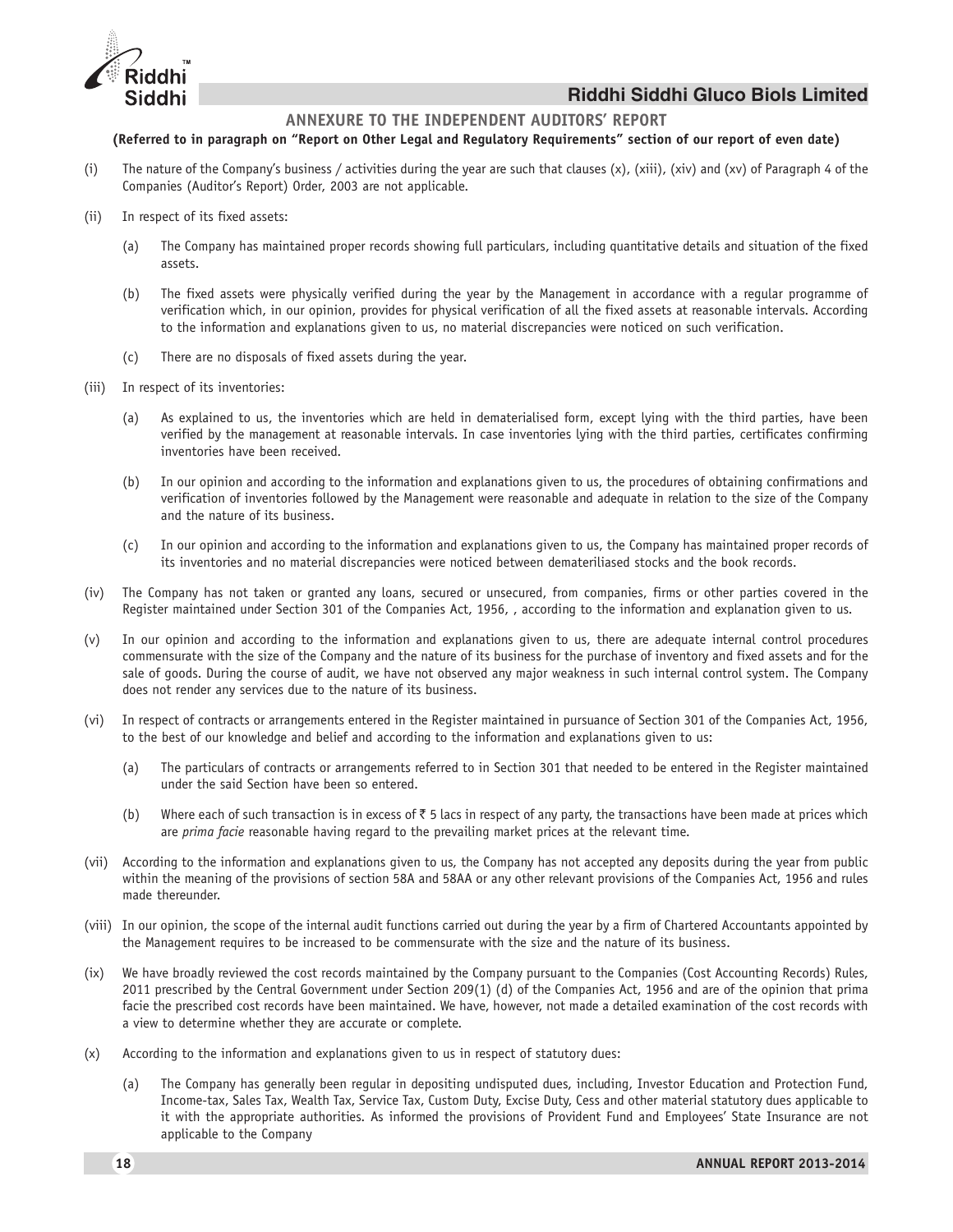## ANNEXURE TO THE INDEPENDENT AUDITORS' REPORT

**(Referred to in paragraph on "Report on Other Legal and Regulatory Requirements" section of our report of even date)**

(i) The nature of the Company's business / activities during the year are such that clauses (x), (xiii), (xiv) and (xv) of Paragraph 4 of the Companies (Auditor's Report) Order, 2003 are not applicable.

(ii) In respect of its fixed assets:

(a) The Company has maintained proper records showing full particulars, including quantitative details and situation of the fixed assets.

(b) The fixed assets were physically verified during the year by the Management in accordance with a regular programme of verification which, in our opinion, provides for physical verification of all the fixed assets at reasonable intervals. According to the information and explanations given to us, no material discrepancies were noticed on such verification.

(c) There are no disposals of fixed assets during the year.

(iii) In respect of its inventories:

(a) As explained to us, the inventories which are held in dematerialised form, except lying with the third parties, have been verified by the management at reasonable intervals. In case inventories lying with the third parties, certificates confirming inventories have been received.

(b) In our opinion and according to the information and explanations given to us, the procedures of obtaining confirmations and verification of inventories followed by the Management were reasonable and adequate in relation to the size of the Company and the nature of its business.

(c) In our opinion and according to the information and explanations given to us, the Company has maintained proper records of its inventories and no material discrepancies were noticed between demateriliased stocks and the book records.

(iv) The Company has not taken or granted any loans, secured or unsecured, from companies, firms or other parties covered in the Register maintained under Section 301 of the Companies Act, 1956, , according to the information and explanation given to us.

(v) In our opinion and according to the information and explanations given to us, there are adequate internal control procedures commensurate with the size of the Company and the nature of its business for the purchase of inventory and fixed assets and for the sale of goods. During the course of audit, we have not observed any major weakness in such internal control system. The Company does not render any services due to the nature of its business.

(vi) In respect of contracts or arrangements entered in the Register maintained in pursuance of Section 301 of the Companies Act, 1956, to the best of our knowledge and belief and according to the information and explanations given to us:

(a) The particulars of contracts or arrangements referred to in Section 301 that needed to be entered in the Register maintained under the said Section have been so entered.

(b) Where each of such transaction is in excess of ₹ 5 lacs in respect of any party, the transactions have been made at prices which are *prima facie* reasonable having regard to the prevailing market prices at the relevant time.

(vii) According to the information and explanations given to us, the Company has not accepted any deposits during the year from public within the meaning of the provisions of section 58A and 58AA or any other relevant provisions of the Companies Act, 1956 and rules made thereunder.

(viii) In our opinion, the scope of the internal audit functions carried out during the year by a firm of Chartered Accountants appointed by the Management requires to be increased to be commensurate with the size and the nature of its business.

(ix) We have broadly reviewed the cost records maintained by the Company pursuant to the Companies (Cost Accounting Records) Rules, 2011 prescribed by the Central Government under Section 209(1) (d) of the Companies Act, 1956 and are of the opinion that prima facie the prescribed cost records have been maintained. We have, however, not made a detailed examination of the cost records with a view to determine whether they are accurate or complete.

(x) According to the information and explanations given to us in respect of statutory dues:

(a) The Company has generally been regular in depositing undisputed dues, including, Investor Education and Protection Fund, Income-tax, Sales Tax, Wealth Tax, Service Tax, Custom Duty, Excise Duty, Cess and other material statutory dues applicable to it with the appropriate authorities. As informed the provisions of Provident Fund and Employees' State Insurance are not applicable to the Company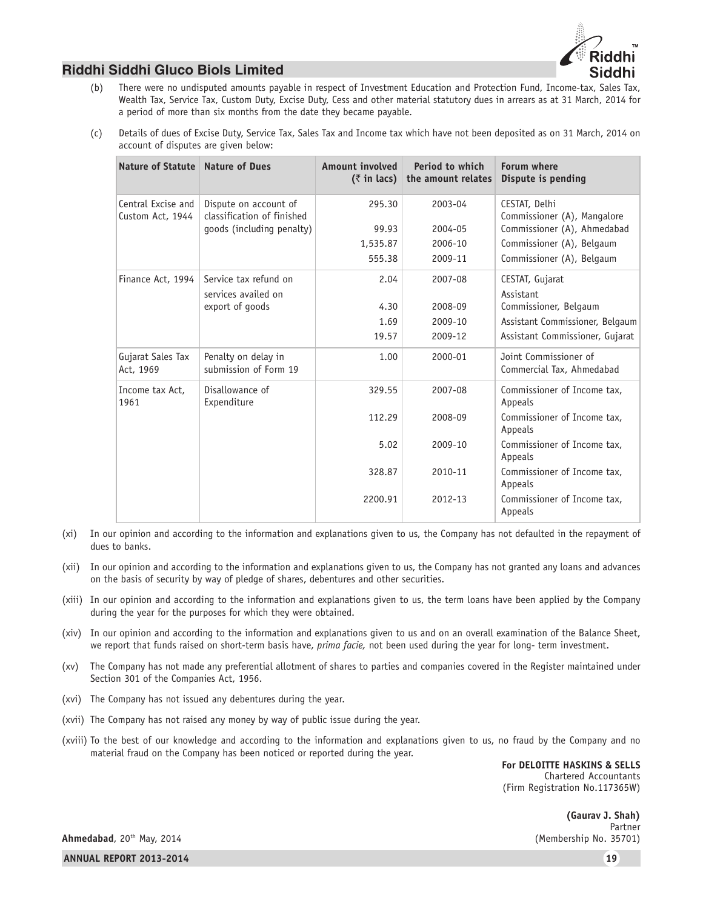(b) There were no undisputed amounts payable in respect of Investment Education and Protection Fund, Income-tax, Sales Tax, Wealth Tax, Service Tax, Custom Duty, Excise Duty, Cess and other material statutory dues in arrears as at 31 March, 2014 for a period of more than six months from the date they became payable.

(c) Details of dues of Excise Duty, Service Tax, Sales Tax and Income tax which have not been deposited as on 31 March, 2014 on account of disputes are given below:

| Nature of Statute | Nature of Dues | Amount involved (₹ in lacs) | Period to which the amount relates | Forum where Dispute is pending |
|---|---|---|---|---|
| Central Excise and Custom Act, 1944 | Dispute on account of classification of finished goods (including penalty) | 295.30 | 2003-04 | CESTAT, Delhi Commissioner (A), Mangalore |
| | | 99.93 | 2004-05 | Commissioner (A), Ahmedabad |
| | | 1,535.87 | 2006-10 | Commissioner (A), Belgaum |
| | | 555.38 | 2009-11 | Commissioner (A), Belgaum |
| Finance Act, 1994 | Service tax refund on services availed on export of goods | 2.04 | 2007-08 | CESTAT, Gujarat |
| | | 4.30 | 2008-09 | Assistant Commissioner, Belgaum |
| | | 1.69 | 2009-10 | Assistant Commissioner, Belgaum |
| | | 19.57 | 2009-12 | Assistant Commissioner, Gujarat |
| Gujarat Sales Tax Act, 1969 | Penalty on delay in submission of Form 19 | 1.00 | 2000-01 | Joint Commissioner of Commercial Tax, Ahmedabad |
| Income tax Act, 1961 | Disallowance of Expenditure | 329.55 | 2007-08 | Commissioner of Income tax, Appeals |
| | | 112.29 | 2008-09 | Commissioner of Income tax, Appeals |
| | | 5.02 | 2009-10 | Commissioner of Income tax, Appeals |
| | | 328.87 | 2010-11 | Commissioner of Income tax, Appeals |
| | | 2200.91 | 2012-13 | Commissioner of Income tax, Appeals |

(xi) In our opinion and according to the information and explanations given to us, the Company has not defaulted in the repayment of dues to banks.

(xii) In our opinion and according to the information and explanations given to us, the Company has not granted any loans and advances on the basis of security by way of pledge of shares, debentures and other securities.

(xiii) In our opinion and according to the information and explanations given to us, the term loans have been applied by the Company during the year for the purposes for which they were obtained.

(xiv) In our opinion and according to the information and explanations given to us and on an overall examination of the Balance Sheet, we report that funds raised on short-term basis have, *prima facie,* not been used during the year for long- term investment.

(xv) The Company has not made any preferential allotment of shares to parties and companies covered in the Register maintained under Section 301 of the Companies Act, 1956.

(xvi) The Company has not issued any debentures during the year.

(xvii) The Company has not raised any money by way of public issue during the year.

(xviii) To the best of our knowledge and according to the information and explanations given to us, no fraud by the Company and no material fraud on the Company has been noticed or reported during the year.

**For DELOITTE HASKINS & SELLS**
Chartered Accountants
(Firm Registration No.117365W)

**(Gaurav J. Shah)**
Partner
(Membership No. 35701)

**Ahmedabad**, 20th May, 2014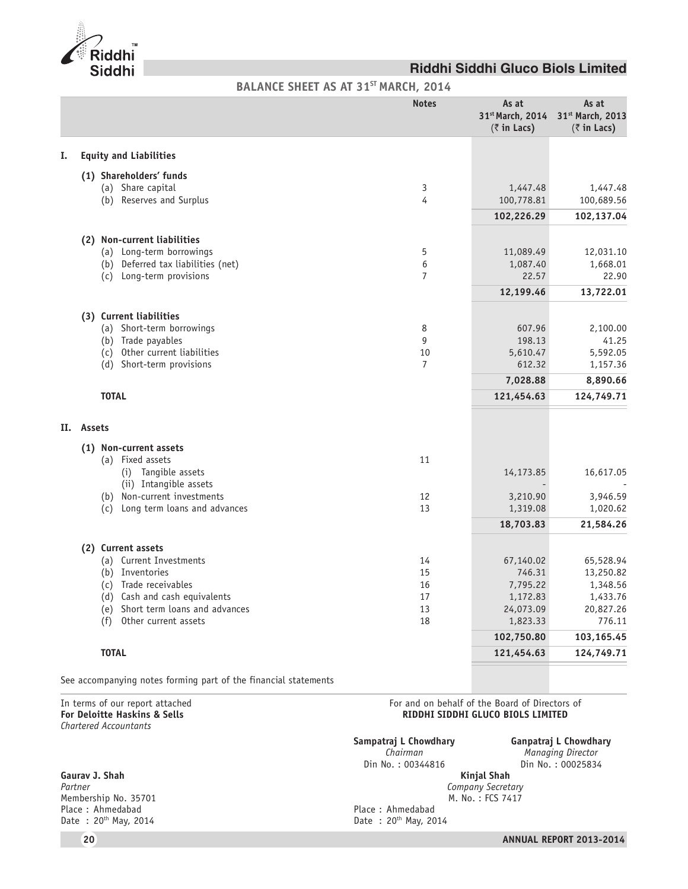# Riddhi Siddhi Gluco Biols Limited

## BALANCE SHEET AS AT 31ST MARCH, 2014

| | Notes | As at 31st March, 2014 (₹ in Lacs) | As at 31st March, 2013 (₹ in Lacs) |
|---|---|---|---|
| **I. Equity and Liabilities** | | | |
| **(1) Shareholders' funds** | | | |
| (a) Share capital | 3 | 1,447.48 | 1,447.48 |
| (b) Reserves and Surplus | 4 | 100,778.81 | 100,689.56 |
| | | **102,226.29** | **102,137.04** |
| **(2) Non-current liabilities** | | | |
| (a) Long-term borrowings | 5 | 11,089.49 | 12,031.10 |
| (b) Deferred tax liabilities (net) | 6 | 1,087.40 | 1,668.01 |
| (c) Long-term provisions | 7 | 22.57 | 22.90 |
| | | **12,199.46** | **13,722.01** |
| **(3) Current liabilities** | | | |
| (a) Short-term borrowings | 8 | 607.96 | 2,100.00 |
| (b) Trade payables | 9 | 198.13 | 41.25 |
| (c) Other current liabilities | 10 | 5,610.47 | 5,592.05 |
| (d) Short-term provisions | 7 | 612.32 | 1,157.36 |
| | | **7,028.88** | **8,890.66** |
| **TOTAL** | | **121,454.63** | **124,749.71** |
| **II. Assets** | | | |
| **(1) Non-current assets** | | | |
| (a) Fixed assets | 11 | | |
| (i) Tangible assets | | 14,173.85 | 16,617.05 |
| (ii) Intangible assets | | - | - |
| (b) Non-current investments | 12 | 3,210.90 | 3,946.59 |
| (c) Long term loans and advances | 13 | 1,319.08 | 1,020.62 |
| | | **18,703.83** | **21,584.26** |
| **(2) Current assets** | | | |
| (a) Current Investments | 14 | 67,140.02 | 65,528.94 |
| (b) Inventories | 15 | 746.31 | 13,250.82 |
| (c) Trade receivables | 16 | 7,795.22 | 1,348.56 |
| (d) Cash and cash equivalents | 17 | 1,172.83 | 1,433.76 |
| (e) Short term loans and advances | 13 | 24,073.09 | 20,827.26 |
| (f) Other current assets | 18 | 1,823.33 | 776.11 |
| | | **102,750.80** | **103,165.45** |
| **TOTAL** | | **121,454.63** | **124,749.71** |

See accompanying notes forming part of the financial statements

In terms of our report attached
**For Deloitte Haskins & Sells**
*Chartered Accountants*

**Gaurav J. Shah**
*Partner*
Membership No. 35701
Place : Ahmedabad
Date : 20th May, 2014

For and on behalf of the Board of Directors of
**RIDDHI SIDDHI GLUCO BIOLS LIMITED**

**Sampatraj L Chowdhary**
*Chairman*
Din No. : 00344816

**Ganpatraj L Chowdhary**
*Managing Director*
Din No. : 00025834

**Kinjal Shah**
*Company Secretary*
M. No. : FCS 7417

Place : Ahmedabad
Date : 20th May, 2014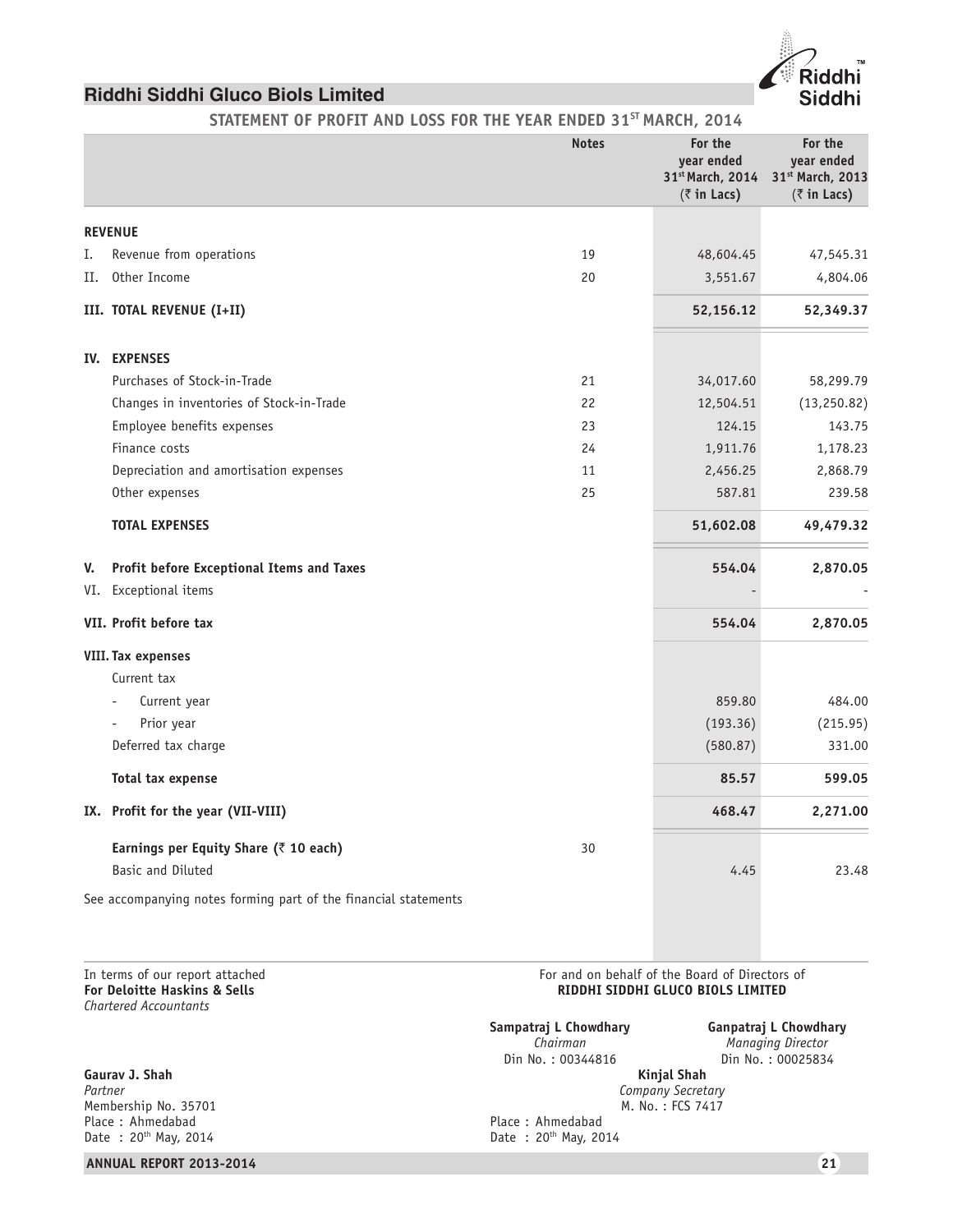# Riddhi Siddhi Gluco Biols Limited

## STATEMENT OF PROFIT AND LOSS FOR THE YEAR ENDED 31ST MARCH, 2014

| | Notes | For the year ended 31st March, 2014 (₹ in Lacs) | For the year ended 31st March, 2013 (₹ in Lacs) |
|---|---|---|---|
| **REVENUE** | | | |
| I. Revenue from operations | 19 | 48,604.45 | 47,545.31 |
| II. Other Income | 20 | 3,551.67 | 4,804.06 |
| **III. TOTAL REVENUE (I+II)** | | **52,156.12** | **52,349.37** |
| **IV. EXPENSES** | | | |
| Purchases of Stock-in-Trade | 21 | 34,017.60 | 58,299.79 |
| Changes in inventories of Stock-in-Trade | 22 | 12,504.51 | (13,250.82) |
| Employee benefits expenses | 23 | 124.15 | 143.75 |
| Finance costs | 24 | 1,911.76 | 1,178.23 |
| Depreciation and amortisation expenses | 11 | 2,456.25 | 2,868.79 |
| Other expenses | 25 | 587.81 | 239.58 |
| **TOTAL EXPENSES** | | **51,602.08** | **49,479.32** |
| **V. Profit before Exceptional Items and Taxes** | | **554.04** | **2,870.05** |
| VI. Exceptional items | | - | - |
| **VII. Profit before tax** | | **554.04** | **2,870.05** |
| **VIII. Tax expenses** | | | |
| Current tax | | | |
| - Current year | | 859.80 | 484.00 |
| - Prior year | | (193.36) | (215.95) |
| Deferred tax charge | | (580.87) | 331.00 |
| **Total tax expense** | | **85.57** | **599.05** |
| **IX. Profit for the year (VII-VIII)** | | **468.47** | **2,271.00** |
| **Earnings per Equity Share (₹ 10 each)** | 30 | | |
| Basic and Diluted | | 4.45 | 23.48 |

See accompanying notes forming part of the financial statements

In terms of our report attached
**For Deloitte Haskins & Sells**
*Chartered Accountants*

**Gaurav J. Shah**
*Partner*
Membership No. 35701
Place : Ahmedabad
Date : 20th May, 2014

For and on behalf of the Board of Directors of
**RIDDHI SIDDHI GLUCO BIOLS LIMITED**

**Sampatraj L Chowdhary**
*Chairman*
Din No. : 00344816

**Ganpatraj L Chowdhary**
*Managing Director*
Din No. : 00025834

**Kinjal Shah**
*Company Secretary*
M. No. : FCS 7417

Place : Ahmedabad
Date : 20th May, 2014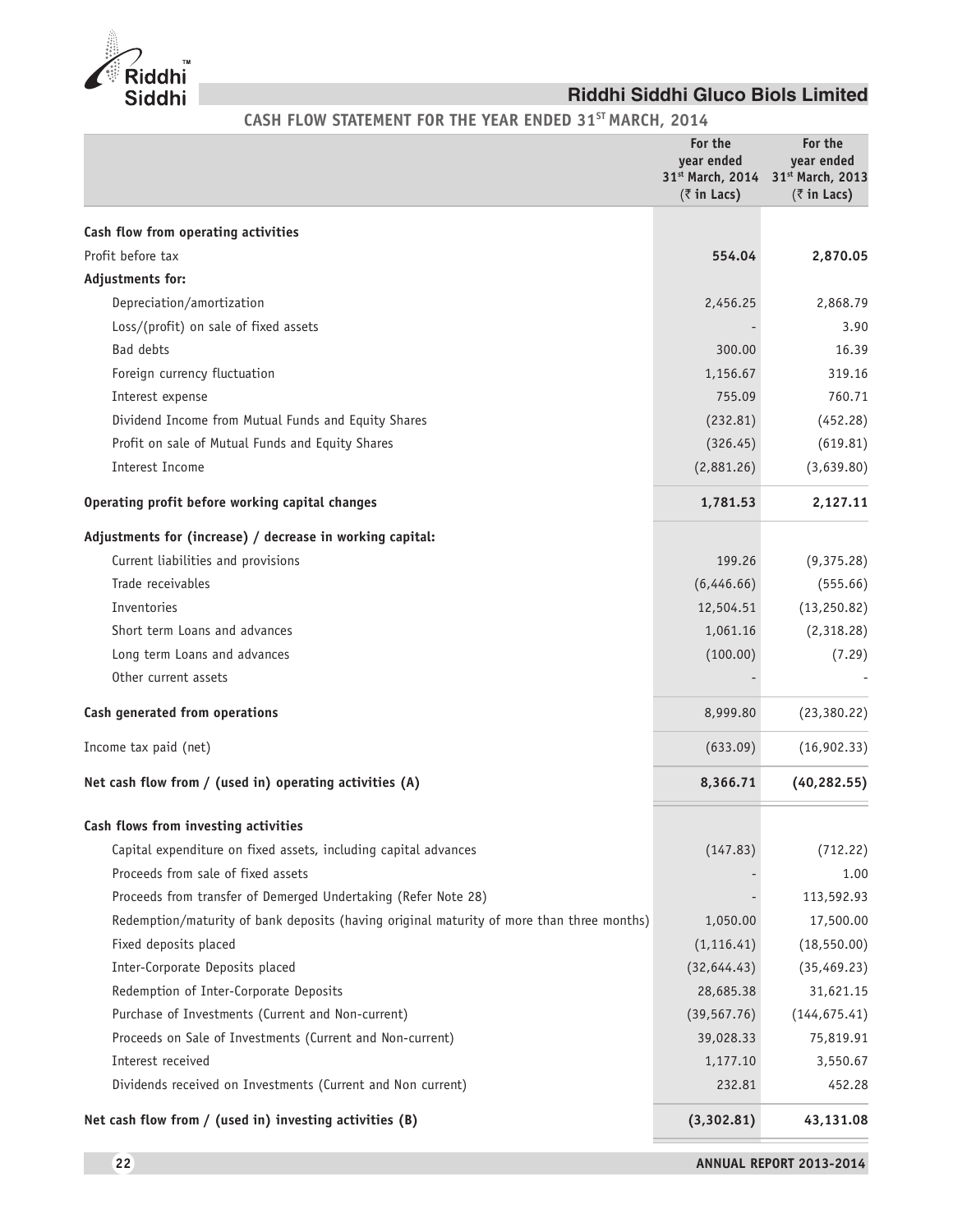# Riddhi Siddhi Gluco Biols Limited

## CASH FLOW STATEMENT FOR THE YEAR ENDED 31ST MARCH, 2014

| | For the year ended 31st March, 2014 (₹ in Lacs) | For the year ended 31st March, 2013 (₹ in Lacs) |
|---|---|---|
| **Cash flow from operating activities** | | |
| Profit before tax | **554.04** | **2,870.05** |
| **Adjustments for:** | | |
| Depreciation/amortization | 2,456.25 | 2,868.79 |
| Loss/(profit) on sale of fixed assets | - | 3.90 |
| Bad debts | 300.00 | 16.39 |
| Foreign currency fluctuation | 1,156.67 | 319.16 |
| Interest expense | 755.09 | 760.71 |
| Dividend Income from Mutual Funds and Equity Shares | (232.81) | (452.28) |
| Profit on sale of Mutual Funds and Equity Shares | (326.45) | (619.81) |
| Interest Income | (2,881.26) | (3,639.80) |
| **Operating profit before working capital changes** | **1,781.53** | **2,127.11** |
| **Adjustments for (increase) / decrease in working capital:** | | |
| Current liabilities and provisions | 199.26 | (9,375.28) |
| Trade receivables | (6,446.66) | (555.66) |
| Inventories | 12,504.51 | (13,250.82) |
| Short term Loans and advances | 1,061.16 | (2,318.28) |
| Long term Loans and advances | (100.00) | (7.29) |
| Other current assets | - | - |
| **Cash generated from operations** | 8,999.80 | (23,380.22) |
| Income tax paid (net) | (633.09) | (16,902.33) |
| **Net cash flow from / (used in) operating activities (A)** | **8,366.71** | **(40,282.55)** |
| **Cash flows from investing activities** | | |
| Capital expenditure on fixed assets, including capital advances | (147.83) | (712.22) |
| Proceeds from sale of fixed assets | - | 1.00 |
| Proceeds from transfer of Demerged Undertaking (Refer Note 28) | - | 113,592.93 |
| Redemption/maturity of bank deposits (having original maturity of more than three months) | 1,050.00 | 17,500.00 |
| Fixed deposits placed | (1,116.41) | (18,550.00) |
| Inter-Corporate Deposits placed | (32,644.43) | (35,469.23) |
| Redemption of Inter-Corporate Deposits | 28,685.38 | 31,621.15 |
| Purchase of Investments (Current and Non-current) | (39,567.76) | (144,675.41) |
| Proceeds on Sale of Investments (Current and Non-current) | 39,028.33 | 75,819.91 |
| Interest received | 1,177.10 | 3,550.67 |
| Dividends received on Investments (Current and Non current) | 232.81 | 452.28 |
| **Net cash flow from / (used in) investing activities (B)** | **(3,302.81)** | **43,131.08** |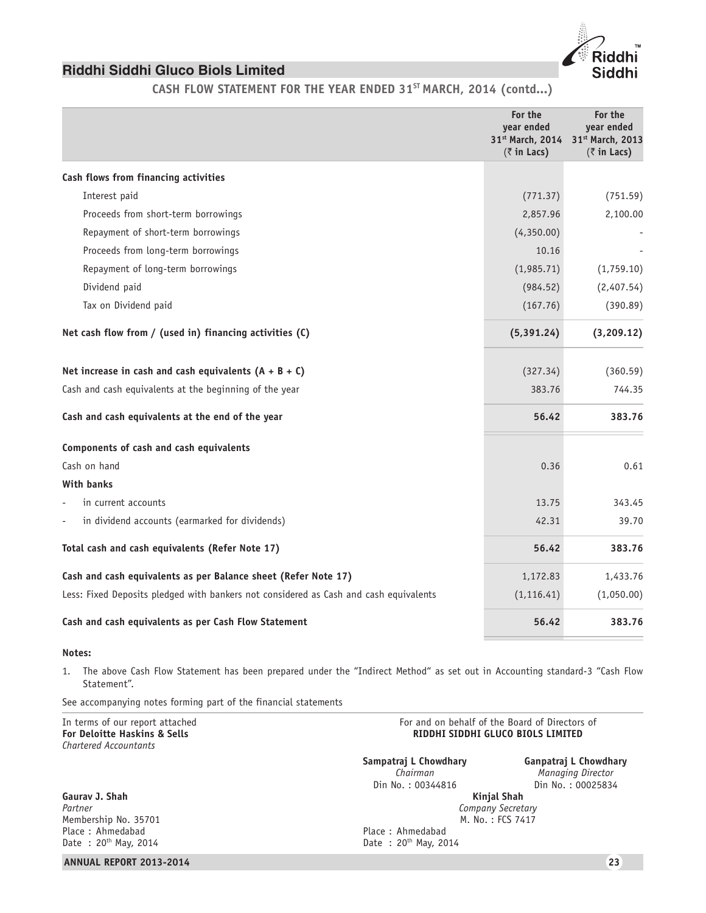## CASH FLOW STATEMENT FOR THE YEAR ENDED 31ST MARCH, 2014 (contd...)

| | For the year ended 31st March, 2014 (₹ in Lacs) | For the year ended 31st March, 2013 (₹ in Lacs) |
|---|---|---|
| **Cash flows from financing activities** | | |
| Interest paid | (771.37) | (751.59) |
| Proceeds from short-term borrowings | 2,857.96 | 2,100.00 |
| Repayment of short-term borrowings | (4,350.00) | - |
| Proceeds from long-term borrowings | 10.16 | - |
| Repayment of long-term borrowings | (1,985.71) | (1,759.10) |
| Dividend paid | (984.52) | (2,407.54) |
| Tax on Dividend paid | (167.76) | (390.89) |
| **Net cash flow from / (used in) financing activities (C)** | **(5,391.24)** | **(3,209.12)** |
| **Net increase in cash and cash equivalents (A + B + C)** | (327.34) | (360.59) |
| Cash and cash equivalents at the beginning of the year | 383.76 | 744.35 |
| **Cash and cash equivalents at the end of the year** | **56.42** | **383.76** |
| **Components of cash and cash equivalents** | | |
| Cash on hand | 0.36 | 0.61 |
| **With banks** | | |
| - in current accounts | 13.75 | 343.45 |
| - in dividend accounts (earmarked for dividends) | 42.31 | 39.70 |
| **Total cash and cash equivalents (Refer Note 17)** | **56.42** | **383.76** |
| **Cash and cash equivalents as per Balance sheet (Refer Note 17)** | 1,172.83 | 1,433.76 |
| Less: Fixed Deposits pledged with bankers not considered as Cash and cash equivalents | (1,116.41) | (1,050.00) |
| **Cash and cash equivalents as per Cash Flow Statement** | **56.42** | **383.76** |

**Notes:**

1. The above Cash Flow Statement has been prepared under the "Indirect Method" as set out in Accounting standard-3 "Cash Flow Statement".

See accompanying notes forming part of the financial statements

In terms of our report attached
**For Deloitte Haskins & Sells**
*Chartered Accountants*

**Gaurav J. Shah**
*Partner*
Membership No. 35701
Place : Ahmedabad
Date : 20th May, 2014

For and on behalf of the Board of Directors of
**RIDDHI SIDDHI GLUCO BIOLS LIMITED**

**Sampatraj L Chowdhary**
*Chairman*
Din No. : 00344816

**Ganpatraj L Chowdhary**
*Managing Director*
Din No. : 00025834

**Kinjal Shah**
*Company Secretary*
M. No. : FCS 7417

Place : Ahmedabad
Date : 20th May, 2014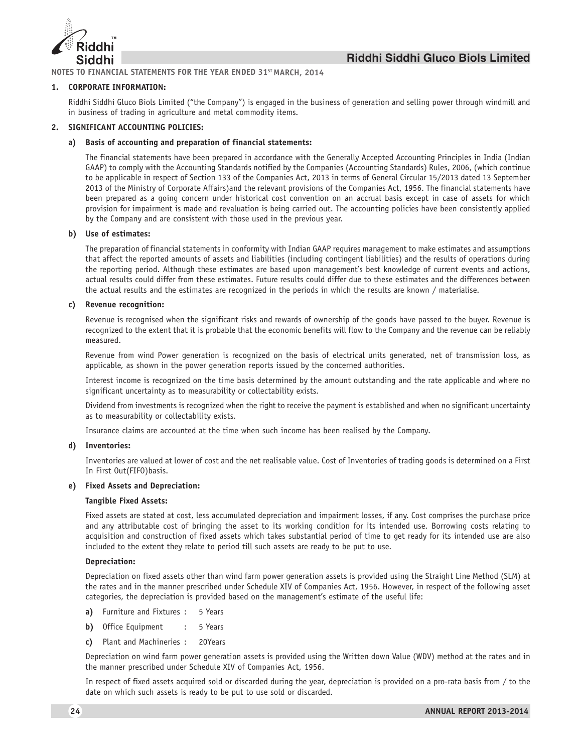**NOTES TO FINANCIAL STATEMENTS FOR THE YEAR ENDED 31ST MARCH, 2014**

**1. CORPORATE INFORMATION:**

Riddhi Siddhi Gluco Biols Limited ("the Company") is engaged in the business of generation and selling power through windmill and in business of trading in agriculture and metal commodity items.

**2. SIGNIFICANT ACCOUNTING POLICIES:**

**a) Basis of accounting and preparation of financial statements:**

The financial statements have been prepared in accordance with the Generally Accepted Accounting Principles in India (Indian GAAP) to comply with the Accounting Standards notified by the Companies (Accounting Standards) Rules, 2006, (which continue to be applicable in respect of Section 133 of the Companies Act, 2013 in terms of General Circular 15/2013 dated 13 September 2013 of the Ministry of Corporate Affairs)and the relevant provisions of the Companies Act, 1956. The financial statements have been prepared as a going concern under historical cost convention on an accrual basis except in case of assets for which provision for impairment is made and revaluation is being carried out. The accounting policies have been consistently applied by the Company and are consistent with those used in the previous year.

**b) Use of estimates:**

The preparation of financial statements in conformity with Indian GAAP requires management to make estimates and assumptions that affect the reported amounts of assets and liabilities (including contingent liabilities) and the results of operations during the reporting period. Although these estimates are based upon management's best knowledge of current events and actions, actual results could differ from these estimates. Future results could differ due to these estimates and the differences between the actual results and the estimates are recognized in the periods in which the results are known / materialise.

**c) Revenue recognition:**

Revenue is recognised when the significant risks and rewards of ownership of the goods have passed to the buyer. Revenue is recognized to the extent that it is probable that the economic benefits will flow to the Company and the revenue can be reliably measured.

Revenue from wind Power generation is recognized on the basis of electrical units generated, net of transmission loss, as applicable, as shown in the power generation reports issued by the concerned authorities.

Interest income is recognized on the time basis determined by the amount outstanding and the rate applicable and where no significant uncertainty as to measurability or collectability exists.

Dividend from investments is recognized when the right to receive the payment is established and when no significant uncertainty as to measurability or collectability exists.

Insurance claims are accounted at the time when such income has been realised by the Company.

**d) Inventories:**

Inventories are valued at lower of cost and the net realisable value. Cost of Inventories of trading goods is determined on a First In First Out(FIFO)basis.

**e) Fixed Assets and Depreciation:**

**Tangible Fixed Assets:**

Fixed assets are stated at cost, less accumulated depreciation and impairment losses, if any. Cost comprises the purchase price and any attributable cost of bringing the asset to its working condition for its intended use. Borrowing costs relating to acquisition and construction of fixed assets which takes substantial period of time to get ready for its intended use are also included to the extent they relate to period till such assets are ready to be put to use.

**Depreciation:**

Depreciation on fixed assets other than wind farm power generation assets is provided using the Straight Line Method (SLM) at the rates and in the manner prescribed under Schedule XIV of Companies Act, 1956. However, in respect of the following asset categories, the depreciation is provided based on the management's estimate of the useful life:

**a)** Furniture and Fixtures : 5 Years

**b)** Office Equipment : 5 Years

**c)** Plant and Machineries : 20Years

Depreciation on wind farm power generation assets is provided using the Written down Value (WDV) method at the rates and in the manner prescribed under Schedule XIV of Companies Act, 1956.

In respect of fixed assets acquired sold or discarded during the year, depreciation is provided on a pro-rata basis from / to the date on which such assets is ready to be put to use sold or discarded.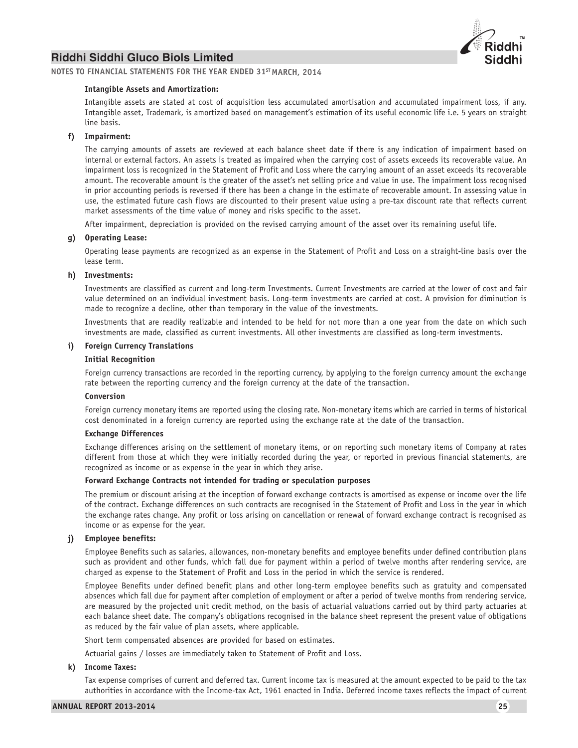**Intangible Assets and Amortization:**

Intangible assets are stated at cost of acquisition less accumulated amortisation and accumulated impairment loss, if any. Intangible asset, Trademark, is amortized based on management's estimation of its useful economic life i.e. 5 years on straight line basis.

**f) Impairment:**

The carrying amounts of assets are reviewed at each balance sheet date if there is any indication of impairment based on internal or external factors. An assets is treated as impaired when the carrying cost of assets exceeds its recoverable value. An impairment loss is recognized in the Statement of Profit and Loss where the carrying amount of an asset exceeds its recoverable amount. The recoverable amount is the greater of the asset's net selling price and value in use. The impairment loss recognised in prior accounting periods is reversed if there has been a change in the estimate of recoverable amount. In assessing value in use, the estimated future cash flows are discounted to their present value using a pre-tax discount rate that reflects current market assessments of the time value of money and risks specific to the asset.

After impairment, depreciation is provided on the revised carrying amount of the asset over its remaining useful life.

**g) Operating Lease:**

Operating lease payments are recognized as an expense in the Statement of Profit and Loss on a straight-line basis over the lease term.

**h) Investments:**

Investments are classified as current and long-term Investments. Current Investments are carried at the lower of cost and fair value determined on an individual investment basis. Long-term investments are carried at cost. A provision for diminution is made to recognize a decline, other than temporary in the value of the investments.

Investments that are readily realizable and intended to be held for not more than a one year from the date on which such investments are made, classified as current investments. All other investments are classified as long-term investments.

**i) Foreign Currency Translations**

**Initial Recognition**

Foreign currency transactions are recorded in the reporting currency, by applying to the foreign currency amount the exchange rate between the reporting currency and the foreign currency at the date of the transaction.

**Conversion**

Foreign currency monetary items are reported using the closing rate. Non-monetary items which are carried in terms of historical cost denominated in a foreign currency are reported using the exchange rate at the date of the transaction.

**Exchange Differences**

Exchange differences arising on the settlement of monetary items, or on reporting such monetary items of Company at rates different from those at which they were initially recorded during the year, or reported in previous financial statements, are recognized as income or as expense in the year in which they arise.

**Forward Exchange Contracts not intended for trading or speculation purposes**

The premium or discount arising at the inception of forward exchange contracts is amortised as expense or income over the life of the contract. Exchange differences on such contracts are recognised in the Statement of Profit and Loss in the year in which the exchange rates change. Any profit or loss arising on cancellation or renewal of forward exchange contract is recognised as income or as expense for the year.

**j) Employee benefits:**

Employee Benefits such as salaries, allowances, non-monetary benefits and employee benefits under defined contribution plans such as provident and other funds, which fall due for payment within a period of twelve months after rendering service, are charged as expense to the Statement of Profit and Loss in the period in which the service is rendered.

Employee Benefits under defined benefit plans and other long-term employee benefits such as gratuity and compensated absences which fall due for payment after completion of employment or after a period of twelve months from rendering service, are measured by the projected unit credit method, on the basis of actuarial valuations carried out by third party actuaries at each balance sheet date. The company's obligations recognised in the balance sheet represent the present value of obligations as reduced by the fair value of plan assets, where applicable.

Short term compensated absences are provided for based on estimates.

Actuarial gains / losses are immediately taken to Statement of Profit and Loss.

**k) Income Taxes:**

Tax expense comprises of current and deferred tax. Current income tax is measured at the amount expected to be paid to the tax authorities in accordance with the Income-tax Act, 1961 enacted in India. Deferred income taxes reflects the impact of current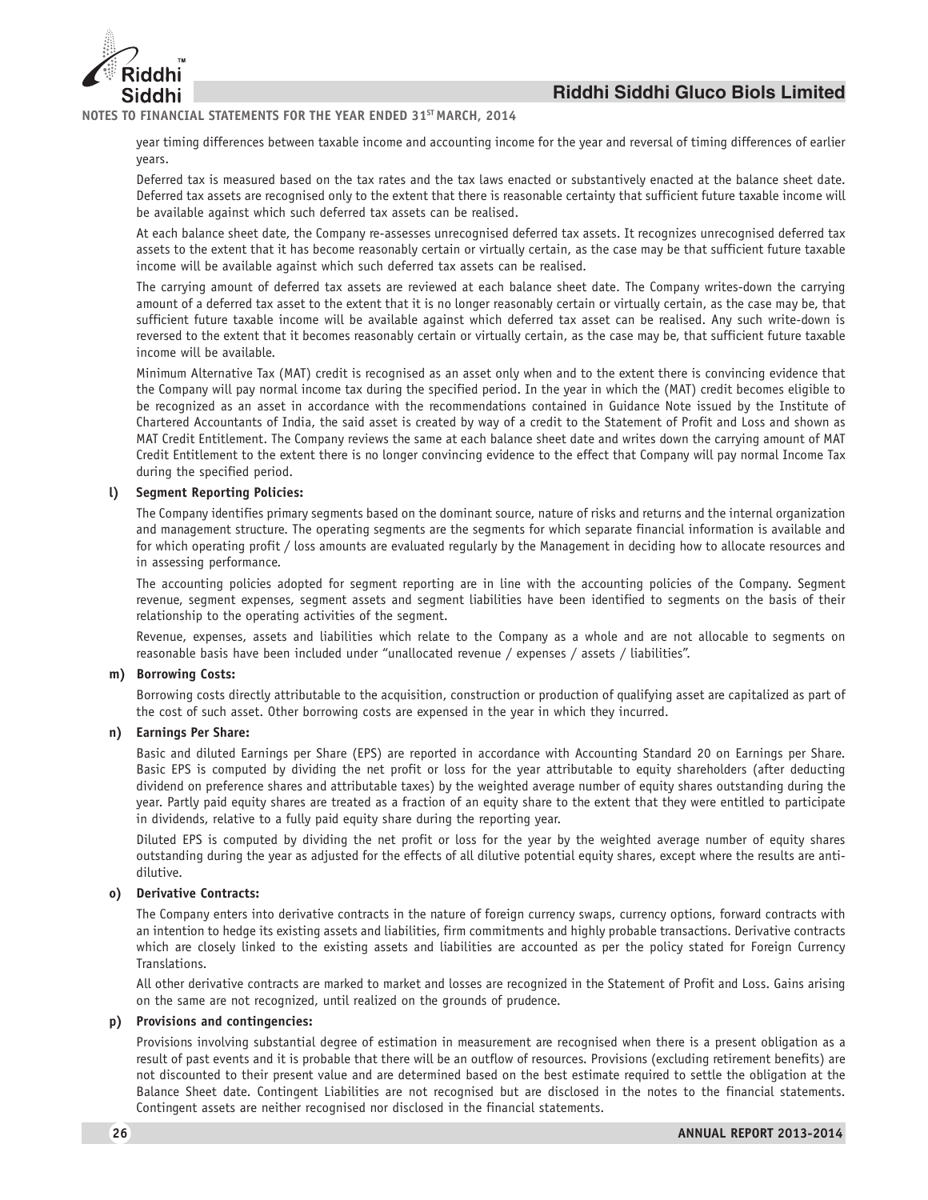year timing differences between taxable income and accounting income for the year and reversal of timing differences of earlier years.

Deferred tax is measured based on the tax rates and the tax laws enacted or substantively enacted at the balance sheet date. Deferred tax assets are recognised only to the extent that there is reasonable certainty that sufficient future taxable income will be available against which such deferred tax assets can be realised.

At each balance sheet date, the Company re-assesses unrecognised deferred tax assets. It recognizes unrecognised deferred tax assets to the extent that it has become reasonably certain or virtually certain, as the case may be that sufficient future taxable income will be available against which such deferred tax assets can be realised.

The carrying amount of deferred tax assets are reviewed at each balance sheet date. The Company writes-down the carrying amount of a deferred tax asset to the extent that it is no longer reasonably certain or virtually certain, as the case may be, that sufficient future taxable income will be available against which deferred tax asset can be realised. Any such write-down is reversed to the extent that it becomes reasonably certain or virtually certain, as the case may be, that sufficient future taxable income will be available.

Minimum Alternative Tax (MAT) credit is recognised as an asset only when and to the extent there is convincing evidence that the Company will pay normal income tax during the specified period. In the year in which the (MAT) credit becomes eligible to be recognized as an asset in accordance with the recommendations contained in Guidance Note issued by the Institute of Chartered Accountants of India, the said asset is created by way of a credit to the Statement of Profit and Loss and shown as MAT Credit Entitlement. The Company reviews the same at each balance sheet date and writes down the carrying amount of MAT Credit Entitlement to the extent there is no longer convincing evidence to the effect that Company will pay normal Income Tax during the specified period.

**l) Segment Reporting Policies:**

The Company identifies primary segments based on the dominant source, nature of risks and returns and the internal organization and management structure. The operating segments are the segments for which separate financial information is available and for which operating profit / loss amounts are evaluated regularly by the Management in deciding how to allocate resources and in assessing performance.

The accounting policies adopted for segment reporting are in line with the accounting policies of the Company. Segment revenue, segment expenses, segment assets and segment liabilities have been identified to segments on the basis of their relationship to the operating activities of the segment.

Revenue, expenses, assets and liabilities which relate to the Company as a whole and are not allocable to segments on reasonable basis have been included under "unallocated revenue / expenses / assets / liabilities".

**m) Borrowing Costs:**

Borrowing costs directly attributable to the acquisition, construction or production of qualifying asset are capitalized as part of the cost of such asset. Other borrowing costs are expensed in the year in which they incurred.

**n) Earnings Per Share:**

Basic and diluted Earnings per Share (EPS) are reported in accordance with Accounting Standard 20 on Earnings per Share. Basic EPS is computed by dividing the net profit or loss for the year attributable to equity shareholders (after deducting dividend on preference shares and attributable taxes) by the weighted average number of equity shares outstanding during the year. Partly paid equity shares are treated as a fraction of an equity share to the extent that they were entitled to participate in dividends, relative to a fully paid equity share during the reporting year.

Diluted EPS is computed by dividing the net profit or loss for the year by the weighted average number of equity shares outstanding during the year as adjusted for the effects of all dilutive potential equity shares, except where the results are anti-dilutive.

**o) Derivative Contracts:**

The Company enters into derivative contracts in the nature of foreign currency swaps, currency options, forward contracts with an intention to hedge its existing assets and liabilities, firm commitments and highly probable transactions. Derivative contracts which are closely linked to the existing assets and liabilities are accounted as per the policy stated for Foreign Currency Translations.

All other derivative contracts are marked to market and losses are recognized in the Statement of Profit and Loss. Gains arising on the same are not recognized, until realized on the grounds of prudence.

**p) Provisions and contingencies:**

Provisions involving substantial degree of estimation in measurement are recognised when there is a present obligation as a result of past events and it is probable that there will be an outflow of resources. Provisions (excluding retirement benefits) are not discounted to their present value and are determined based on the best estimate required to settle the obligation at the Balance Sheet date. Contingent Liabilities are not recognised but are disclosed in the notes to the financial statements. Contingent assets are neither recognised nor disclosed in the financial statements.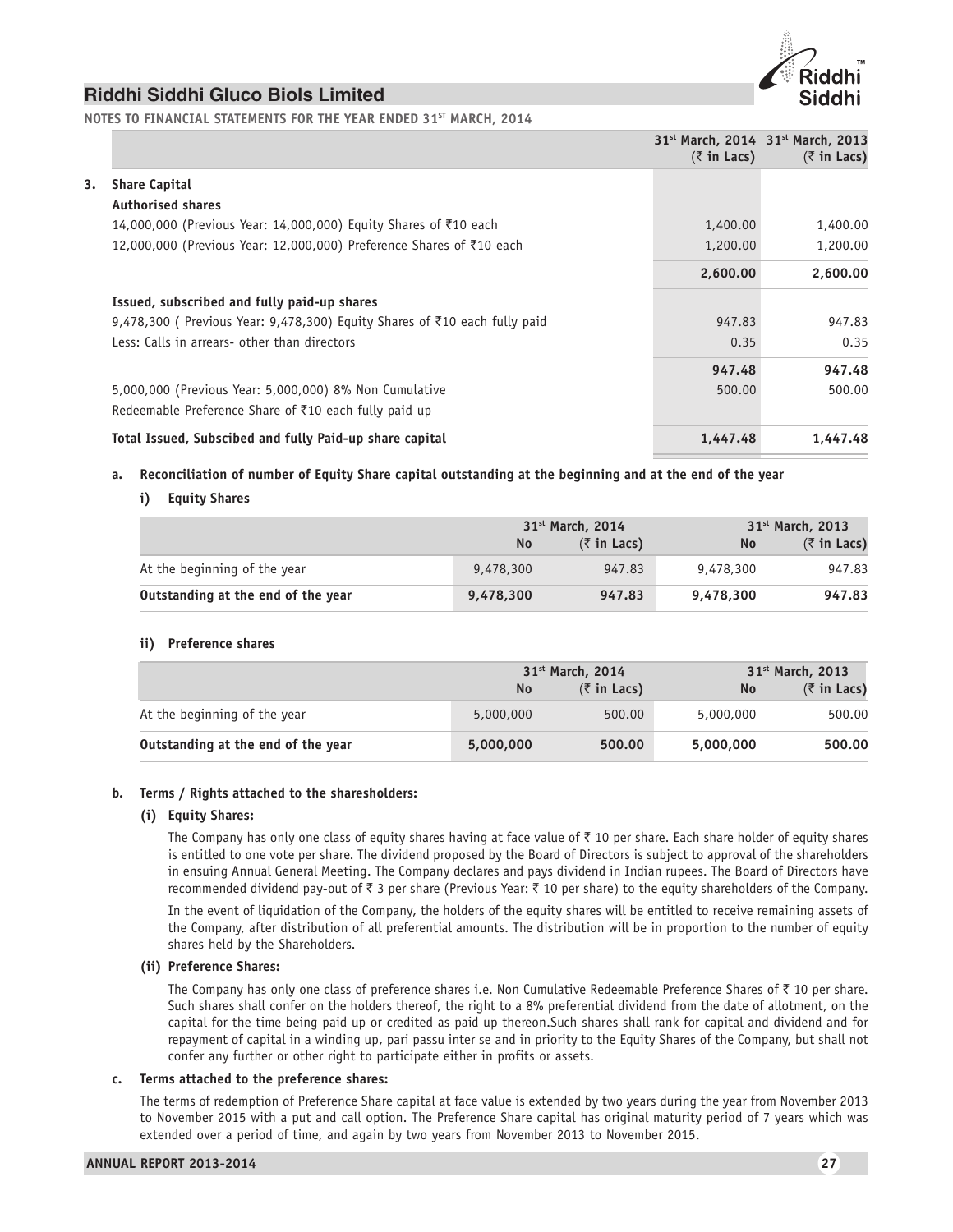## NOTES TO FINANCIAL STATEMENTS FOR THE YEAR ENDED 31ST MARCH, 2014

| | 31st March, 2014 (₹ in Lacs) | 31st March, 2013 (₹ in Lacs) |
|---|---|---|
| **3. Share Capital** | | |
| **Authorised shares** | | |
| 14,000,000 (Previous Year: 14,000,000) Equity Shares of ₹10 each | 1,400.00 | 1,400.00 |
| 12,000,000 (Previous Year: 12,000,000) Preference Shares of ₹10 each | 1,200.00 | 1,200.00 |
| | **2,600.00** | **2,600.00** |
| **Issued, subscribed and fully paid-up shares** | | |
| 9,478,300 ( Previous Year: 9,478,300) Equity Shares of ₹10 each fully paid | 947.83 | 947.83 |
| Less: Calls in arrears- other than directors | 0.35 | 0.35 |
| | **947.48** | **947.48** |
| 5,000,000 (Previous Year: 5,000,000) 8% Non Cumulative Redeemable Preference Share of ₹10 each fully paid up | 500.00 | 500.00 |
| **Total Issued, Subscibed and fully Paid-up share capital** | **1,447.48** | **1,447.48** |

**a. Reconciliation of number of Equity Share capital outstanding at the beginning and at the end of the year**

**i) Equity Shares**

| | 31st March, 2014 | | 31st March, 2013 | |
|---|---|---|---|---|
| | No | (₹ in Lacs) | No | (₹ in Lacs) |
| At the beginning of the year | 9,478,300 | 947.83 | 9,478,300 | 947.83 |
| **Outstanding at the end of the year** | **9,478,300** | **947.83** | **9,478,300** | **947.83** |

**ii) Preference shares**

| | 31st March, 2014 | | 31st March, 2013 | |
|---|---|---|---|---|
| | No | (₹ in Lacs) | No | (₹ in Lacs) |
| At the beginning of the year | 5,000,000 | 500.00 | 5,000,000 | 500.00 |
| **Outstanding at the end of the year** | **5,000,000** | **500.00** | **5,000,000** | **500.00** |

**b. Terms / Rights attached to the sharesholders:**

**(i) Equity Shares:**

The Company has only one class of equity shares having at face value of ₹ 10 per share. Each share holder of equity shares is entitled to one vote per share. The dividend proposed by the Board of Directors is subject to approval of the shareholders in ensuing Annual General Meeting. The Company declares and pays dividend in Indian rupees. The Board of Directors have recommended dividend pay-out of ₹ 3 per share (Previous Year: ₹ 10 per share) to the equity shareholders of the Company.

In the event of liquidation of the Company, the holders of the equity shares will be entitled to receive remaining assets of the Company, after distribution of all preferential amounts. The distribution will be in proportion to the number of equity shares held by the Shareholders.

**(ii) Preference Shares:**

The Company has only one class of preference shares i.e. Non Cumulative Redeemable Preference Shares of ₹ 10 per share. Such shares shall confer on the holders thereof, the right to a 8% preferential dividend from the date of allotment, on the capital for the time being paid up or credited as paid up thereon.Such shares shall rank for capital and dividend and for repayment of capital in a winding up, pari passu inter se and in priority to the Equity Shares of the Company, but shall not confer any further or other right to participate either in profits or assets.

**c. Terms attached to the preference shares:**

The terms of redemption of Preference Share capital at face value is extended by two years during the year from November 2013 to November 2015 with a put and call option. The Preference Share capital has original maturity period of 7 years which was extended over a period of time, and again by two years from November 2013 to November 2015.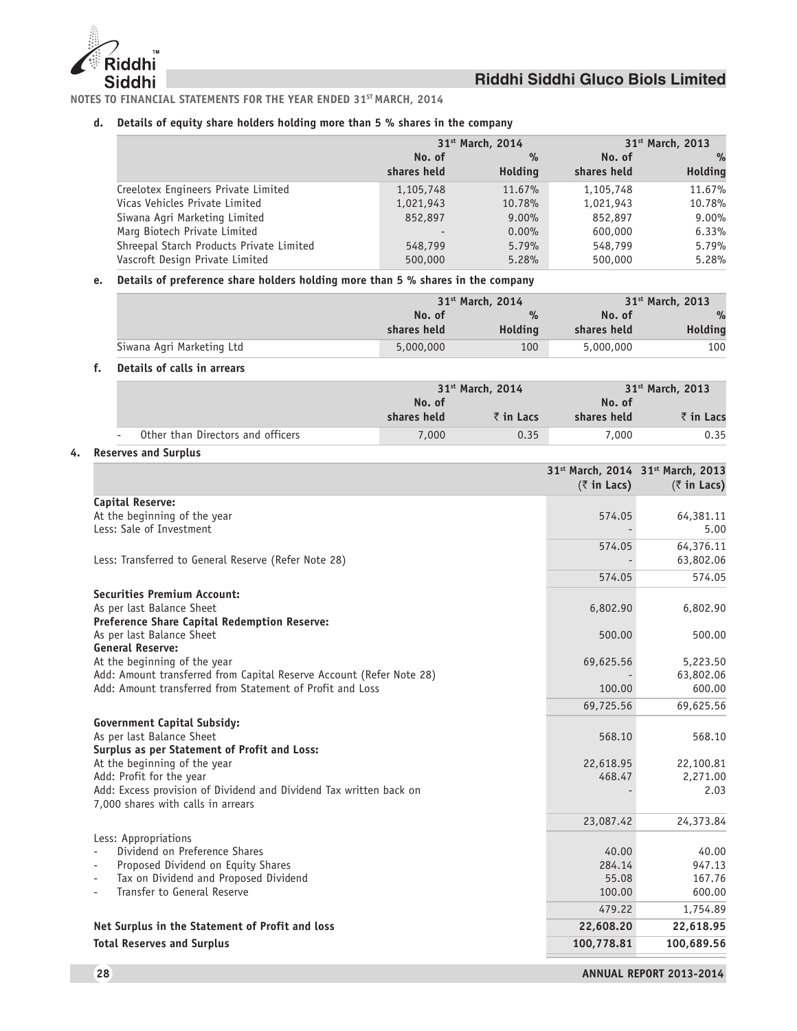NOTES TO FINANCIAL STATEMENTS FOR THE YEAR ENDED 31ST MARCH, 2014

**d. Details of equity share holders holding more than 5 % shares in the company**

| | 31st March, 2014 | | 31st March, 2013 | |
|---|---|---|---|---|
| | No. of shares held | % Holding | No. of shares held | % Holding |
| Creelotex Engineers Private Limited | 1,105,748 | 11.67% | 1,105,748 | 11.67% |
| Vicas Vehicles Private Limited | 1,021,943 | 10.78% | 1,021,943 | 10.78% |
| Siwana Agri Marketing Limited | 852,897 | 9.00% | 852,897 | 9.00% |
| Marg Biotech Private Limited | - | 0.00% | 600,000 | 6.33% |
| Shreepal Starch Products Private Limited | 548,799 | 5.79% | 548,799 | 5.79% |
| Vascroft Design Private Limited | 500,000 | 5.28% | 500,000 | 5.28% |

**e. Details of preference share holders holding more than 5 % shares in the company**

| | 31st March, 2014 | | 31st March, 2013 | |
|---|---|---|---|---|
| | No. of shares held | % Holding | No. of shares held | % Holding |
| Siwana Agri Marketing Ltd | 5,000,000 | 100 | 5,000,000 | 100 |

**f. Details of calls in arrears**

| | 31st March, 2014 | | 31st March, 2013 | |
|---|---|---|---|---|
| | No. of shares held | ₹ in Lacs | No. of shares held | ₹ in Lacs |
| - Other than Directors and officers | 7,000 | 0.35 | 7,000 | 0.35 |

**4. Reserves and Surplus**

| | 31st March, 2014 (₹ in Lacs) | 31st March, 2013 (₹ in Lacs) |
|---|---|---|
| **Capital Reserve:** | | |
| At the beginning of the year | 574.05 | 64,381.11 |
| Less: Sale of Investment | - | 5.00 |
| | 574.05 | 64,376.11 |
| Less: Transferred to General Reserve (Refer Note 28) | - | 63,802.06 |
| | 574.05 | 574.05 |
| **Securities Premium Account:** | | |
| As per last Balance Sheet | 6,802.90 | 6,802.90 |
| **Preference Share Capital Redemption Reserve:** | | |
| As per last Balance Sheet | 500.00 | 500.00 |
| **General Reserve:** | | |
| At the beginning of the year | 69,625.56 | 5,223.50 |
| Add: Amount transferred from Capital Reserve Account (Refer Note 28) | - | 63,802.06 |
| Add: Amount transferred from Statement of Profit and Loss | 100.00 | 600.00 |
| | 69,725.56 | 69,625.56 |
| **Government Capital Subsidy:** | | |
| As per last Balance Sheet | 568.10 | 568.10 |
| **Surplus as per Statement of Profit and Loss:** | | |
| At the beginning of the year | 22,618.95 | 22,100.81 |
| Add: Profit for the year | 468.47 | 2,271.00 |
| Add: Excess provision of Dividend and Dividend Tax written back on 7,000 shares with calls in arrears | - | 2.03 |
| | 23,087.42 | 24,373.84 |
| Less: Appropriations | | |
| - Dividend on Preference Shares | 40.00 | 40.00 |
| - Proposed Dividend on Equity Shares | 284.14 | 947.13 |
| - Tax on Dividend and Proposed Dividend | 55.08 | 167.76 |
| - Transfer to General Reserve | 100.00 | 600.00 |
| | 479.22 | 1,754.89 |
| **Net Surplus in the Statement of Profit and loss** | **22,608.20** | **22,618.95** |
| **Total Reserves and Surplus** | **100,778.81** | **100,689.56** |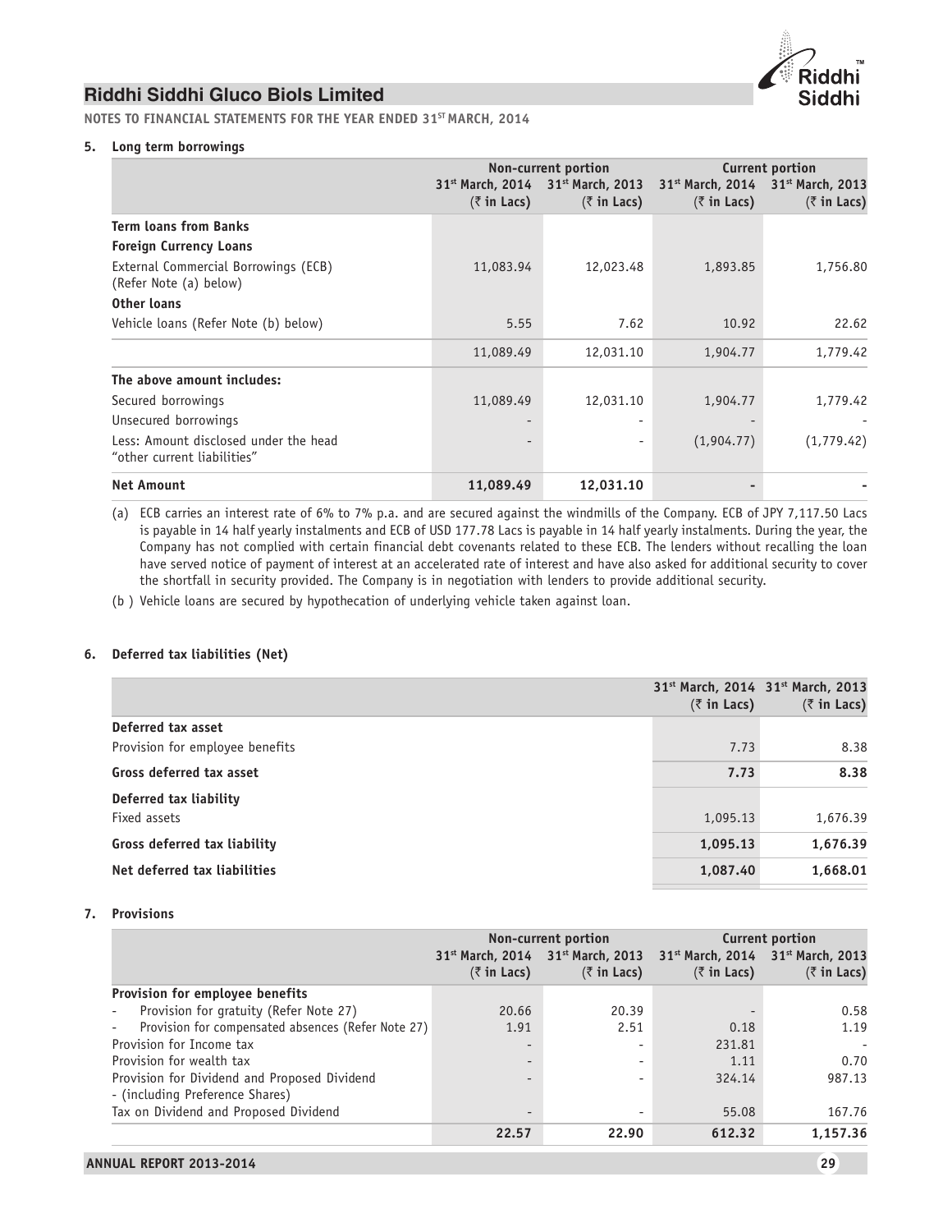## NOTES TO FINANCIAL STATEMENTS FOR THE YEAR ENDED 31ST MARCH, 2014

### 5. Long term borrowings

| | Non-current portion | | Current portion | |
|---|---|---|---|---|
| | 31st March, 2014 (₹ in Lacs) | 31st March, 2013 (₹ in Lacs) | 31st March, 2014 (₹ in Lacs) | 31st March, 2013 (₹ in Lacs) |
| **Term loans from Banks** | | | | |
| **Foreign Currency Loans** | | | | |
| External Commercial Borrowings (ECB) (Refer Note (a) below) | 11,083.94 | 12,023.48 | 1,893.85 | 1,756.80 |
| **Other loans** | | | | |
| Vehicle loans (Refer Note (b) below) | 5.55 | 7.62 | 10.92 | 22.62 |
| | 11,089.49 | 12,031.10 | 1,904.77 | 1,779.42 |
| **The above amount includes:** | | | | |
| Secured borrowings | 11,089.49 | 12,031.10 | 1,904.77 | 1,779.42 |
| Unsecured borrowings | - | - | - | - |
| Less: Amount disclosed under the head "other current liabilities" | - | - | (1,904.77) | (1,779.42) |
| **Net Amount** | **11,089.49** | **12,031.10** | **-** | **-** |

(a) ECB carries an interest rate of 6% to 7% p.a. and are secured against the windmills of the Company. ECB of JPY 7,117.50 Lacs is payable in 14 half yearly instalments and ECB of USD 177.78 Lacs is payable in 14 half yearly instalments. During the year, the Company has not complied with certain financial debt covenants related to these ECB. The lenders without recalling the loan have served notice of payment of interest at an accelerated rate of interest and have also asked for additional security to cover the shortfall in security provided. The Company is in negotiation with lenders to provide additional security.

(b ) Vehicle loans are secured by hypothecation of underlying vehicle taken against loan.

### 6. Deferred tax liabilities (Net)

| | 31st March, 2014 (₹ in Lacs) | 31st March, 2013 (₹ in Lacs) |
|---|---|---|
| **Deferred tax asset** | | |
| Provision for employee benefits | 7.73 | 8.38 |
| **Gross deferred tax asset** | **7.73** | **8.38** |
| **Deferred tax liability** | | |
| Fixed assets | 1,095.13 | 1,676.39 |
| **Gross deferred tax liability** | **1,095.13** | **1,676.39** |
| **Net deferred tax liabilities** | **1,087.40** | **1,668.01** |

### 7. Provisions

| | Non-current portion | | Current portion | |
|---|---|---|---|---|
| | 31st March, 2014 (₹ in Lacs) | 31st March, 2013 (₹ in Lacs) | 31st March, 2014 (₹ in Lacs) | 31st March, 2013 (₹ in Lacs) |
| **Provision for employee benefits** | | | | |
| - Provision for gratuity (Refer Note 27) | 20.66 | 20.39 | - | 0.58 |
| - Provision for compensated absences (Refer Note 27) | 1.91 | 2.51 | 0.18 | 1.19 |
| Provision for Income tax | - | - | 231.81 | - |
| Provision for wealth tax | - | - | 1.11 | 0.70 |
| Provision for Dividend and Proposed Dividend - (including Preference Shares) | - | - | 324.14 | 987.13 |
| Tax on Dividend and Proposed Dividend | - | - | 55.08 | 167.76 |
| | **22.57** | **22.90** | **612.32** | **1,157.36** |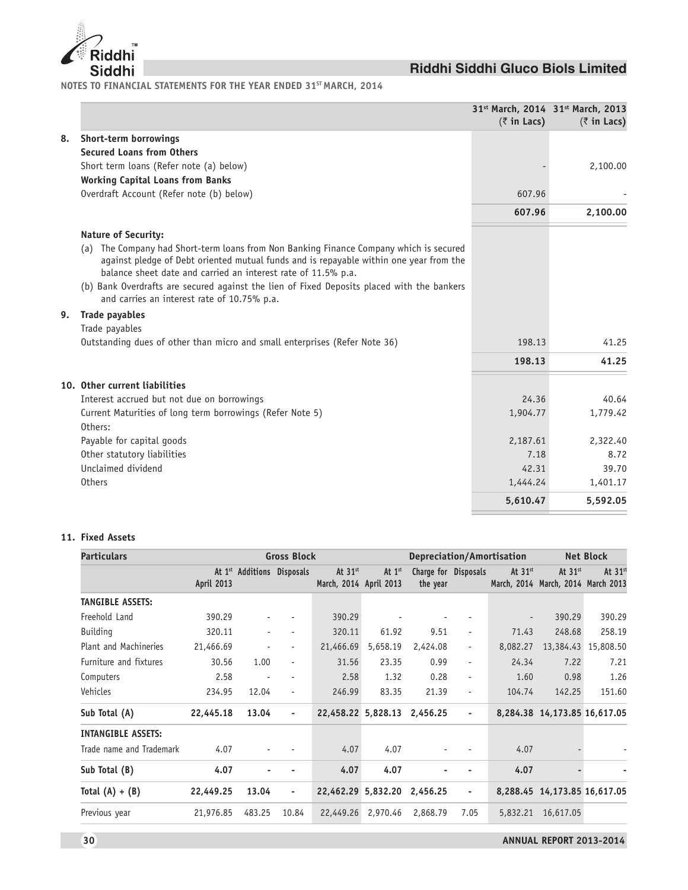**NOTES TO FINANCIAL STATEMENTS FOR THE YEAR ENDED 31ST MARCH, 2014**

| | | 31st March, 2014 (₹ in Lacs) | 31st March, 2013 (₹ in Lacs) |
|---|---|---|---|
| **8.** | **Short-term borrowings** | | |
| | **Secured Loans from Others** | | |
| | Short term loans (Refer note (a) below) | - | 2,100.00 |
| | **Working Capital Loans from Banks** | | |
| | Overdraft Account (Refer note (b) below) | 607.96 | - |
| | | **607.96** | **2,100.00** |

**Nature of Security:**

(a) The Company had Short-term loans from Non Banking Finance Company which is secured against pledge of Debt oriented mutual funds and is repayable within one year from the balance sheet date and carried an interest rate of 11.5% p.a.

(b) Bank Overdrafts are secured against the lien of Fixed Deposits placed with the bankers and carries an interest rate of 10.75% p.a.

| | | 31st March, 2014 (₹ in Lacs) | 31st March, 2013 (₹ in Lacs) |
|---|---|---|---|
| **9.** | **Trade payables** | | |
| | Trade payables | | |
| | Outstanding dues of other than micro and small enterprises (Refer Note 36) | 198.13 | 41.25 |
| | | **198.13** | **41.25** |
| **10.** | **Other current liabilities** | | |
| | Interest accrued but not due on borrowings | 24.36 | 40.64 |
| | Current Maturities of long term borrowings (Refer Note 5) | 1,904.77 | 1,779.42 |
| | Others: | | |
| | Payable for capital goods | 2,187.61 | 2,322.40 |
| | Other statutory liabilities | 7.18 | 8.72 |
| | Unclaimed dividend | 42.31 | 39.70 |
| | Others | 1,444.24 | 1,401.17 |
| | | **5,610.47** | **5,592.05** |

**11. Fixed Assets**

| Particulars | Gross Block | | | | Depreciation/Amortisation | | | | Net Block | |
|---|---|---|---|---|---|---|---|---|---|---|
| | At 1st April 2013 | Additions | Disposals | At 31st March, 2014 | At 1st April 2013 | Charge for the year | Disposals | At 31st March, 2014 | At 31st March, 2014 | At 31st March 2013 |
| **TANGIBLE ASSETS:** | | | | | | | | | | |
| Freehold Land | 390.29 | - | - | 390.29 | - | - | - | - | 390.29 | 390.29 |
| Building | 320.11 | - | - | 320.11 | 61.92 | 9.51 | - | 71.43 | 248.68 | 258.19 |
| Plant and Machineries | 21,466.69 | - | - | 21,466.69 | 5,658.19 | 2,424.08 | - | 8,082.27 | 13,384.43 | 15,808.50 |
| Furniture and fixtures | 30.56 | 1.00 | - | 31.56 | 23.35 | 0.99 | - | 24.34 | 7.22 | 7.21 |
| Computers | 2.58 | - | - | 2.58 | 1.32 | 0.28 | - | 1.60 | 0.98 | 1.26 |
| Vehicles | 234.95 | 12.04 | - | 246.99 | 83.35 | 21.39 | - | 104.74 | 142.25 | 151.60 |
| **Sub Total (A)** | **22,445.18** | **13.04** | **-** | **22,458.22** | **5,828.13** | **2,456.25** | **-** | **8,284.38** | **14,173.85** | **16,617.05** |
| **INTANGIBLE ASSETS:** | | | | | | | | | | |
| Trade name and Trademark | 4.07 | - | - | 4.07 | 4.07 | - | - | 4.07 | - | - |
| **Sub Total (B)** | **4.07** | **-** | **-** | **4.07** | **4.07** | **-** | **-** | **4.07** | **-** | **-** |
| **Total (A) + (B)** | **22,449.25** | **13.04** | **-** | **22,462.29** | **5,832.20** | **2,456.25** | **-** | **8,288.45** | **14,173.85** | **16,617.05** |
| Previous year | 21,976.85 | 483.25 | 10.84 | 22,449.26 | 2,970.46 | 2,868.79 | 7.05 | 5,832.21 | 16,617.05 | |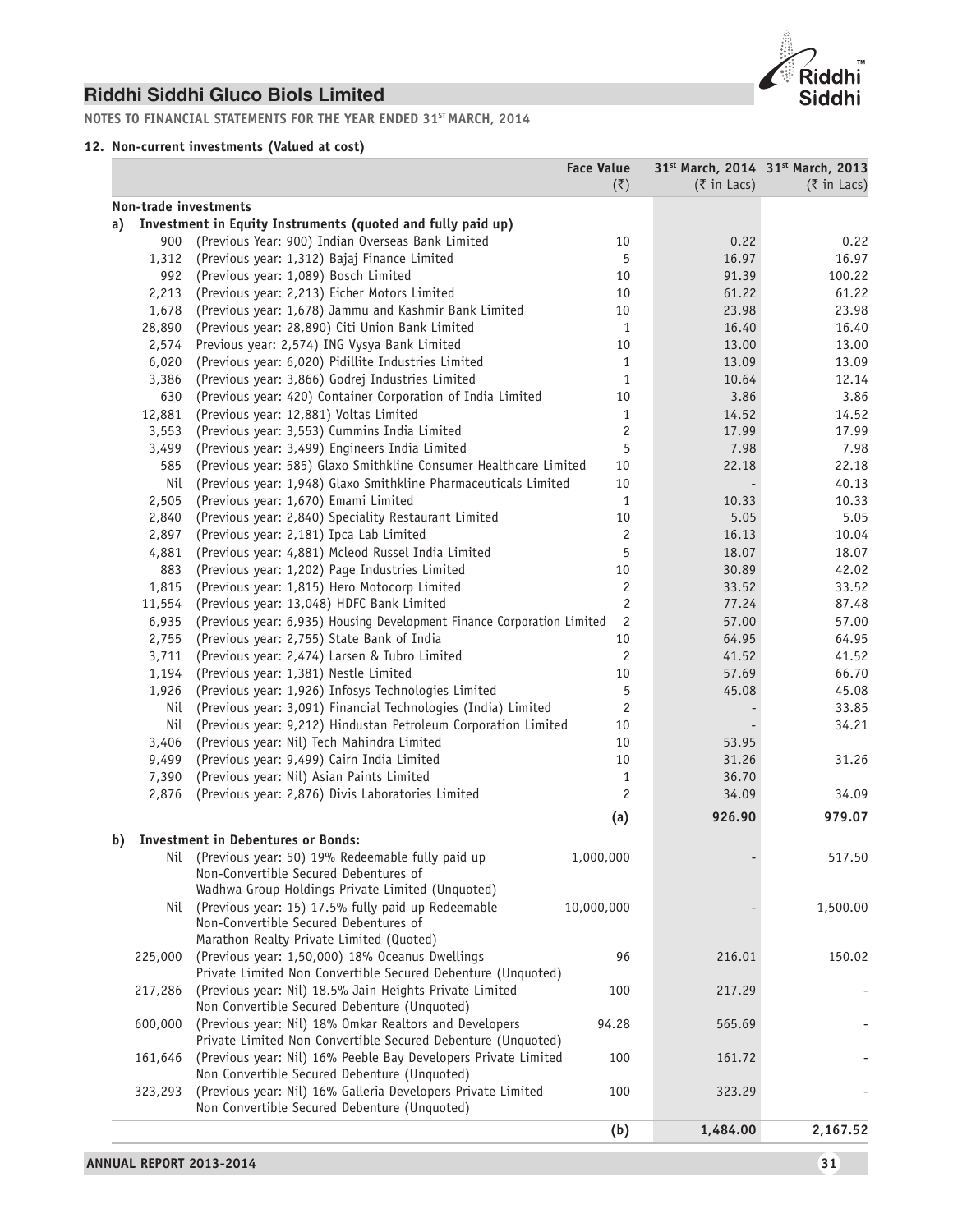**NOTES TO FINANCIAL STATEMENTS FOR THE YEAR ENDED 31ST MARCH, 2014**

### 12. Non-current investments (Valued at cost)

| | | Face Value (₹) | 31st March, 2014 (₹ in Lacs) | 31st March, 2013 (₹ in Lacs) |
|---|---|---|---|---|
| **Non-trade investments** | | | | |
| **a) Investment in Equity Instruments (quoted and fully paid up)** | | | | |
| 900 | (Previous Year: 900) Indian Overseas Bank Limited | 10 | 0.22 | 0.22 |
| 1,312 | (Previous year: 1,312) Bajaj Finance Limited | 5 | 16.97 | 16.97 |
| 992 | (Previous year: 1,089) Bosch Limited | 10 | 91.39 | 100.22 |
| 2,213 | (Previous year: 2,213) Eicher Motors Limited | 10 | 61.22 | 61.22 |
| 1,678 | (Previous year: 1,678) Jammu and Kashmir Bank Limited | 10 | 23.98 | 23.98 |
| 28,890 | (Previous year: 28,890) Citi Union Bank Limited | 1 | 16.40 | 16.40 |
| 2,574 | Previous year: 2,574) ING Vysya Bank Limited | 10 | 13.00 | 13.00 |
| 6,020 | (Previous year: 6,020) Pidillite Industries Limited | 1 | 13.09 | 13.09 |
| 3,386 | (Previous year: 3,866) Godrej Industries Limited | 1 | 10.64 | 12.14 |
| 630 | (Previous year: 420) Container Corporation of India Limited | 10 | 3.86 | 3.86 |
| 12,881 | (Previous year: 12,881) Voltas Limited | 1 | 14.52 | 14.52 |
| 3,553 | (Previous year: 3,553) Cummins India Limited | 2 | 17.99 | 17.99 |
| 3,499 | (Previous year: 3,499) Engineers India Limited | 5 | 7.98 | 7.98 |
| 585 | (Previous year: 585) Glaxo Smithkline Consumer Healthcare Limited | 10 | 22.18 | 22.18 |
| Nil | (Previous year: 1,948) Glaxo Smithkline Pharmaceuticals Limited | 10 | - | 40.13 |
| 2,505 | (Previous year: 1,670) Emami Limited | 1 | 10.33 | 10.33 |
| 2,840 | (Previous year: 2,840) Speciality Restaurant Limited | 10 | 5.05 | 5.05 |
| 2,897 | (Previous year: 2,181) Ipca Lab Limited | 2 | 16.13 | 10.04 |
| 4,881 | (Previous year: 4,881) Mcleod Russel India Limited | 5 | 18.07 | 18.07 |
| 883 | (Previous year: 1,202) Page Industries Limited | 10 | 30.89 | 42.02 |
| 1,815 | (Previous year: 1,815) Hero Motocorp Limited | 2 | 33.52 | 33.52 |
| 11,554 | (Previous year: 13,048) HDFC Bank Limited | 2 | 77.24 | 87.48 |
| 6,935 | (Previous year: 6,935) Housing Development Finance Corporation Limited | 2 | 57.00 | 57.00 |
| 2,755 | (Previous year: 2,755) State Bank of India | 10 | 64.95 | 64.95 |
| 3,711 | (Previous year: 2,474) Larsen & Tubro Limited | 2 | 41.52 | 41.52 |
| 1,194 | (Previous year: 1,381) Nestle Limited | 10 | 57.69 | 66.70 |
| 1,926 | (Previous year: 1,926) Infosys Technologies Limited | 5 | 45.08 | 45.08 |
| Nil | (Previous year: 3,091) Financial Technologies (India) Limited | 2 | - | 33.85 |
| Nil | (Previous year: 9,212) Hindustan Petroleum Corporation Limited | 10 | - | 34.21 |
| 3,406 | (Previous year: Nil) Tech Mahindra Limited | 10 | 53.95 | |
| 9,499 | (Previous year: 9,499) Cairn India Limited | 10 | 31.26 | 31.26 |
| 7,390 | (Previous year: Nil) Asian Paints Limited | 1 | 36.70 | |
| 2,876 | (Previous year: 2,876) Divis Laboratories Limited | 2 | 34.09 | 34.09 |
| | | **(a)** | **926.90** | **979.07** |
| **b) Investment in Debentures or Bonds:** | | | | |
| Nil | (Previous year: 50) 19% Redeemable fully paid up Non-Convertible Secured Debentures of Wadhwa Group Holdings Private Limited (Unquoted) | 1,000,000 | - | 517.50 |
| Nil | (Previous year: 15) 17.5% fully paid up Redeemable Non-Convertible Secured Debentures of Marathon Realty Private Limited (Quoted) | 10,000,000 | - | 1,500.00 |
| 225,000 | (Previous year: 1,50,000) 18% Oceanus Dwellings Private Limited Non Convertible Secured Debenture (Unquoted) | 96 | 216.01 | 150.02 |
| 217,286 | (Previous year: Nil) 18.5% Jain Heights Private Limited Non Convertible Secured Debenture (Unquoted) | 100 | 217.29 | - |
| 600,000 | (Previous year: Nil) 18% Omkar Realtors and Developers Private Limited Non Convertible Secured Debenture (Unquoted) | 94.28 | 565.69 | - |
| 161,646 | (Previous year: Nil) 16% Peeble Bay Developers Private Limited Non Convertible Secured Debenture (Unquoted) | 100 | 161.72 | - |
| 323,293 | (Previous year: Nil) 16% Galleria Developers Private Limited Non Convertible Secured Debenture (Unquoted) | 100 | 323.29 | - |
| | | **(b)** | **1,484.00** | **2,167.52** |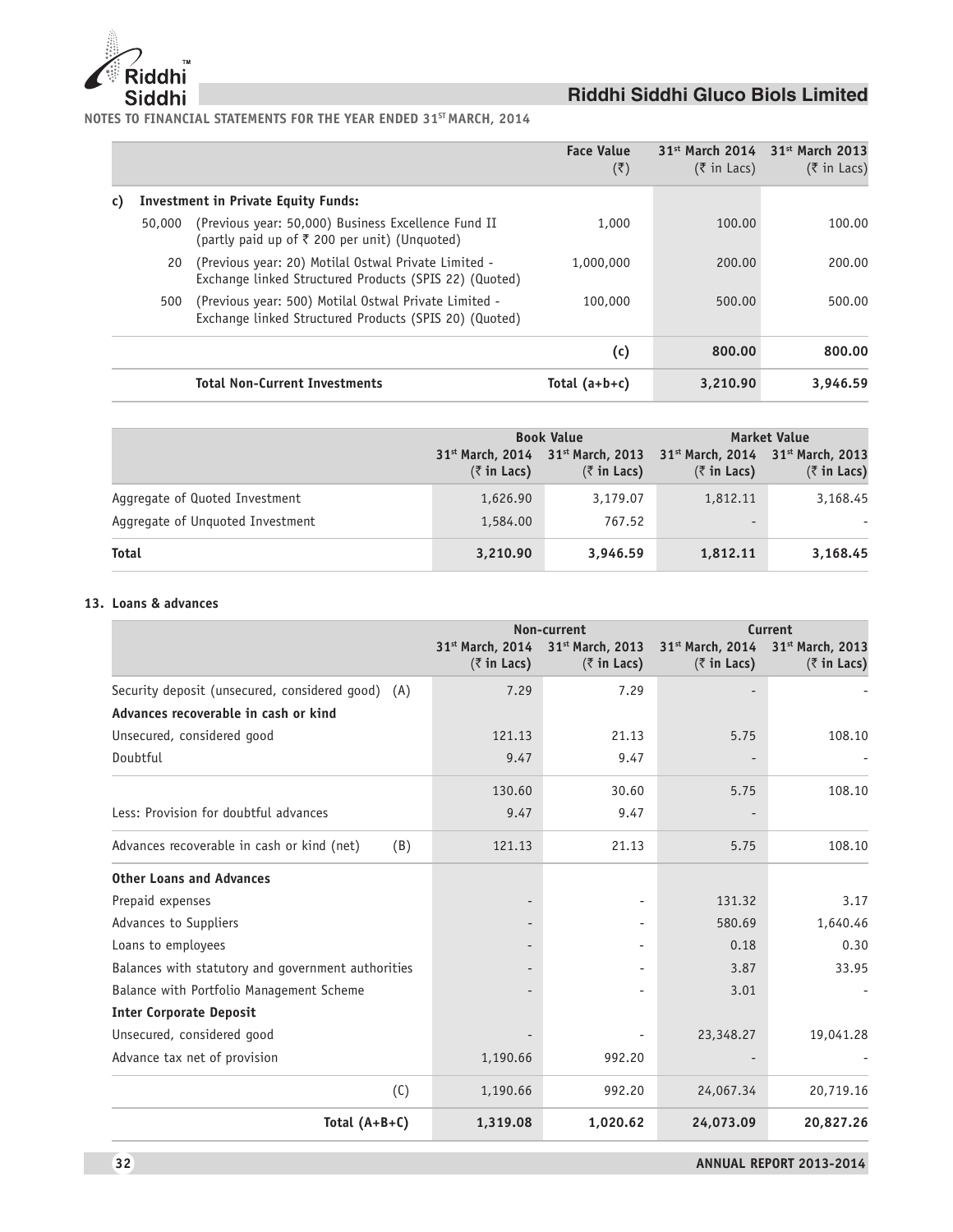**NOTES TO FINANCIAL STATEMENTS FOR THE YEAR ENDED 31ST MARCH, 2014**

| | | | Face Value (₹) | 31st March 2014 (₹ in Lacs) | 31st March 2013 (₹ in Lacs) |
|---|---|---|---|---|---|
| c) | **Investment in Private Equity Funds:** | | | | |
| | 50,000 | (Previous year: 50,000) Business Excellence Fund II (partly paid up of ₹ 200 per unit) (Unquoted) | 1,000 | 100.00 | 100.00 |
| | 20 | (Previous year: 20) Motilal Ostwal Private Limited - Exchange linked Structured Products (SPIS 22) (Quoted) | 1,000,000 | 200.00 | 200.00 |
| | 500 | (Previous year: 500) Motilal Ostwal Private Limited - Exchange linked Structured Products (SPIS 20) (Quoted) | 100,000 | 500.00 | 500.00 |
| | | | **(c)** | **800.00** | **800.00** |
| | **Total Non-Current Investments** | | **Total (a+b+c)** | **3,210.90** | **3,946.59** |

| | Book Value | | Market Value | |
|---|---|---|---|---|
| | 31st March, 2014 (₹ in Lacs) | 31st March, 2013 (₹ in Lacs) | 31st March, 2014 (₹ in Lacs) | 31st March, 2013 (₹ in Lacs) |
| Aggregate of Quoted Investment | 1,626.90 | 3,179.07 | 1,812.11 | 3,168.45 |
| Aggregate of Unquoted Investment | 1,584.00 | 767.52 | - | - |
| **Total** | **3,210.90** | **3,946.59** | **1,812.11** | **3,168.45** |

**13. Loans & advances**

| | Non-current | | Current | |
|---|---|---|---|---|
| | 31st March, 2014 (₹ in Lacs) | 31st March, 2013 (₹ in Lacs) | 31st March, 2014 (₹ in Lacs) | 31st March, 2013 (₹ in Lacs) |
| Security deposit (unsecured, considered good) (A) | 7.29 | 7.29 | - | - |
| **Advances recoverable in cash or kind** | | | | |
| Unsecured, considered good | 121.13 | 21.13 | 5.75 | 108.10 |
| Doubtful | 9.47 | 9.47 | - | - |
| | 130.60 | 30.60 | 5.75 | 108.10 |
| Less: Provision for doubtful advances | 9.47 | 9.47 | - | |
| Advances recoverable in cash or kind (net) (B) | 121.13 | 21.13 | 5.75 | 108.10 |
| **Other Loans and Advances** | | | | |
| Prepaid expenses | - | - | 131.32 | 3.17 |
| Advances to Suppliers | - | - | 580.69 | 1,640.46 |
| Loans to employees | - | - | 0.18 | 0.30 |
| Balances with statutory and government authorities | - | - | 3.87 | 33.95 |
| Balance with Portfolio Management Scheme | - | - | 3.01 | - |
| **Inter Corporate Deposit** | | | | |
| Unsecured, considered good | - | - | 23,348.27 | 19,041.28 |
| Advance tax net of provision | 1,190.66 | 992.20 | - | - |
| (C) | 1,190.66 | 992.20 | 24,067.34 | 20,719.16 |
| **Total (A+B+C)** | **1,319.08** | **1,020.62** | **24,073.09** | **20,827.26** |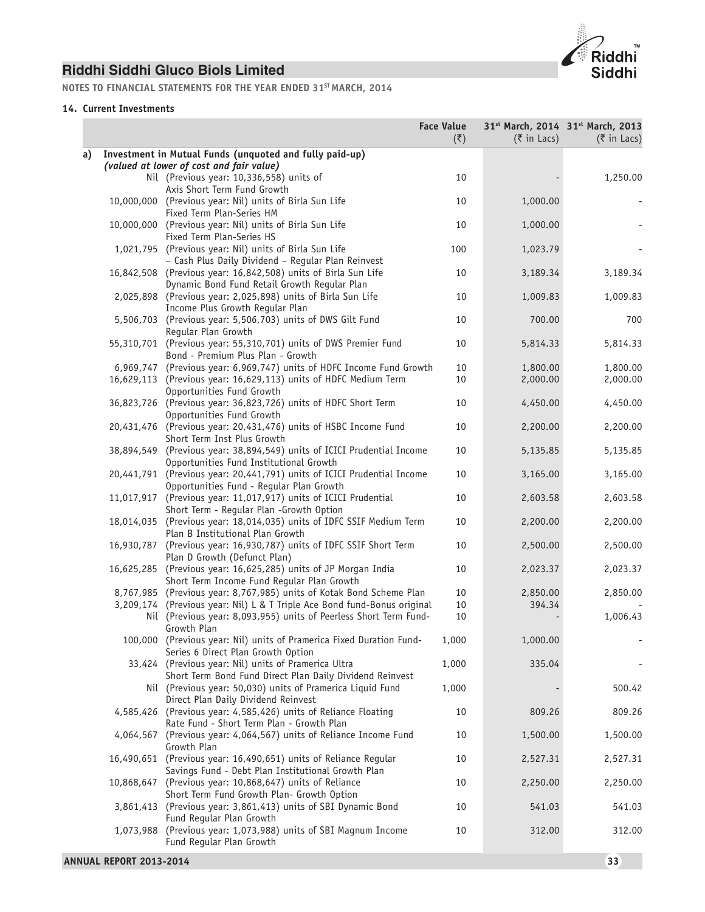# Riddhi Siddhi Gluco Biols Limited

**NOTES TO FINANCIAL STATEMENTS FOR THE YEAR ENDED 31ST MARCH, 2014**

### 14. Current Investments

| | Face Value (₹) | 31st March, 2014 (₹ in Lacs) | 31st March, 2013 (₹ in Lacs) |
|---|---|---|---|
| **a) Investment in Mutual Funds (unquoted and fully paid-up)** *(valued at lower of cost and fair value)* | | | |
| Nil (Previous year: 10,336,558) units of Axis Short Term Fund Growth | 10 | - | 1,250.00 |
| 10,000,000 (Previous year: Nil) units of Birla Sun Life Fixed Term Plan-Series HM | 10 | 1,000.00 | - |
| 10,000,000 (Previous year: Nil) units of Birla Sun Life Fixed Term Plan-Series HS | 10 | 1,000.00 | - |
| 1,021,795 (Previous year: Nil) units of Birla Sun Life – Cash Plus Daily Dividend – Regular Plan Reinvest | 100 | 1,023.79 | - |
| 16,842,508 (Previous year: 16,842,508) units of Birla Sun Life Dynamic Bond Fund Retail Growth Regular Plan | 10 | 3,189.34 | 3,189.34 |
| 2,025,898 (Previous year: 2,025,898) units of Birla Sun Life Income Plus Growth Regular Plan | 10 | 1,009.83 | 1,009.83 |
| 5,506,703 (Previous year: 5,506,703) units of DWS Gilt Fund Regular Plan Growth | 10 | 700.00 | 700 |
| 55,310,701 (Previous year: 55,310,701) units of DWS Premier Fund Bond - Premium Plus Plan - Growth | 10 | 5,814.33 | 5,814.33 |
| 6,969,747 (Previous year: 6,969,747) units of HDFC Income Fund Growth | 10 | 1,800.00 | 1,800.00 |
| 16,629,113 (Previous year: 16,629,113) units of HDFC Medium Term Opportunities Fund Growth | 10 | 2,000.00 | 2,000.00 |
| 36,823,726 (Previous year: 36,823,726) units of HDFC Short Term Opportunities Fund Growth | 10 | 4,450.00 | 4,450.00 |
| 20,431,476 (Previous year: 20,431,476) units of HSBC Income Fund Short Term Inst Plus Growth | 10 | 2,200.00 | 2,200.00 |
| 38,894,549 (Previous year: 38,894,549) units of ICICI Prudential Income Opportunities Fund Institutional Growth | 10 | 5,135.85 | 5,135.85 |
| 20,441,791 (Previous year: 20,441,791) units of ICICI Prudential Income Opportunities Fund - Regular Plan Growth | 10 | 3,165.00 | 3,165.00 |
| 11,017,917 (Previous year: 11,017,917) units of ICICI Prudential Short Term - Regular Plan -Growth Option | 10 | 2,603.58 | 2,603.58 |
| 18,014,035 (Previous year: 18,014,035) units of IDFC SSIF Medium Term Plan B Institutional Plan Growth | 10 | 2,200.00 | 2,200.00 |
| 16,930,787 (Previous year: 16,930,787) units of IDFC SSIF Short Term Plan D Growth (Defunct Plan) | 10 | 2,500.00 | 2,500.00 |
| 16,625,285 (Previous year: 16,625,285) units of JP Morgan India Short Term Income Fund Regular Plan Growth | 10 | 2,023.37 | 2,023.37 |
| 8,767,985 (Previous year: 8,767,985) units of Kotak Bond Scheme Plan | 10 | 2,850.00 | 2,850.00 |
| 3,209,174 (Previous year: Nil) L & T Triple Ace Bond fund-Bonus original | 10 | 394.34 | - |
| Nil (Previous year: 8,093,955) units of Peerless Short Term Fund-Growth Plan | 10 | - | 1,006.43 |
| 100,000 (Previous year: Nil) units of Pramerica Fixed Duration Fund-Series 6 Direct Plan Growth Option | 1,000 | 1,000.00 | - |
| 33,424 (Previous year: Nil) units of Pramerica Ultra Short Term Bond Fund Direct Plan Daily Dividend Reinvest | 1,000 | 335.04 | - |
| Nil (Previous year: 50,030) units of Pramerica Liquid Fund Direct Plan Daily Dividend Reinvest | 1,000 | - | 500.42 |
| 4,585,426 (Previous year: 4,585,426) units of Reliance Floating Rate Fund - Short Term Plan - Growth Plan | 10 | 809.26 | 809.26 |
| 4,064,567 (Previous year: 4,064,567) units of Reliance Income Fund Growth Plan | 10 | 1,500.00 | 1,500.00 |
| 16,490,651 (Previous year: 16,490,651) units of Reliance Regular Savings Fund - Debt Plan Institutional Growth Plan | 10 | 2,527.31 | 2,527.31 |
| 10,868,647 (Previous year: 10,868,647) units of Reliance Short Term Fund Growth Plan- Growth Option | 10 | 2,250.00 | 2,250.00 |
| 3,861,413 (Previous year: 3,861,413) units of SBI Dynamic Bond Fund Regular Plan Growth | 10 | 541.03 | 541.03 |
| 1,073,988 (Previous year: 1,073,988) units of SBI Magnum Income Fund Regular Plan Growth | 10 | 312.00 | 312.00 |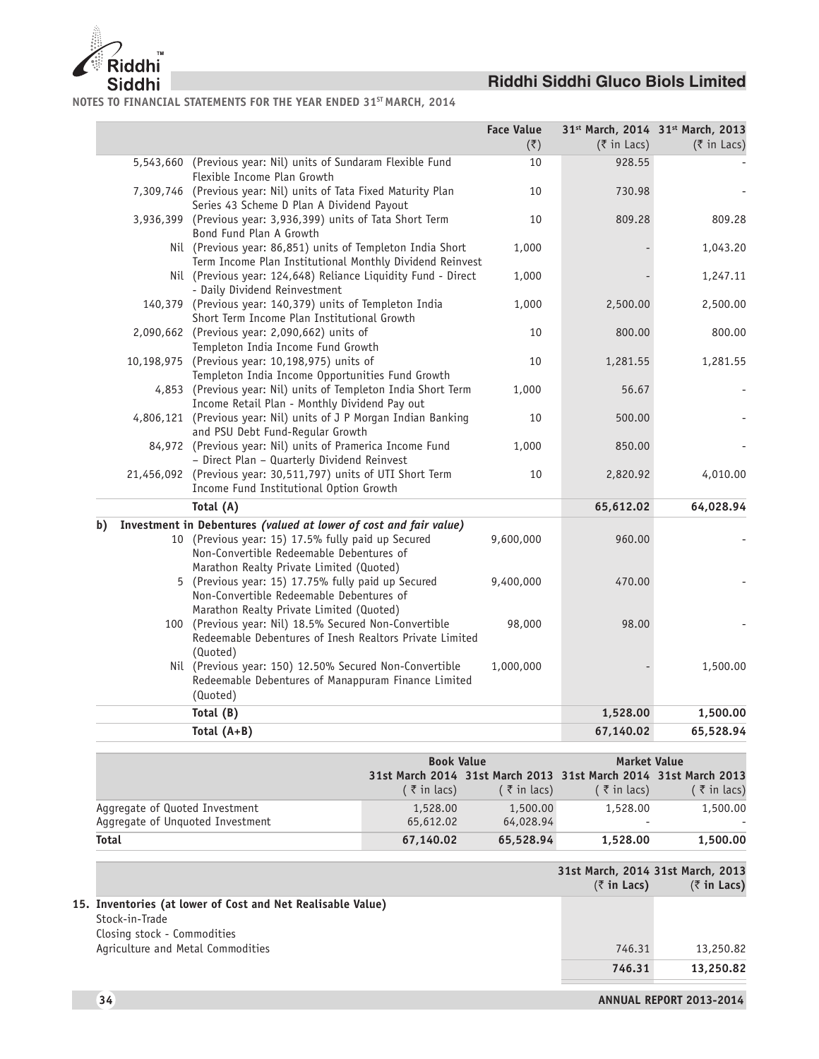**NOTES TO FINANCIAL STATEMENTS FOR THE YEAR ENDED 31ST MARCH, 2014**

| | | Face Value (₹) | 31st March, 2014 (₹ in Lacs) | 31st March, 2013 (₹ in Lacs) |
|---|---|---|---|---|
| 5,543,660 | (Previous year: Nil) units of Sundaram Flexible Fund Flexible Income Plan Growth | 10 | 928.55 | - |
| 7,309,746 | (Previous year: Nil) units of Tata Fixed Maturity Plan Series 43 Scheme D Plan A Dividend Payout | 10 | 730.98 | - |
| 3,936,399 | (Previous year: 3,936,399) units of Tata Short Term Bond Fund Plan A Growth | 10 | 809.28 | 809.28 |
| Nil | (Previous year: 86,851) units of Templeton India Short Term Income Plan Institutional Monthly Dividend Reinvest | 1,000 | - | 1,043.20 |
| Nil | (Previous year: 124,648) Reliance Liquidity Fund - Direct - Daily Dividend Reinvestment | 1,000 | - | 1,247.11 |
| 140,379 | (Previous year: 140,379) units of Templeton India Short Term Income Plan Institutional Growth | 1,000 | 2,500.00 | 2,500.00 |
| 2,090,662 | (Previous year: 2,090,662) units of Templeton India Income Fund Growth | 10 | 800.00 | 800.00 |
| 10,198,975 | (Previous year: 10,198,975) units of Templeton India Income Opportunities Fund Growth | 10 | 1,281.55 | 1,281.55 |
| 4,853 | (Previous year: Nil) units of Templeton India Short Term Income Retail Plan - Monthly Dividend Pay out | 1,000 | 56.67 | - |
| 4,806,121 | (Previous year: Nil) units of J P Morgan Indian Banking and PSU Debt Fund-Regular Growth | 10 | 500.00 | - |
| 84,972 | (Previous year: Nil) units of Pramerica Income Fund – Direct Plan – Quarterly Dividend Reinvest | 1,000 | 850.00 | - |
| 21,456,092 | (Previous year: 30,511,797) units of UTI Short Term Income Fund Institutional Option Growth | 10 | 2,820.92 | 4,010.00 |
| | **Total (A)** | | **65,612.02** | **64,028.94** |
| **b)** | **Investment in Debentures** ***(valued at lower of cost and fair value)*** | | | |
| 10 | (Previous year: 15) 17.5% fully paid up Secured Non-Convertible Redeemable Debentures of Marathon Realty Private Limited (Quoted) | 9,600,000 | 960.00 | - |
| 5 | (Previous year: 15) 17.75% fully paid up Secured Non-Convertible Redeemable Debentures of Marathon Realty Private Limited (Quoted) | 9,400,000 | 470.00 | - |
| 100 | (Previous year: Nil) 18.5% Secured Non-Convertible Redeemable Debentures of Inesh Realtors Private Limited (Quoted) | 98,000 | 98.00 | - |
| Nil | (Previous year: 150) 12.50% Secured Non-Convertible Redeemable Debentures of Manappuram Finance Limited (Quoted) | 1,000,000 | - | 1,500.00 |
| | **Total (B)** | | **1,528.00** | **1,500.00** |
| | **Total (A+B)** | | **67,140.02** | **65,528.94** |

| | Book Value | | Market Value | |
|---|---|---|---|---|
| | 31st March 2014 (₹ in lacs) | 31st March 2013 (₹ in lacs) | 31st March 2014 (₹ in lacs) | 31st March 2013 (₹ in lacs) |
| Aggregate of Quoted Investment | 1,528.00 | 1,500.00 | 1,528.00 | 1,500.00 |
| Aggregate of Unquoted Investment | 65,612.02 | 64,028.94 | - | - |
| **Total** | **67,140.02** | **65,528.94** | **1,528.00** | **1,500.00** |

| | 31st March, 2014 (₹ in Lacs) | 31st March, 2013 (₹ in Lacs) |
|---|---|---|
| **15. Inventories (at lower of Cost and Net Realisable Value)** | | |
| Stock-in-Trade | | |
| Closing stock - Commodities | | |
| Agriculture and Metal Commodities | 746.31 | 13,250.82 |
| | **746.31** | **13,250.82** |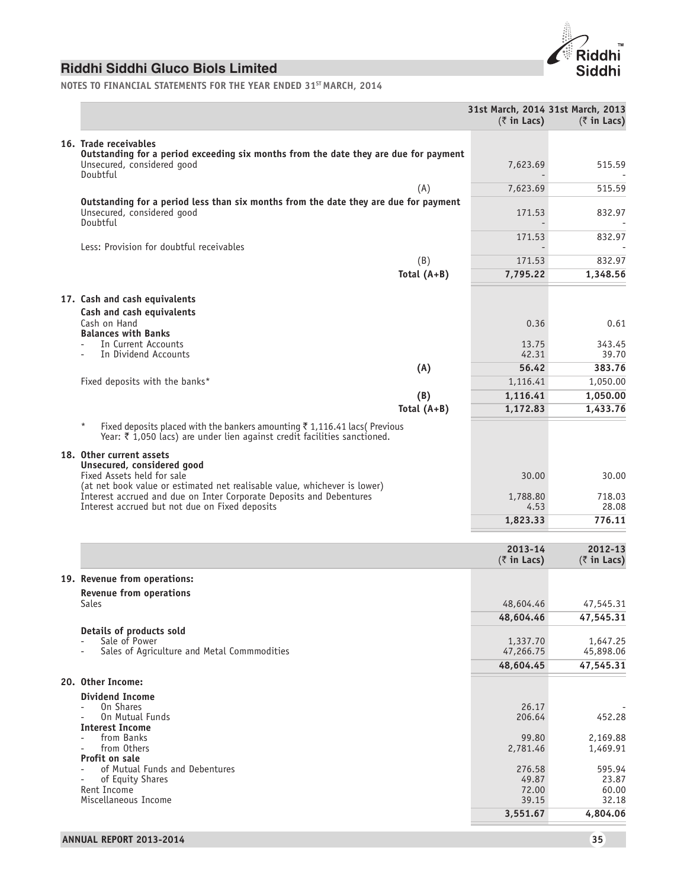# Riddhi Siddhi Gluco Biols Limited

**NOTES TO FINANCIAL STATEMENTS FOR THE YEAR ENDED 31ST MARCH, 2014**

| | 31st March, 2014 (₹ in Lacs) | 31st March, 2013 (₹ in Lacs) |
|---|---|---|
| **16. Trade receivables** | | |
| **Outstanding for a period exceeding six months from the date they are due for payment** | | |
| Unsecured, considered good | 7,623.69 | 515.59 |
| Doubtful | - | - |
| (A) | 7,623.69 | 515.59 |
| **Outstanding for a period less than six months from the date they are due for payment** | | |
| Unsecured, considered good | 171.53 | 832.97 |
| Doubtful | - | - |
| | 171.53 | 832.97 |
| Less: Provision for doubtful receivables | - | - |
| (B) | 171.53 | 832.97 |
| **Total (A+B)** | **7,795.22** | **1,348.56** |
| **17. Cash and cash equivalents** | | |
| **Cash and cash equivalents** | | |
| Cash on Hand | 0.36 | 0.61 |
| **Balances with Banks** | | |
| - In Current Accounts | 13.75 | 343.45 |
| - In Dividend Accounts | 42.31 | 39.70 |
| **(A)** | **56.42** | **383.76** |
| Fixed deposits with the banks* | 1,116.41 | 1,050.00 |
| **(B)** | **1,116.41** | **1,050.00** |
| **Total (A+B)** | **1,172.83** | **1,433.76** |
| * Fixed deposits placed with the bankers amounting ₹ 1,116.41 lacs( Previous Year: ₹ 1,050 lacs) are under lien against credit facilities sanctioned. | | |
| **18. Other current assets** | | |
| **Unsecured, considered good** | | |
| Fixed Assets held for sale (at net book value or estimated net realisable value, whichever is lower) | 30.00 | 30.00 |
| Interest accrued and due on Inter Corporate Deposits and Debentures | 1,788.80 | 718.03 |
| Interest accrued but not due on Fixed deposits | 4.53 | 28.08 |
| | **1,823.33** | **776.11** |

| | 2013-14 (₹ in Lacs) | 2012-13 (₹ in Lacs) |
|---|---|---|
| **19. Revenue from operations:** | | |
| **Revenue from operations** | | |
| Sales | 48,604.46 | 47,545.31 |
| | **48,604.46** | **47,545.31** |
| **Details of products sold** | | |
| - Sale of Power | 1,337.70 | 1,647.25 |
| - Sales of Agriculture and Metal Commmodities | 47,266.75 | 45,898.06 |
| | **48,604.45** | **47,545.31** |
| **20. Other Income:** | | |
| **Dividend Income** | | |
| - On Shares | 26.17 | - |
| - On Mutual Funds | 206.64 | 452.28 |
| **Interest Income** | | |
| - from Banks | 99.80 | 2,169.88 |
| - from Others | 2,781.46 | 1,469.91 |
| **Profit on sale** | | |
| - of Mutual Funds and Debentures | 276.58 | 595.94 |
| - of Equity Shares | 49.87 | 23.87 |
| Rent Income | 72.00 | 60.00 |
| Miscellaneous Income | 39.15 | 32.18 |
| | **3,551.67** | **4,804.06** |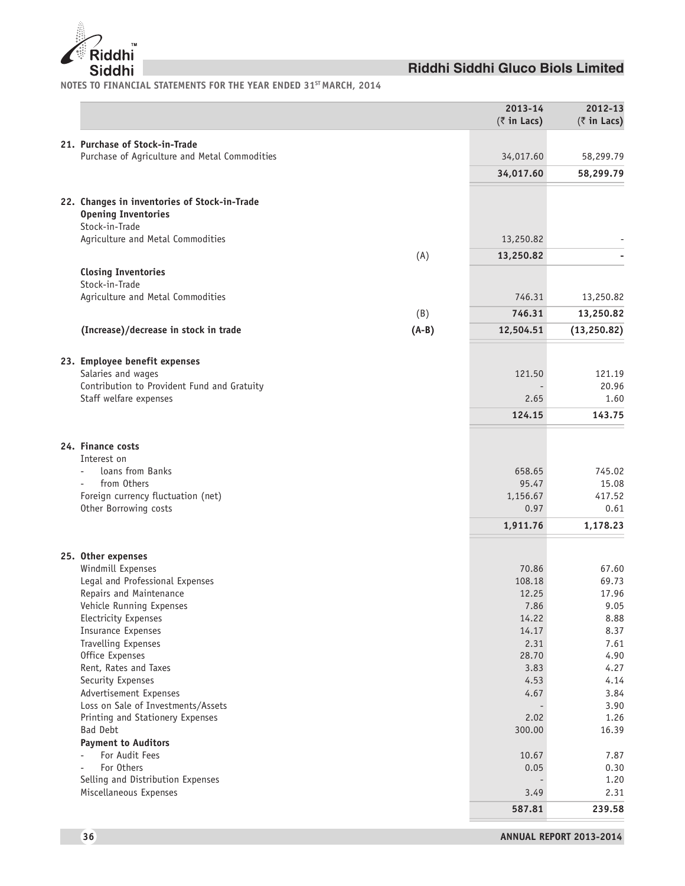**NOTES TO FINANCIAL STATEMENTS FOR THE YEAR ENDED 31ST MARCH, 2014**

| | | 2013-14 (₹ in Lacs) | 2012-13 (₹ in Lacs) |
|---|---|---|---|
| **21. Purchase of Stock-in-Trade** | | | |
| Purchase of Agriculture and Metal Commodities | | 34,017.60 | 58,299.79 |
| | | **34,017.60** | **58,299.79** |
| **22. Changes in inventories of Stock-in-Trade** | | | |
| **Opening Inventories** | | | |
| Stock-in-Trade | | | |
| Agriculture and Metal Commodities | | 13,250.82 | - |
| | (A) | **13,250.82** | **-** |
| **Closing Inventories** | | | |
| Stock-in-Trade | | | |
| Agriculture and Metal Commodities | | 746.31 | 13,250.82 |
| | (B) | **746.31** | **13,250.82** |
| **(Increase)/decrease in stock in trade** | **(A-B)** | **12,504.51** | **(13,250.82)** |
| **23. Employee benefit expenses** | | | |
| Salaries and wages | | 121.50 | 121.19 |
| Contribution to Provident Fund and Gratuity | | - | 20.96 |
| Staff welfare expenses | | 2.65 | 1.60 |
| | | **124.15** | **143.75** |
| **24. Finance costs** | | | |
| Interest on | | | |
| - loans from Banks | | 658.65 | 745.02 |
| - from Others | | 95.47 | 15.08 |
| Foreign currency fluctuation (net) | | 1,156.67 | 417.52 |
| Other Borrowing costs | | 0.97 | 0.61 |
| | | **1,911.76** | **1,178.23** |
| **25. Other expenses** | | | |
| Windmill Expenses | | 70.86 | 67.60 |
| Legal and Professional Expenses | | 108.18 | 69.73 |
| Repairs and Maintenance | | 12.25 | 17.96 |
| Vehicle Running Expenses | | 7.86 | 9.05 |
| Electricity Expenses | | 14.22 | 8.88 |
| Insurance Expenses | | 14.17 | 8.37 |
| Travelling Expenses | | 2.31 | 7.61 |
| Office Expenses | | 28.70 | 4.90 |
| Rent, Rates and Taxes | | 3.83 | 4.27 |
| Security Expenses | | 4.53 | 4.14 |
| Advertisement Expenses | | 4.67 | 3.84 |
| Loss on Sale of Investments/Assets | | - | 3.90 |
| Printing and Stationery Expenses | | 2.02 | 1.26 |
| Bad Debt | | 300.00 | 16.39 |
| **Payment to Auditors** | | | |
| - For Audit Fees | | 10.67 | 7.87 |
| - For Others | | 0.05 | 0.30 |
| Selling and Distribution Expenses | | - | 1.20 |
| Miscellaneous Expenses | | 3.49 | 2.31 |
| | | **587.81** | **239.58** |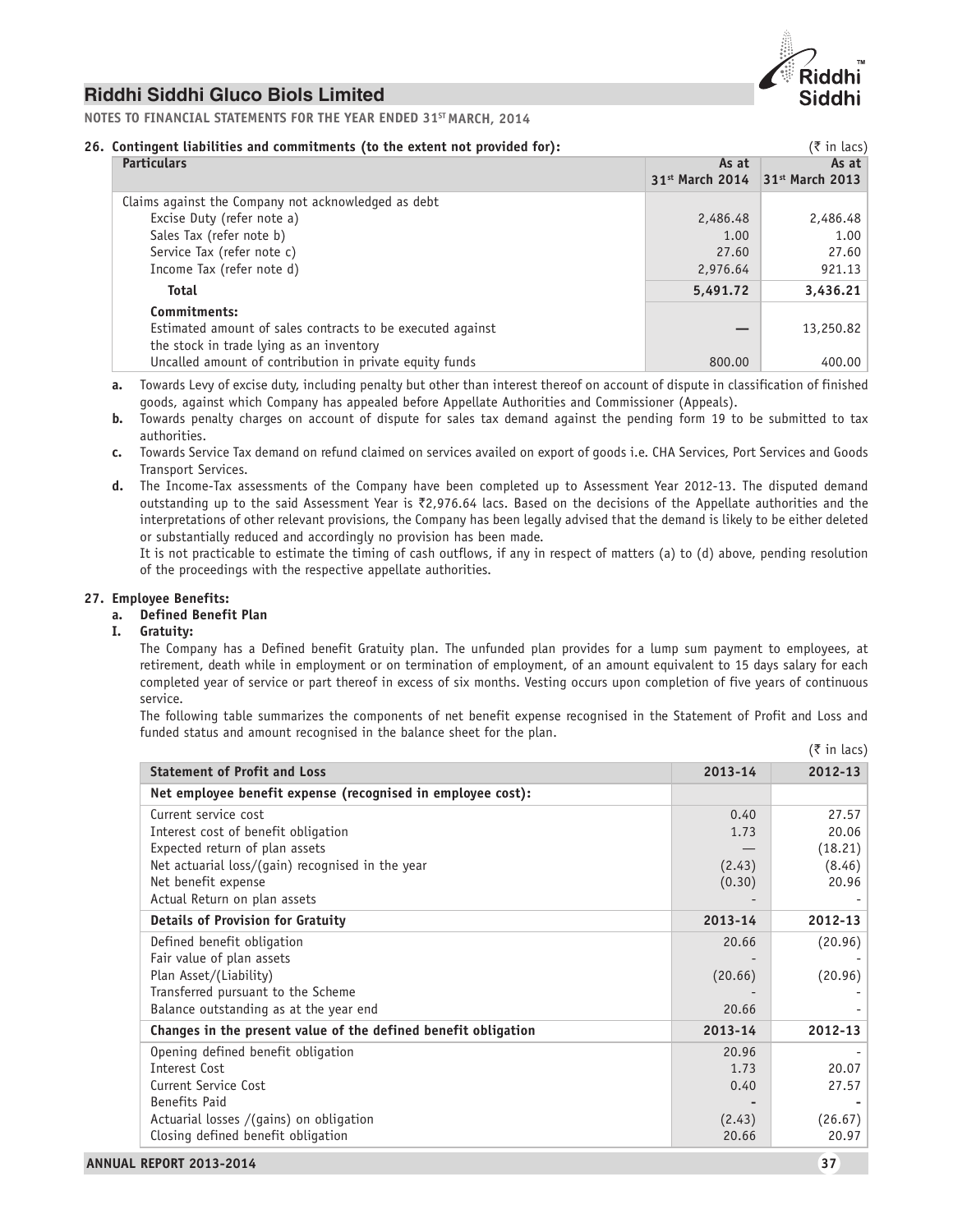**NOTES TO FINANCIAL STATEMENTS FOR THE YEAR ENDED 31ST MARCH, 2014**

**26. Contingent liabilities and commitments (to the extent not provided for):**

(₹ in lacs)

| Particulars | As at 31st March 2014 | As at 31st March 2013 |
|---|---|---|
| Claims against the Company not acknowledged as debt | | |
| Excise Duty (refer note a) | 2,486.48 | 2,486.48 |
| Sales Tax (refer note b) | 1.00 | 1.00 |
| Service Tax (refer note c) | 27.60 | 27.60 |
| Income Tax (refer note d) | 2,976.64 | 921.13 |
| **Total** | **5,491.72** | **3,436.21** |
| **Commitments:** | | |
| Estimated amount of sales contracts to be executed against the stock in trade lying as an inventory | — | 13,250.82 |
| Uncalled amount of contribution in private equity funds | 800.00 | 400.00 |

**a.** Towards Levy of excise duty, including penalty but other than interest thereof on account of dispute in classification of finished goods, against which Company has appealed before Appellate Authorities and Commissioner (Appeals).

**b.** Towards penalty charges on account of dispute for sales tax demand against the pending form 19 to be submitted to tax authorities.

**c.** Towards Service Tax demand on refund claimed on services availed on export of goods i.e. CHA Services, Port Services and Goods Transport Services.

**d.** The Income-Tax assessments of the Company have been completed up to Assessment Year 2012-13. The disputed demand outstanding up to the said Assessment Year is ₹2,976.64 lacs. Based on the decisions of the Appellate authorities and the interpretations of other relevant provisions, the Company has been legally advised that the demand is likely to be either deleted or substantially reduced and accordingly no provision has been made.

It is not practicable to estimate the timing of cash outflows, if any in respect of matters (a) to (d) above, pending resolution of the proceedings with the respective appellate authorities.

**27. Employee Benefits:**

**a. Defined Benefit Plan**

**I. Gratuity:**

The Company has a Defined benefit Gratuity plan. The unfunded plan provides for a lump sum payment to employees, at retirement, death while in employment or on termination of employment, of an amount equivalent to 15 days salary for each completed year of service or part thereof in excess of six months. Vesting occurs upon completion of five years of continuous service.

The following table summarizes the components of net benefit expense recognised in the Statement of Profit and Loss and funded status and amount recognised in the balance sheet for the plan.

(₹ in lacs)

| Statement of Profit and Loss | 2013-14 | 2012-13 |
|---|---|---|
| **Net employee benefit expense (recognised in employee cost):** | | |
| Current service cost | 0.40 | 27.57 |
| Interest cost of benefit obligation | 1.73 | 20.06 |
| Expected return of plan assets | — | (18.21) |
| Net actuarial loss/(gain) recognised in the year | (2.43) | (8.46) |
| Net benefit expense | (0.30) | 20.96 |
| Actual Return on plan assets | - | - |
| **Details of Provision for Gratuity** | **2013-14** | **2012-13** |
| Defined benefit obligation | 20.66 | (20.96) |
| Fair value of plan assets | - | - |
| Plan Asset/(Liability) | (20.66) | (20.96) |
| Transferred pursuant to the Scheme | - | - |
| Balance outstanding as at the year end | 20.66 | - |
| **Changes in the present value of the defined benefit obligation** | **2013-14** | **2012-13** |
| Opening defined benefit obligation | 20.96 | - |
| Interest Cost | 1.73 | 20.07 |
| Current Service Cost | 0.40 | 27.57 |
| Benefits Paid | - | - |
| Actuarial losses /(gains) on obligation | (2.43) | (26.67) |
| Closing defined benefit obligation | 20.66 | 20.97 |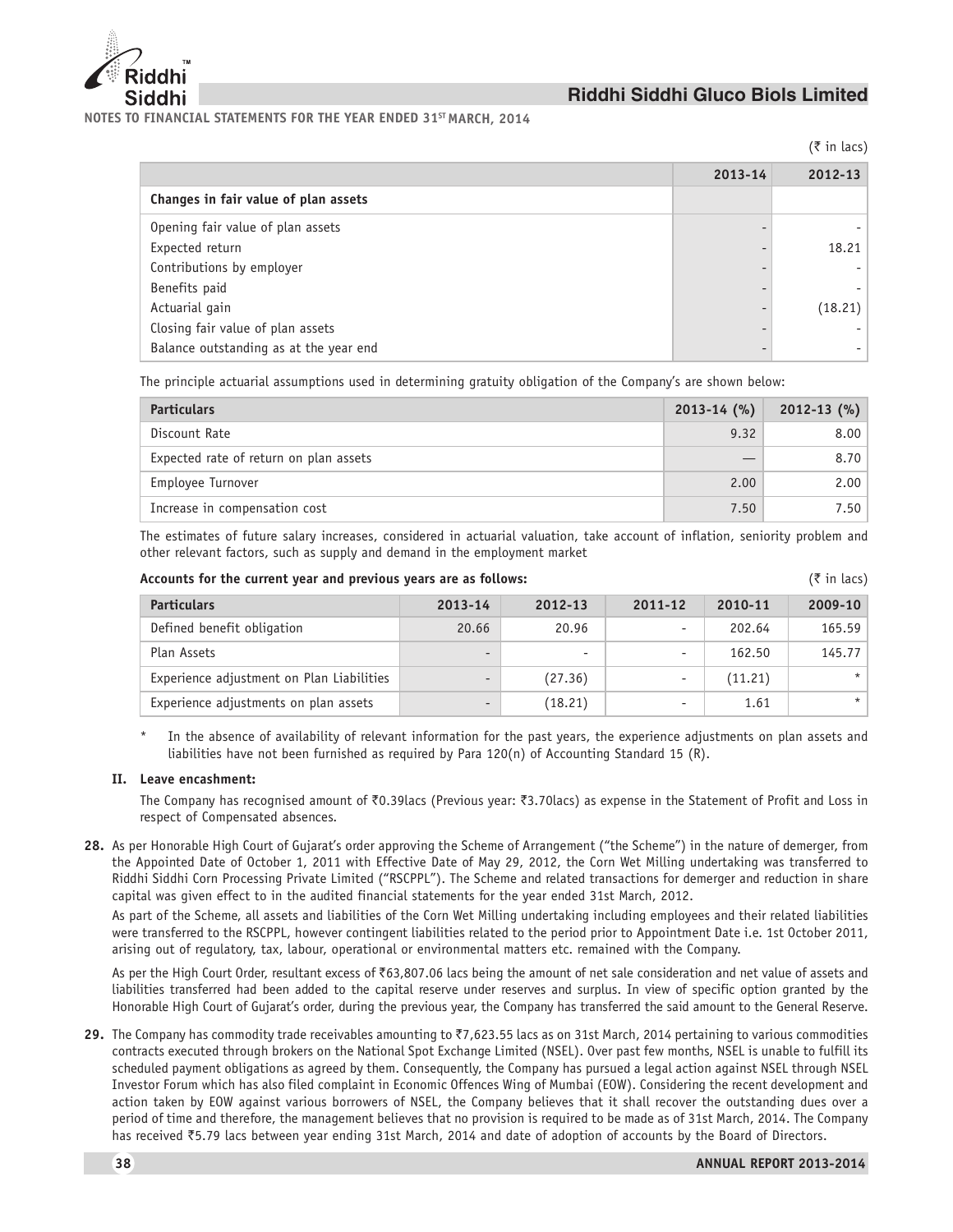**NOTES TO FINANCIAL STATEMENTS FOR THE YEAR ENDED 31ST MARCH, 2014**

(₹ in lacs)

| | 2013-14 | 2012-13 |
|---|---|---|
| **Changes in fair value of plan assets** | | |
| Opening fair value of plan assets | - | - |
| Expected return | - | 18.21 |
| Contributions by employer | - | - |
| Benefits paid | - | - |
| Actuarial gain | - | (18.21) |
| Closing fair value of plan assets | - | - |
| Balance outstanding as at the year end | - | - |

The principle actuarial assumptions used in determining gratuity obligation of the Company's are shown below:

| Particulars | 2013-14 (%) | 2012-13 (%) |
|---|---|---|
| Discount Rate | 9.32 | 8.00 |
| Expected rate of return on plan assets | — | 8.70 |
| Employee Turnover | 2.00 | 2.00 |
| Increase in compensation cost | 7.50 | 7.50 |

The estimates of future salary increases, considered in actuarial valuation, take account of inflation, seniority problem and other relevant factors, such as supply and demand in the employment market

**Accounts for the current year and previous years are as follows:** (₹ in lacs)

| Particulars | 2013-14 | 2012-13 | 2011-12 | 2010-11 | 2009-10 |
|---|---|---|---|---|---|
| Defined benefit obligation | 20.66 | 20.96 | - | 202.64 | 165.59 |
| Plan Assets | - | - | - | 162.50 | 145.77 |
| Experience adjustment on Plan Liabilities | - | (27.36) | - | (11.21) | * |
| Experience adjustments on plan assets | - | (18.21) | - | 1.61 | * |

\* In the absence of availability of relevant information for the past years, the experience adjustments on plan assets and liabilities have not been furnished as required by Para 120(n) of Accounting Standard 15 (R).

**II. Leave encashment:**

The Company has recognised amount of ₹0.39lacs (Previous year: ₹3.70lacs) as expense in the Statement of Profit and Loss in respect of Compensated absences.

**28.** As per Honorable High Court of Gujarat's order approving the Scheme of Arrangement ("the Scheme") in the nature of demerger, from the Appointed Date of October 1, 2011 with Effective Date of May 29, 2012, the Corn Wet Milling undertaking was transferred to Riddhi Siddhi Corn Processing Private Limited ("RSCPPL"). The Scheme and related transactions for demerger and reduction in share capital was given effect to in the audited financial statements for the year ended 31st March, 2012.

As part of the Scheme, all assets and liabilities of the Corn Wet Milling undertaking including employees and their related liabilities were transferred to the RSCPPL, however contingent liabilities related to the period prior to Appointment Date i.e. 1st October 2011, arising out of regulatory, tax, labour, operational or environmental matters etc. remained with the Company.

As per the High Court Order, resultant excess of ₹63,807.06 lacs being the amount of net sale consideration and net value of assets and liabilities transferred had been added to the capital reserve under reserves and surplus. In view of specific option granted by the Honorable High Court of Gujarat's order, during the previous year, the Company has transferred the said amount to the General Reserve.

**29.** The Company has commodity trade receivables amounting to ₹7,623.55 lacs as on 31st March, 2014 pertaining to various commodities contracts executed through brokers on the National Spot Exchange Limited (NSEL). Over past few months, NSEL is unable to fulfill its scheduled payment obligations as agreed by them. Consequently, the Company has pursued a legal action against NSEL through NSEL Investor Forum which has also filed complaint in Economic Offences Wing of Mumbai (EOW). Considering the recent development and action taken by EOW against various borrowers of NSEL, the Company believes that it shall recover the outstanding dues over a period of time and therefore, the management believes that no provision is required to be made as of 31st March, 2014. The Company has received ₹5.79 lacs between year ending 31st March, 2014 and date of adoption of accounts by the Board of Directors.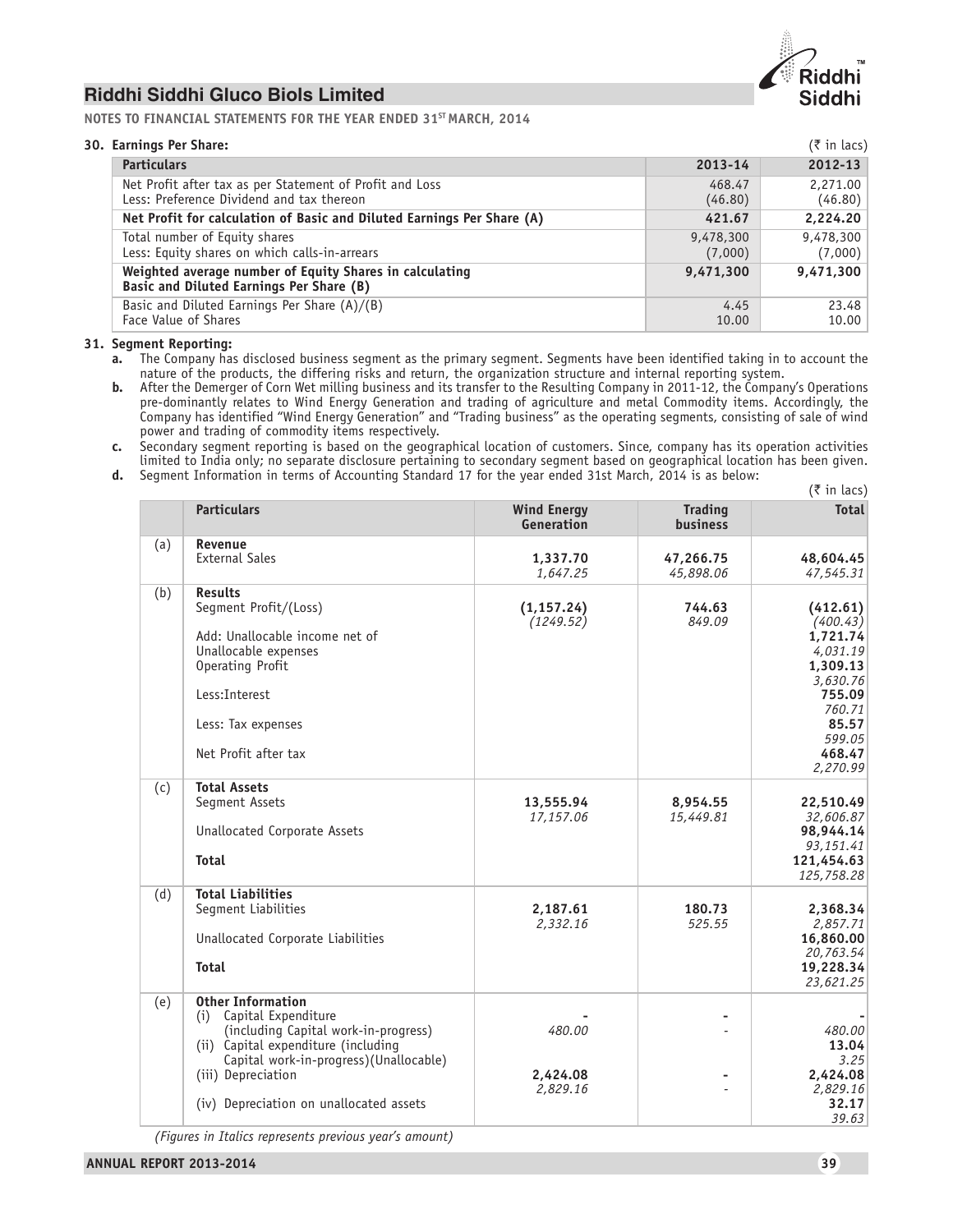**NOTES TO FINANCIAL STATEMENTS FOR THE YEAR ENDED 31ST MARCH, 2014**

### 30. Earnings Per Share:

(₹ in lacs)

| Particulars | 2013-14 | 2012-13 |
|---|---|---|
| Net Profit after tax as per Statement of Profit and Loss | 468.47 | 2,271.00 |
| Less: Preference Dividend and tax thereon | (46.80) | (46.80) |
| **Net Profit for calculation of Basic and Diluted Earnings Per Share (A)** | **421.67** | **2,224.20** |
| Total number of Equity shares | 9,478,300 | 9,478,300 |
| Less: Equity shares on which calls-in-arrears | (7,000) | (7,000) |
| **Weighted average number of Equity Shares in calculating Basic and Diluted Earnings Per Share (B)** | **9,471,300** | **9,471,300** |
| Basic and Diluted Earnings Per Share (A)/(B) | 4.45 | 23.48 |
| Face Value of Shares | 10.00 | 10.00 |

### 31. Segment Reporting:

**a.** The Company has disclosed business segment as the primary segment. Segments have been identified taking in to account the nature of the products, the differing risks and return, the organization structure and internal reporting system.

**b.** After the Demerger of Corn Wet milling business and its transfer to the Resulting Company in 2011-12, the Company's Operations pre-dominantly relates to Wind Energy Generation and trading of agriculture and metal Commodity items. Accordingly, the Company has identified "Wind Energy Generation" and "Trading business" as the operating segments, consisting of sale of wind power and trading of commodity items respectively.

**c.** Secondary segment reporting is based on the geographical location of customers. Since, company has its operation activities limited to India only; no separate disclosure pertaining to secondary segment based on geographical location has been given.

**d.** Segment Information in terms of Accounting Standard 17 for the year ended 31st March, 2014 is as below:

(₹ in lacs)

| | Particulars | Wind Energy Generation | Trading business | Total |
|---|---|---|---|---|
| (a) | **Revenue** | | | |
| | External Sales | **1,337.70** | **47,266.75** | **48,604.45** |
| | | *1,647.25* | *45,898.06* | *47,545.31* |
| (b) | **Results** | | | |
| | Segment Profit/(Loss) | **(1,157.24)** | **744.63** | **(412.61)** |
| | | *(1249.52)* | *849.09* | *(400.43)* |
| | Add: Unallocable income net of Unallocable expenses | | | **1,721.74** |
| | | | | *4,031.19* |
| | Operating Profit | | | **1,309.13** |
| | | | | *3,630.76* |
| | Less:Interest | | | **755.09** |
| | | | | *760.71* |
| | Less: Tax expenses | | | **85.57** |
| | | | | *599.05* |
| | Net Profit after tax | | | **468.47** |
| | | | | *2,270.99* |
| (c) | **Total Assets** | | | |
| | Segment Assets | **13,555.94** | **8,954.55** | **22,510.49** |
| | | *17,157.06* | *15,449.81* | *32,606.87* |
| | Unallocated Corporate Assets | | | **98,944.14** |
| | | | | *93,151.41* |
| | **Total** | | | **121,454.63** |
| | | | | *125,758.28* |
| (d) | **Total Liabilities** | | | |
| | Segment Liabilities | **2,187.61** | **180.73** | **2,368.34** |
| | | *2,332.16* | *525.55* | *2,857.71* |
| | Unallocated Corporate Liabilities | | | **16,860.00** |
| | | | | *20,763.54* |
| | **Total** | | | **19,228.34** |
| | | | | *23,621.25* |
| (e) | **Other Information** | | | |
| | (i) Capital Expenditure (including Capital work-in-progress) | **-** | **-** | **-** |
| | | *480.00* | - | *480.00* |
| | (ii) Capital expenditure (including Capital work-in-progress)(Unallocable) | | | **13.04** |
| | | | | *3.25* |
| | (iii) Depreciation | **2,424.08** | **-** | **2,424.08** |
| | | *2,829.16* | - | *2,829.16* |
| | (iv) Depreciation on unallocated assets | | | **32.17** |
| | | | | *39.63* |

*(Figures in Italics represents previous year's amount)*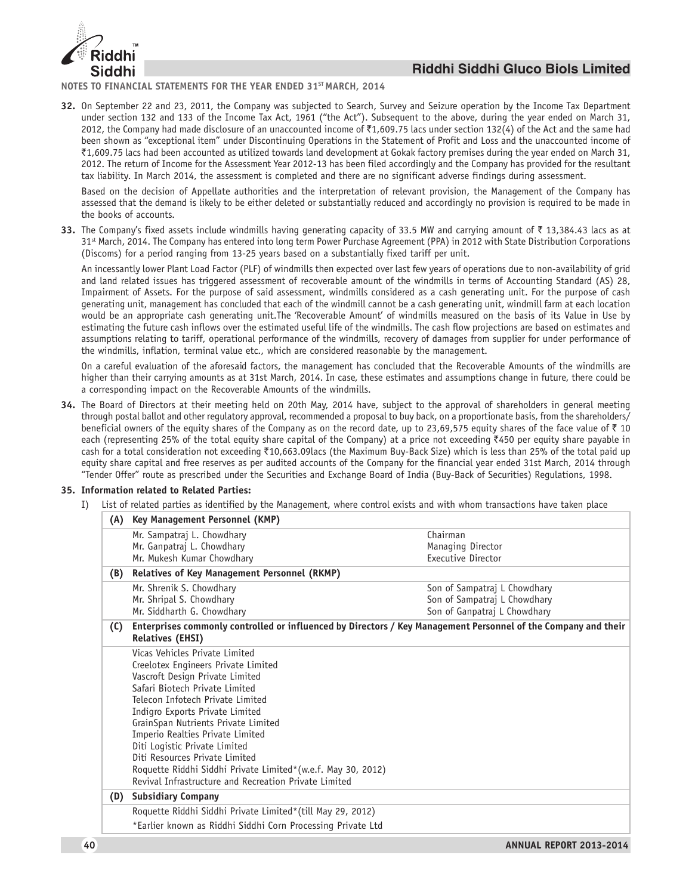**NOTES TO FINANCIAL STATEMENTS FOR THE YEAR ENDED 31ST MARCH, 2014**

**32.** On September 22 and 23, 2011, the Company was subjected to Search, Survey and Seizure operation by the Income Tax Department under section 132 and 133 of the Income Tax Act, 1961 ("the Act"). Subsequent to the above, during the year ended on March 31, 2012, the Company had made disclosure of an unaccounted income of ₹1,609.75 lacs under section 132(4) of the Act and the same had been shown as "exceptional item" under Discontinuing Operations in the Statement of Profit and Loss and the unaccounted income of ₹1,609.75 lacs had been accounted as utilized towards land development at Gokak factory premises during the year ended on March 31, 2012. The return of Income for the Assessment Year 2012-13 has been filed accordingly and the Company has provided for the resultant tax liability. In March 2014, the assessment is completed and there are no significant adverse findings during assessment.

Based on the decision of Appellate authorities and the interpretation of relevant provision, the Management of the Company has assessed that the demand is likely to be either deleted or substantially reduced and accordingly no provision is required to be made in the books of accounts.

**33.** The Company's fixed assets include windmills having generating capacity of 33.5 MW and carrying amount of ₹ 13,384.43 lacs as at 31st March, 2014. The Company has entered into long term Power Purchase Agreement (PPA) in 2012 with State Distribution Corporations (Discoms) for a period ranging from 13-25 years based on a substantially fixed tariff per unit.

An incessantly lower Plant Load Factor (PLF) of windmills then expected over last few years of operations due to non-availability of grid and land related issues has triggered assessment of recoverable amount of the windmills in terms of Accounting Standard (AS) 28, Impairment of Assets. For the purpose of said assessment, windmills considered as a cash generating unit. For the purpose of cash generating unit, management has concluded that each of the windmill cannot be a cash generating unit, windmill farm at each location would be an appropriate cash generating unit.The 'Recoverable Amount' of windmills measured on the basis of its Value in Use by estimating the future cash inflows over the estimated useful life of the windmills. The cash flow projections are based on estimates and assumptions relating to tariff, operational performance of the windmills, recovery of damages from supplier for under performance of the windmills, inflation, terminal value etc., which are considered reasonable by the management.

On a careful evaluation of the aforesaid factors, the management has concluded that the Recoverable Amounts of the windmills are higher than their carrying amounts as at 31st March, 2014. In case, these estimates and assumptions change in future, there could be a corresponding impact on the Recoverable Amounts of the windmills.

**34.** The Board of Directors at their meeting held on 20th May, 2014 have, subject to the approval of shareholders in general meeting through postal ballot and other regulatory approval, recommended a proposal to buy back, on a proportionate basis, from the shareholders/ beneficial owners of the equity shares of the Company as on the record date, up to 23,69,575 equity shares of the face value of ₹ 10 each (representing 25% of the total equity share capital of the Company) at a price not exceeding ₹450 per equity share payable in cash for a total consideration not exceeding ₹10,663.09lacs (the Maximum Buy-Back Size) which is less than 25% of the total paid up equity share capital and free reserves as per audited accounts of the Company for the financial year ended 31st March, 2014 through "Tender Offer" route as prescribed under the Securities and Exchange Board of India (Buy-Back of Securities) Regulations, 1998.

**35. Information related to Related Parties:**

I) List of related parties as identified by the Management, where control exists and with whom transactions have taken place

| | | |
|---|---|---|
| **(A)** | **Key Management Personnel (KMP)** | |
| | Mr. Sampatraj L. Chowdhary | Chairman |
| | Mr. Ganpatraj L. Chowdhary | Managing Director |
| | Mr. Mukesh Kumar Chowdhary | Executive Director |
| **(B)** | **Relatives of Key Management Personnel (RKMP)** | |
| | Mr. Shrenik S. Chowdhary | Son of Sampatraj L Chowdhary |
| | Mr. Shripal S. Chowdhary | Son of Sampatraj L Chowdhary |
| | Mr. Siddharth G. Chowdhary | Son of Ganpatraj L Chowdhary |
| **(C)** | **Enterprises commonly controlled or influenced by Directors / Key Management Personnel of the Company and their Relatives (EHSI)** | |
| | Vicas Vehicles Private Limited | |
| | Creelotex Engineers Private Limited | |
| | Vascroft Design Private Limited | |
| | Safari Biotech Private Limited | |
| | Telecon Infotech Private Limited | |
| | Indigro Exports Private Limited | |
| | GrainSpan Nutrients Private Limited | |
| | Imperio Realties Private Limited | |
| | Diti Logistic Private Limited | |
| | Diti Resources Private Limited | |
| | Roquette Riddhi Siddhi Private Limited*(w.e.f. May 30, 2012) | |
| | Revival Infrastructure and Recreation Private Limited | |
| **(D)** | **Subsidiary Company** | |
| | Roquette Riddhi Siddhi Private Limited*(till May 29, 2012) | |
| | *Earlier known as Riddhi Siddhi Corn Processing Private Ltd | |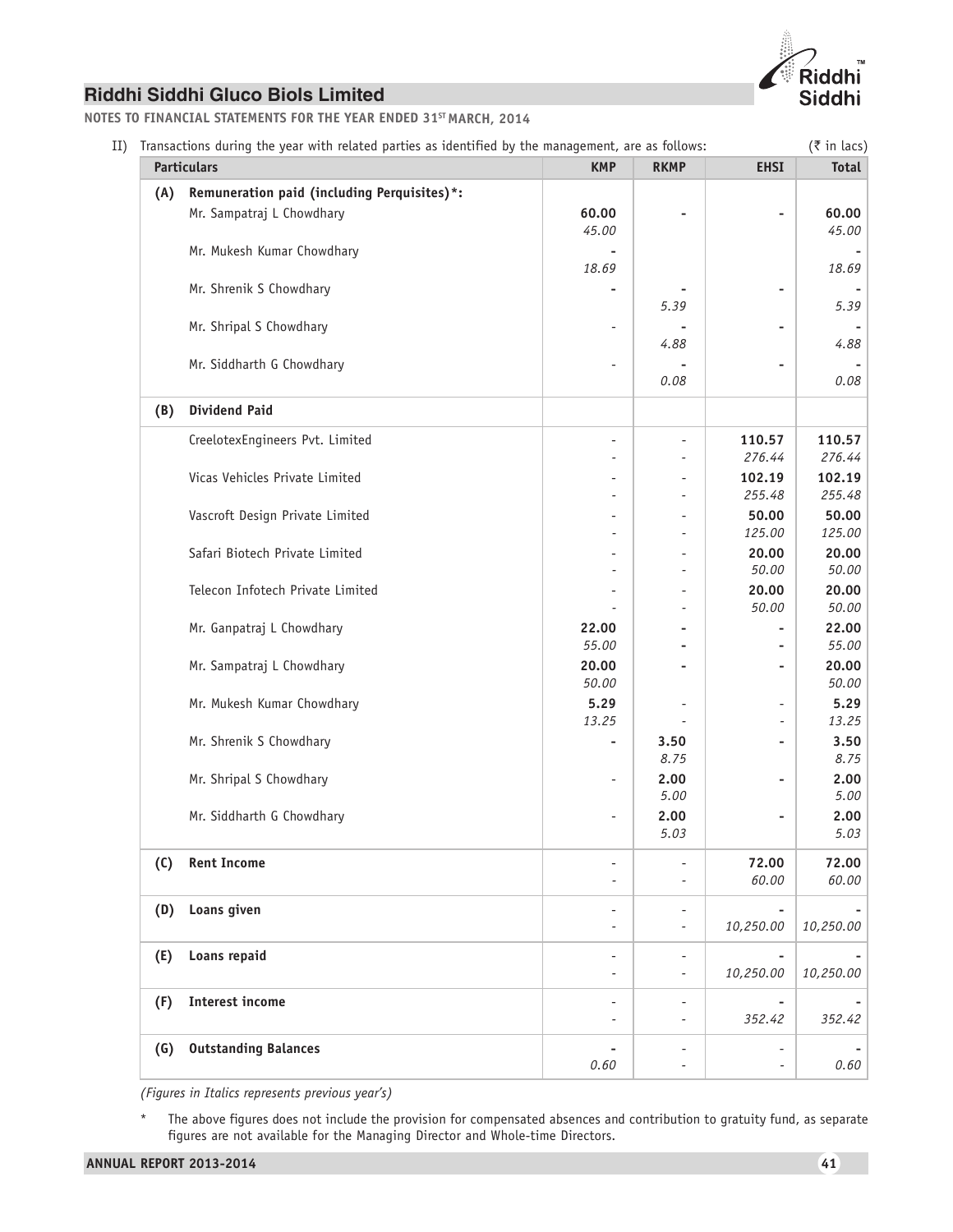**NOTES TO FINANCIAL STATEMENTS FOR THE YEAR ENDED 31ST MARCH, 2014**

II) Transactions during the year with related parties as identified by the management, are as follows: (₹ in lacs)

| | Particulars | KMP | RKMP | EHSI | Total |
|---|---|---|---|---|---|
| **(A)** | **Remuneration paid (including Perquisites)*:** | | | | |
| | Mr. Sampatraj L Chowdhary | **60.00**<br>*45.00* | - | - | **60.00**<br>*45.00* |
| | Mr. Mukesh Kumar Chowdhary | -<br>*18.69* | | | -<br>*18.69* |
| | Mr. Shrenik S Chowdhary | - | -<br>*5.39* | - | -<br>*5.39* |
| | Mr. Shripal S Chowdhary | - | -<br>*4.88* | - | -<br>*4.88* |
| | Mr. Siddharth G Chowdhary | - | -<br>*0.08* | - | -<br>*0.08* |
| **(B)** | **Dividend Paid** | | | | |
| | CreelotexEngineers Pvt. Limited | -<br>- | -<br>- | **110.57**<br>*276.44* | **110.57**<br>*276.44* |
| | Vicas Vehicles Private Limited | -<br>- | -<br>- | **102.19**<br>*255.48* | **102.19**<br>*255.48* |
| | Vascroft Design Private Limited | -<br>- | -<br>- | **50.00**<br>*125.00* | **50.00**<br>*125.00* |
| | Safari Biotech Private Limited | -<br>- | -<br>- | **20.00**<br>*50.00* | **20.00**<br>*50.00* |
| | Telecon Infotech Private Limited | -<br>- | -<br>- | **20.00**<br>*50.00* | **20.00**<br>*50.00* |
| | Mr. Ganpatraj L Chowdhary | **22.00**<br>*55.00* | -<br>- | -<br>- | **22.00**<br>*55.00* |
| | Mr. Sampatraj L Chowdhary | **20.00**<br>*50.00* | - | - | **20.00**<br>*50.00* |
| | Mr. Mukesh Kumar Chowdhary | **5.29**<br>*13.25* | -<br>- | -<br>- | **5.29**<br>*13.25* |
| | Mr. Shrenik S Chowdhary | - | **3.50**<br>*8.75* | - | **3.50**<br>*8.75* |
| | Mr. Shripal S Chowdhary | - | **2.00**<br>*5.00* | - | **2.00**<br>*5.00* |
| | Mr. Siddharth G Chowdhary | - | **2.00**<br>*5.03* | - | **2.00**<br>*5.03* |
| **(C)** | **Rent Income** | -<br>- | -<br>- | **72.00**<br>*60.00* | **72.00**<br>*60.00* |
| **(D)** | **Loans given** | -<br>- | -<br>- | -<br>*10,250.00* | -<br>*10,250.00* |
| **(E)** | **Loans repaid** | -<br>- | -<br>- | -<br>*10,250.00* | -<br>*10,250.00* |
| **(F)** | **Interest income** | -<br>- | -<br>- | -<br>*352.42* | -<br>*352.42* |
| **(G)** | **Outstanding Balances** | -<br>*0.60* | -<br>- | -<br>- | -<br>*0.60* |

*(Figures in Italics represents previous year's)*

\* The above figures does not include the provision for compensated absences and contribution to gratuity fund, as separate figures are not available for the Managing Director and Whole-time Directors.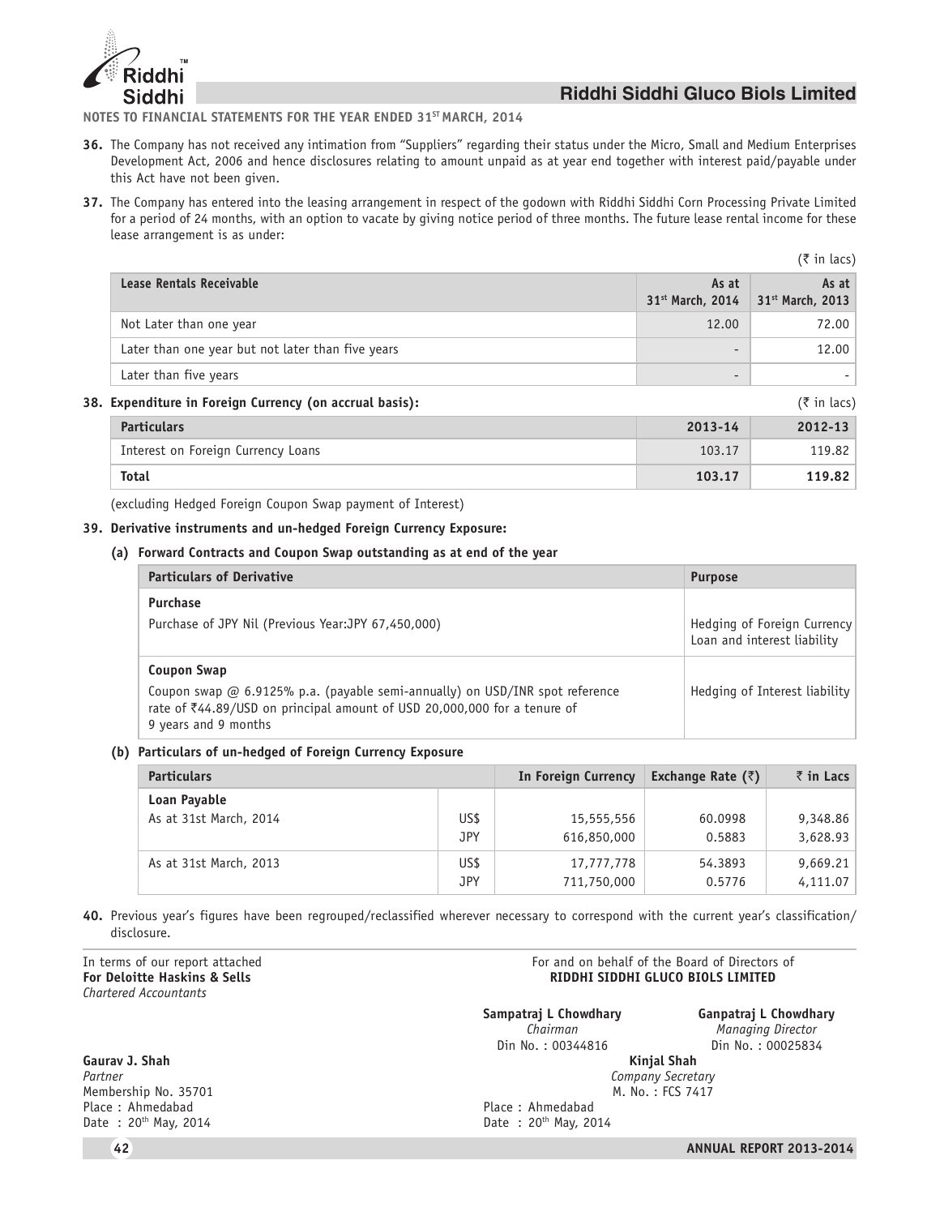**NOTES TO FINANCIAL STATEMENTS FOR THE YEAR ENDED 31ST MARCH, 2014**

**36.** The Company has not received any intimation from "Suppliers" regarding their status under the Micro, Small and Medium Enterprises Development Act, 2006 and hence disclosures relating to amount unpaid as at year end together with interest paid/payable under this Act have not been given.

**37.** The Company has entered into the leasing arrangement in respect of the godown with Riddhi Siddhi Corn Processing Private Limited for a period of 24 months, with an option to vacate by giving notice period of three months. The future lease rental income for these lease arrangement is as under:

(₹ in lacs)

| Lease Rentals Receivable | As at 31st March, 2014 | As at 31st March, 2013 |
|---|---|---|
| Not Later than one year | 12.00 | 72.00 |
| Later than one year but not later than five years | - | 12.00 |
| Later than five years | - | - |

**38. Expenditure in Foreign Currency (on accrual basis):** (₹ in lacs)

| Particulars | 2013-14 | 2012-13 |
|---|---|---|
| Interest on Foreign Currency Loans | 103.17 | 119.82 |
| **Total** | **103.17** | **119.82** |

(excluding Hedged Foreign Coupon Swap payment of Interest)

**39. Derivative instruments and un-hedged Foreign Currency Exposure:**

**(a) Forward Contracts and Coupon Swap outstanding as at end of the year**

| Particulars of Derivative | Purpose |
|---|---|
| **Purchase**<br>Purchase of JPY Nil (Previous Year:JPY 67,450,000) | Hedging of Foreign Currency Loan and interest liability |
| **Coupon Swap**<br>Coupon swap @ 6.9125% p.a. (payable semi-annually) on USD/INR spot reference rate of ₹44.89/USD on principal amount of USD 20,000,000 for a tenure of 9 years and 9 months | Hedging of Interest liability |

**(b) Particulars of un-hedged of Foreign Currency Exposure**

| Particulars | | In Foreign Currency | Exchange Rate (₹) | ₹ in Lacs |
|---|---|---|---|---|
| **Loan Payable** | | | | |
| As at 31st March, 2014 | US$ | 15,555,556 | 60.0998 | 9,348.86 |
| | JPY | 616,850,000 | 0.5883 | 3,628.93 |
| As at 31st March, 2013 | US$ | 17,777,778 | 54.3893 | 9,669.21 |
| | JPY | 711,750,000 | 0.5776 | 4,111.07 |

**40.** Previous year's figures have been regrouped/reclassified wherever necessary to correspond with the current year's classification/ disclosure.

In terms of our report attached
**For Deloitte Haskins & Sells**
*Chartered Accountants*

**Gaurav J. Shah**
*Partner*
Membership No. 35701
Place : Ahmedabad
Date : 20th May, 2014

For and on behalf of the Board of Directors of
**RIDDHI SIDDHI GLUCO BIOLS LIMITED**

**Sampatraj L Chowdhary**
*Chairman*
Din No. : 00344816

**Ganpatraj L Chowdhary**
*Managing Director*
Din No. : 00025834

**Kinjal Shah**
*Company Secretary*
M. No. : FCS 7417

Place : Ahmedabad
Date : 20th May, 2014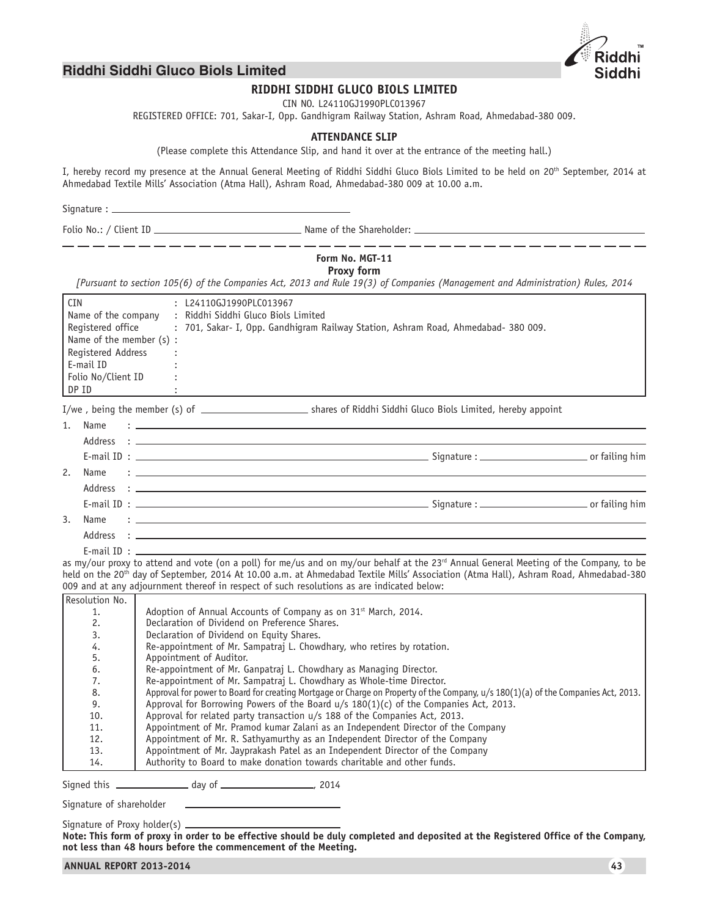# RIDDHI SIDDHI GLUCO BIOLS LIMITED

CIN NO. L24110GJ1990PLC013967

REGISTERED OFFICE: 701, Sakar-I, Opp. Gandhigram Railway Station, Ashram Road, Ahmedabad-380 009.

## ATTENDANCE SLIP

(Please complete this Attendance Slip, and hand it over at the entrance of the meeting hall.)

I, hereby record my presence at the Annual General Meeting of Riddhi Siddhi Gluco Biols Limited to be held on 20th September, 2014 at Ahmedabad Textile Mills' Association (Atma Hall), Ashram Road, Ahmedabad-380 009 at 10.00 a.m.

Signature : ______________________________

Folio No.: / Client ID ____________________ Name of the Shareholder: ______________________________

---

## Form No. MGT-11

## Proxy form

*[Pursuant to section 105(6) of the Companies Act, 2013 and Rule 19(3) of Companies (Management and Administration) Rules, 2014*

| | |
|---|---|
| CIN | : L24110GJ1990PLC013967 |
| Name of the company | : Riddhi Siddhi Gluco Biols Limited |
| Registered office | : 701, Sakar- I, Opp. Gandhigram Railway Station, Ashram Road, Ahmedabad- 380 009. |
| Name of the member (s) | : |
| Registered Address | : |
| E-mail ID | : |
| Folio No/Client ID | : |
| DP ID | : |

I/we , being the member (s) of ____________ shares of Riddhi Siddhi Gluco Biols Limited, hereby appoint

1. Name : ______________________________
   Address : ______________________________
   E-mail ID : ____________________ Signature : ____________ or failing him
2. Name : ______________________________
   Address : ______________________________
   E-mail ID : ____________________ Signature : ____________ or failing him
3. Name : ______________________________
   Address : ______________________________
   E-mail ID : ______________________________

as my/our proxy to attend and vote (on a poll) for me/us and on my/our behalf at the 23rd Annual General Meeting of the Company, to be held on the 20th day of September, 2014 At 10.00 a.m. at Ahmedabad Textile Mills' Association (Atma Hall), Ashram Road, Ahmedabad-380 009 and at any adjournment thereof in respect of such resolutions as are indicated below:

| Resolution No. | |
|---|---|
| 1. | Adoption of Annual Accounts of Company as on 31st March, 2014. |
| 2. | Declaration of Dividend on Preference Shares. |
| 3. | Declaration of Dividend on Equity Shares. |
| 4. | Re-appointment of Mr. Sampatraj L. Chowdhary, who retires by rotation. |
| 5. | Appointment of Auditor. |
| 6. | Re-appointment of Mr. Ganpatraj L. Chowdhary as Managing Director. |
| 7. | Re-appointment of Mr. Sampatraj L. Chowdhary as Whole-time Director. |
| 8. | Approval for power to Board for creating Mortgage or Charge on Property of the Company, u/s 180(1)(a) of the Companies Act, 2013. |
| 9. | Approval for Borrowing Powers of the Board u/s 180(1)(c) of the Companies Act, 2013. |
| 10. | Approval for related party transaction u/s 188 of the Companies Act, 2013. |
| 11. | Appointment of Mr. Pramod kumar Zalani as an Independent Director of the Company |
| 12. | Appointment of Mr. R. Sathyamurthy as an Independent Director of the Company |
| 13. | Appointment of Mr. Jayprakash Patel as an Independent Director of the Company |
| 14. | Authority to Board to make donation towards charitable and other funds. |

Signed this ____________ day of ________________, 2014

Signature of shareholder ______________________

Signature of Proxy holder(s) ______________________

**Note: This form of proxy in order to be effective should be duly completed and deposited at the Registered Office of the Company, not less than 48 hours before the commencement of the Meeting.**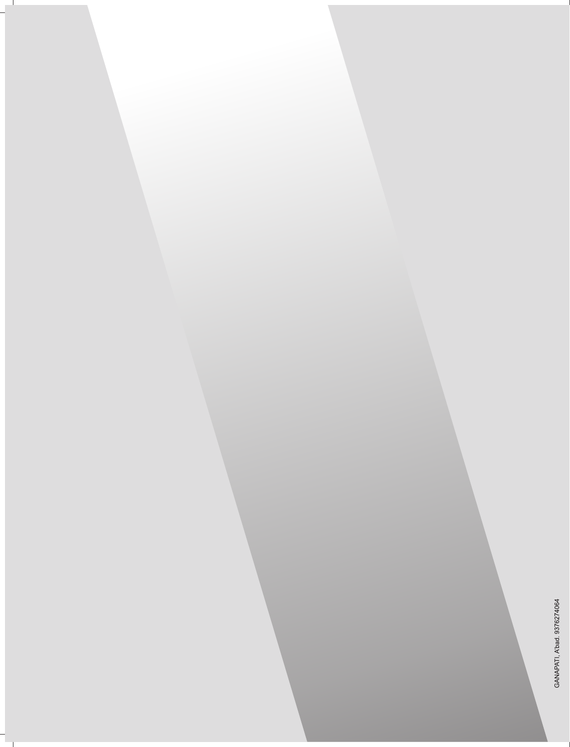GANAPATI, A'bad. 9376274064